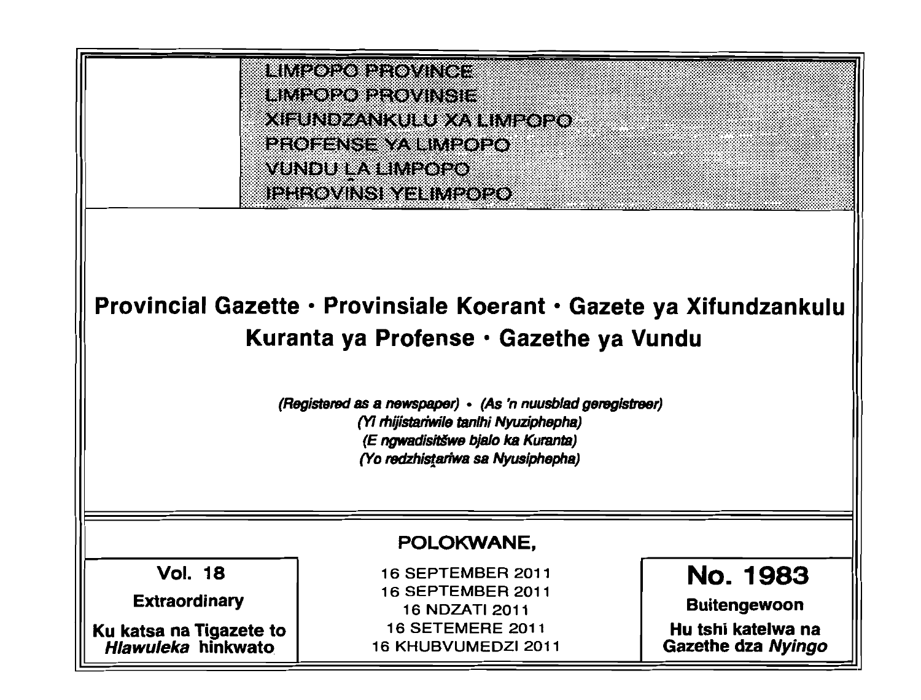LIMPOPO PROVINCE
LIMPOPO PROVINSIE
XIFUNDZANKULU XA LIMPOPO
PROFENSE YA LIMPOPO
VUNDU LA LIMPOPO
IPHROVINSI YELIMPOPO

# Provincial Gazette • Provinsiale Koerant • Gazete ya Xifundzankulu Kuranta ya Profense • Gazethe ya Vundu

*(Registered as a newspaper) • (As 'n nuusblad geregistreer)*
*(Yi rhijistariwile tanlhi Nyuziphepha)*
*(E ngwadisitšwe bjalo ka Kuranta)*
*(Yo redzhistariwa sa Nyusiphepha)*

**POLOKWANE,**

16 SEPTEMBER 2011
16 SEPTEMBER 2011
16 NDZATI 2011
16 SETEMERE 2011
16 KHUBVUMEDZI 2011

**Vol. 18**

**Extraordinary**

**Ku katsa na Tigazete to *Hlawuleka* hinkwato**

**No. 1983**

**Buitengewoon**

**Hu tshi katelwa na Gazethe dza *Nyingo***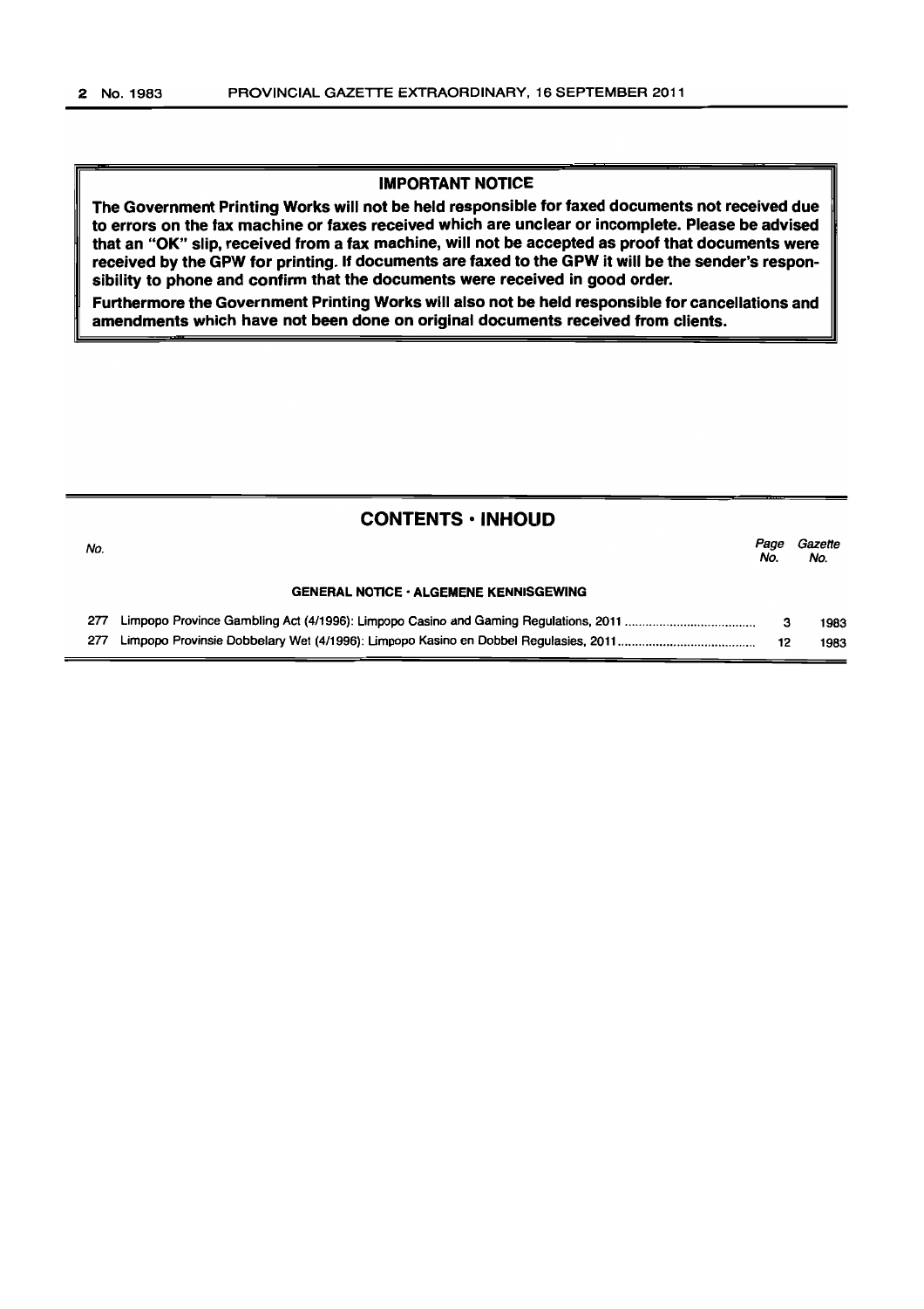**IMPORTANT NOTICE**

**The Government Printing Works will not be held responsible for faxed documents not received due to errors on the fax machine or faxes received which are unclear or incomplete. Please be advised that an "OK" slip, received from a fax machine, will not be accepted as proof that documents were received by the GPW for printing. If documents are faxed to the GPW it will be the sender's responsibility to phone and confirm that the documents were received in good order.**

**Furthermore the Government Printing Works will also not be held responsible for cancellations and amendments which have not been done on original documents received from clients.**

## CONTENTS · INHOUD

| *No.* | | *Page No.* | *Gazette No.* |
|---|---|---|---|
| | **GENERAL NOTICE · ALGEMENE KENNISGEWING** | | |
| 277 | Limpopo Province Gambling Act (4/1996): Limpopo Casino and Gaming Regulations, 2011 | 3 | 1983 |
| 277 | Limpopo Provinsie Dobbelary Wet (4/1996): Limpopo Kasino en Dobbel Regulasies, 2011 | 12 | 1983 |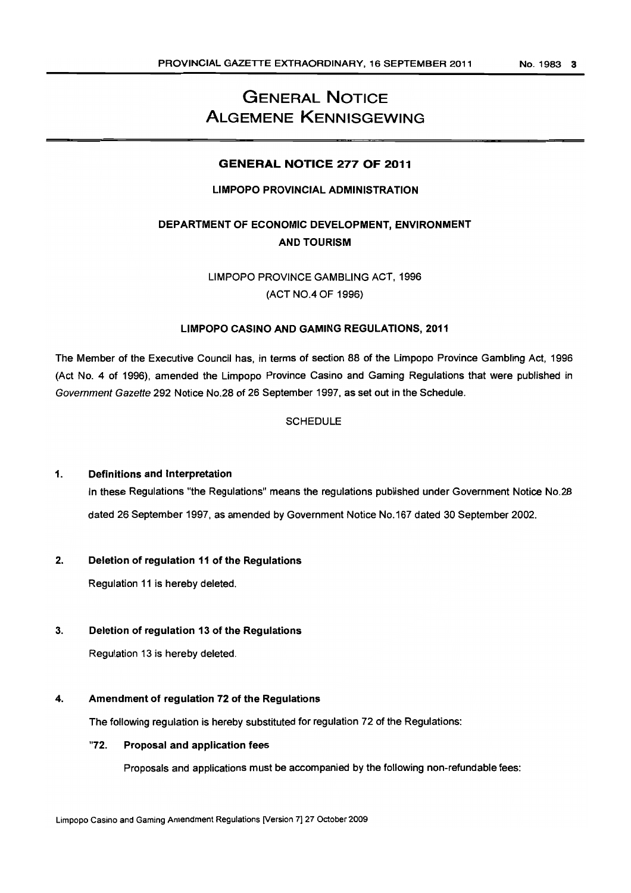# GENERAL NOTICE
# ALGEMENE KENNISGEWING

## GENERAL NOTICE 277 OF 2011

### LIMPOPO PROVINCIAL ADMINISTRATION

### DEPARTMENT OF ECONOMIC DEVELOPMENT, ENVIRONMENT AND TOURISM

LIMPOPO PROVINCE GAMBLING ACT, 1996
(ACT NO.4 OF 1996)

### LIMPOPO CASINO AND GAMING REGULATIONS, 2011

The Member of the Executive Council has, in terms of section 88 of the Limpopo Province Gambling Act, 1996 (Act No. 4 of 1996), amended the Limpopo Province Casino and Gaming Regulations that were published in *Government Gazette* 292 Notice No.28 of 26 September 1997, as set out in the Schedule.

SCHEDULE

**1. Definitions and Interpretation**

In these Regulations "the Regulations" means the regulations published under Government Notice No.28 dated 26 September 1997, as amended by Government Notice No.167 dated 30 September 2002.

**2. Deletion of regulation 11 of the Regulations**

Regulation 11 is hereby deleted.

**3. Deletion of regulation 13 of the Regulations**

Regulation 13 is hereby deleted.

**4. Amendment of regulation 72 of the Regulations**

The following regulation is hereby substituted for regulation 72 of the Regulations:

**"72. Proposal and application fees**

Proposals and applications must be accompanied by the following non-refundable fees:

Limpopo Casino and Gaming Amendment Regulations [Version 7] 27 October 2009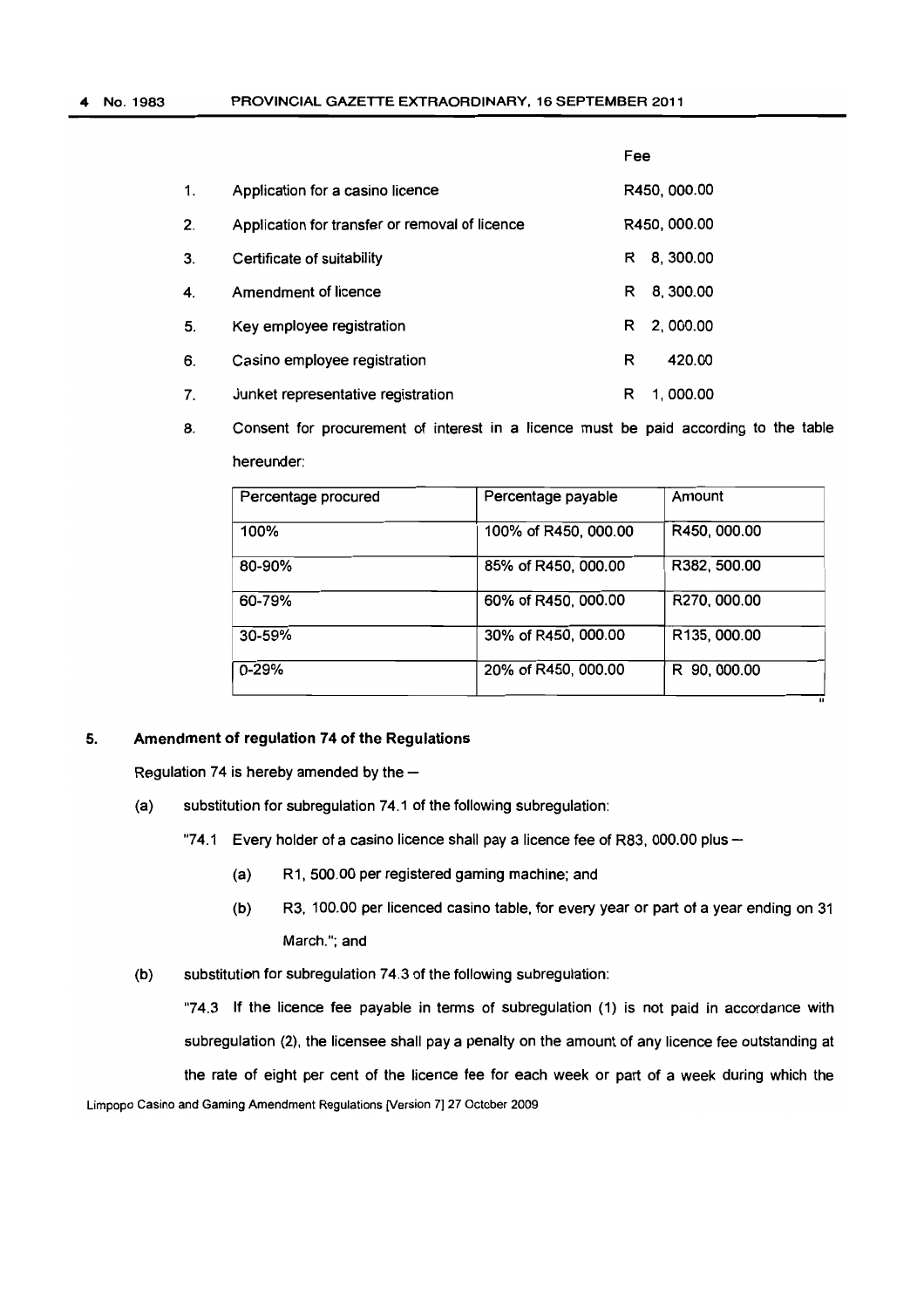| | | Fee |
|---|---|---|
| 1. | Application for a casino licence | R450, 000.00 |
| 2. | Application for transfer or removal of licence | R450, 000.00 |
| 3. | Certificate of suitability | R 8, 300.00 |
| 4. | Amendment of licence | R 8, 300.00 |
| 5. | Key employee registration | R 2, 000.00 |
| 6. | Casino employee registration | R 420.00 |
| 7. | Junket representative registration | R 1, 000.00 |

8. Consent for procurement of interest in a licence must be paid according to the table hereunder:

| Percentage procured | Percentage payable | Amount |
|---|---|---|
| 100% | 100% of R450, 000.00 | R450, 000.00 |
| 80-90% | 85% of R450, 000.00 | R382, 500.00 |
| 60-79% | 60% of R450, 000.00 | R270, 000.00 |
| 30-59% | 30% of R450, 000.00 | R135, 000.00 |
| 0-29% | 20% of R450, 000.00 | R 90, 000.00 |

"

## 5. Amendment of regulation 74 of the Regulations

Regulation 74 is hereby amended by the –

(a) substitution for subregulation 74.1 of the following subregulation:

"74.1 Every holder of a casino licence shall pay a licence fee of R83, 000.00 plus –

(a) R1, 500.00 per registered gaming machine; and

(b) R3, 100.00 per licenced casino table, for every year or part of a year ending on 31 March."; and

(b) substitution for subregulation 74.3 of the following subregulation:

"74.3 If the licence fee payable in terms of subregulation (1) is not paid in accordance with subregulation (2), the licensee shall pay a penalty on the amount of any licence fee outstanding at the rate of eight per cent of the licence fee for each week or part of a week during which the

Limpopo Casino and Gaming Amendment Regulations [Version 7] 27 October 2009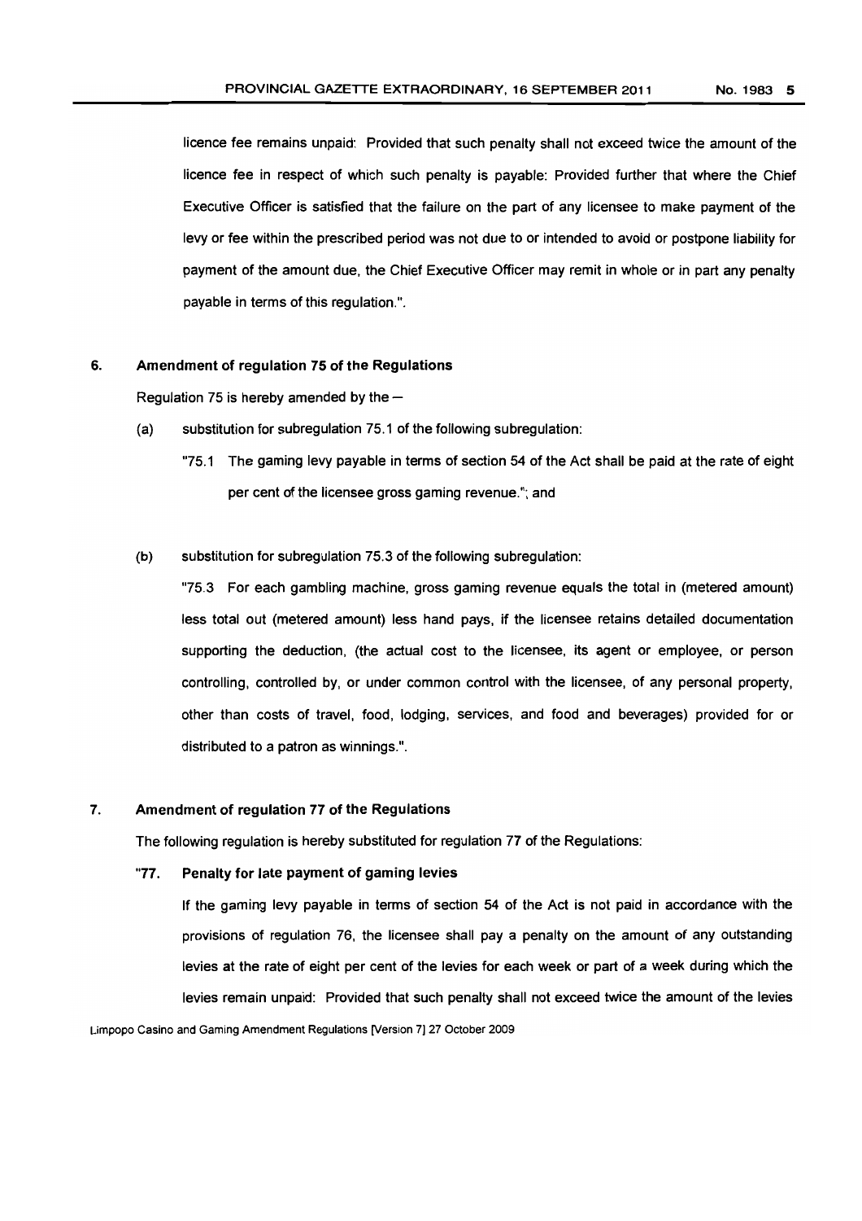licence fee remains unpaid: Provided that such penalty shall not exceed twice the amount of the licence fee in respect of which such penalty is payable: Provided further that where the Chief Executive Officer is satisfied that the failure on the part of any licensee to make payment of the levy or fee within the prescribed period was not due to or intended to avoid or postpone liability for payment of the amount due, the Chief Executive Officer may remit in whole or in part any penalty payable in terms of this regulation.".

**6. Amendment of regulation 75 of the Regulations**

Regulation 75 is hereby amended by the –

(a) substitution for subregulation 75.1 of the following subregulation:

"75.1 The gaming levy payable in terms of section 54 of the Act shall be paid at the rate of eight per cent of the licensee gross gaming revenue."; and

(b) substitution for subregulation 75.3 of the following subregulation:

"75.3 For each gambling machine, gross gaming revenue equals the total in (metered amount) less total out (metered amount) less hand pays, if the licensee retains detailed documentation supporting the deduction, (the actual cost to the licensee, its agent or employee, or person controlling, controlled by, or under common control with the licensee, of any personal property, other than costs of travel, food, lodging, services, and food and beverages) provided for or distributed to a patron as winnings.".

**7. Amendment of regulation 77 of the Regulations**

The following regulation is hereby substituted for regulation 77 of the Regulations:

**"77. Penalty for late payment of gaming levies**

If the gaming levy payable in terms of section 54 of the Act is not paid in accordance with the provisions of regulation 76, the licensee shall pay a penalty on the amount of any outstanding levies at the rate of eight per cent of the levies for each week or part of a week during which the levies remain unpaid: Provided that such penalty shall not exceed twice the amount of the levies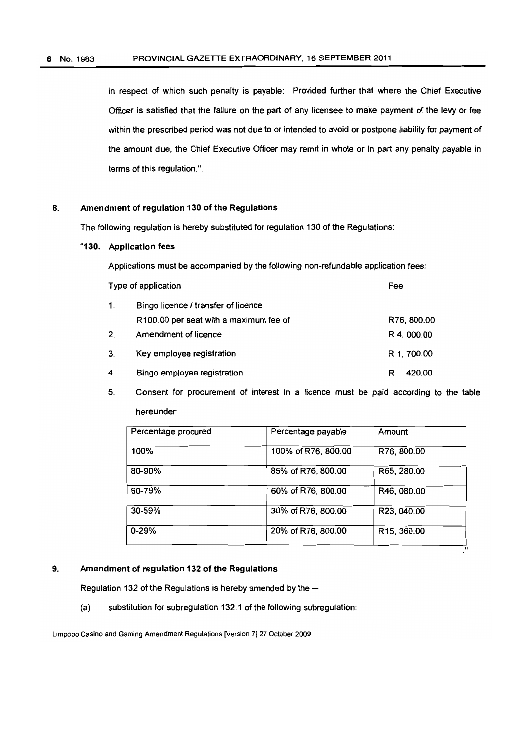in respect of which such penalty is payable: Provided further that where the Chief Executive Officer is satisfied that the failure on the part of any licensee to make payment of the levy or fee within the prescribed period was not due to or intended to avoid or postpone liability for payment of the amount due, the Chief Executive Officer may remit in whole or in part any penalty payable in terms of this regulation.".

## 8. Amendment of regulation 130 of the Regulations

The following regulation is hereby substituted for regulation 130 of the Regulations:

### "130. Application fees

Applications must be accompanied by the following non-refundable application fees:

| | Type of application | Fee |
|---|---|---|
| 1. | Bingo licence / transfer of licence<br>R100.00 per seat with a maximum fee of | R76, 800.00 |
| 2. | Amendment of licence | R 4, 000.00 |
| 3. | Key employee registration | R 1, 700.00 |
| 4. | Bingo employee registration | R 420.00 |

5. Consent for procurement of interest in a licence must be paid according to the table hereunder:

| Percentage procured | Percentage payable | Amount |
|---|---|---|
| 100% | 100% of R76, 800.00 | R76, 800.00 |
| 80-90% | 85% of R76, 800.00 | R65, 280.00 |
| 60-79% | 60% of R76, 800.00 | R46, 080.00 |
| 30-59% | 30% of R76, 800.00 | R23, 040.00 |
| 0-29% | 20% of R76, 800.00 | R15, 360.00 |

".

## 9. Amendment of regulation 132 of the Regulations

Regulation 132 of the Regulations is hereby amended by the –

(a) substitution for subregulation 132.1 of the following subregulation:

Limpopo Casino and Gaming Amendment Regulations [Version 7] 27 October 2009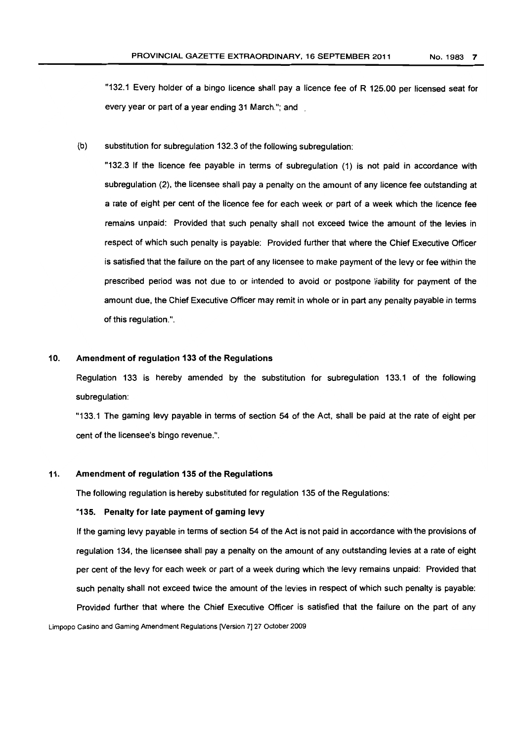"132.1 Every holder of a bingo licence shall pay a licence fee of R 125.00 per licensed seat for every year or part of a year ending 31 March."; and

(b) substitution for subregulation 132.3 of the following subregulation:

"132.3 If the licence fee payable in terms of subregulation (1) is not paid in accordance with subregulation (2), the licensee shall pay a penalty on the amount of any licence fee outstanding at a rate of eight per cent of the licence fee for each week or part of a week which the licence fee remains unpaid: Provided that such penalty shall not exceed twice the amount of the levies in respect of which such penalty is payable: Provided further that where the Chief Executive Officer is satisfied that the failure on the part of any licensee to make payment of the levy or fee within the prescribed period was not due to or intended to avoid or postpone liability for payment of the amount due, the Chief Executive Officer may remit in whole or in part any penalty payable in terms of this regulation.".

## 10. Amendment of regulation 133 of the Regulations

Regulation 133 is hereby amended by the substitution for subregulation 133.1 of the following subregulation:

"133.1 The gaming levy payable in terms of section 54 of the Act, shall be paid at the rate of eight per cent of the licensee's bingo revenue.".

## 11. Amendment of regulation 135 of the Regulations

The following regulation is hereby substituted for regulation 135 of the Regulations:

**"135. Penalty for late payment of gaming levy**

If the gaming levy payable in terms of section 54 of the Act is not paid in accordance with the provisions of regulation 134, the licensee shall pay a penalty on the amount of any outstanding levies at a rate of eight per cent of the levy for each week or part of a week during which the levy remains unpaid: Provided that such penalty shall not exceed twice the amount of the levies in respect of which such penalty is payable: Provided further that where the Chief Executive Officer is satisfied that the failure on the part of any

Limpopo Casino and Gaming Amendment Regulations [Version 7] 27 October 2009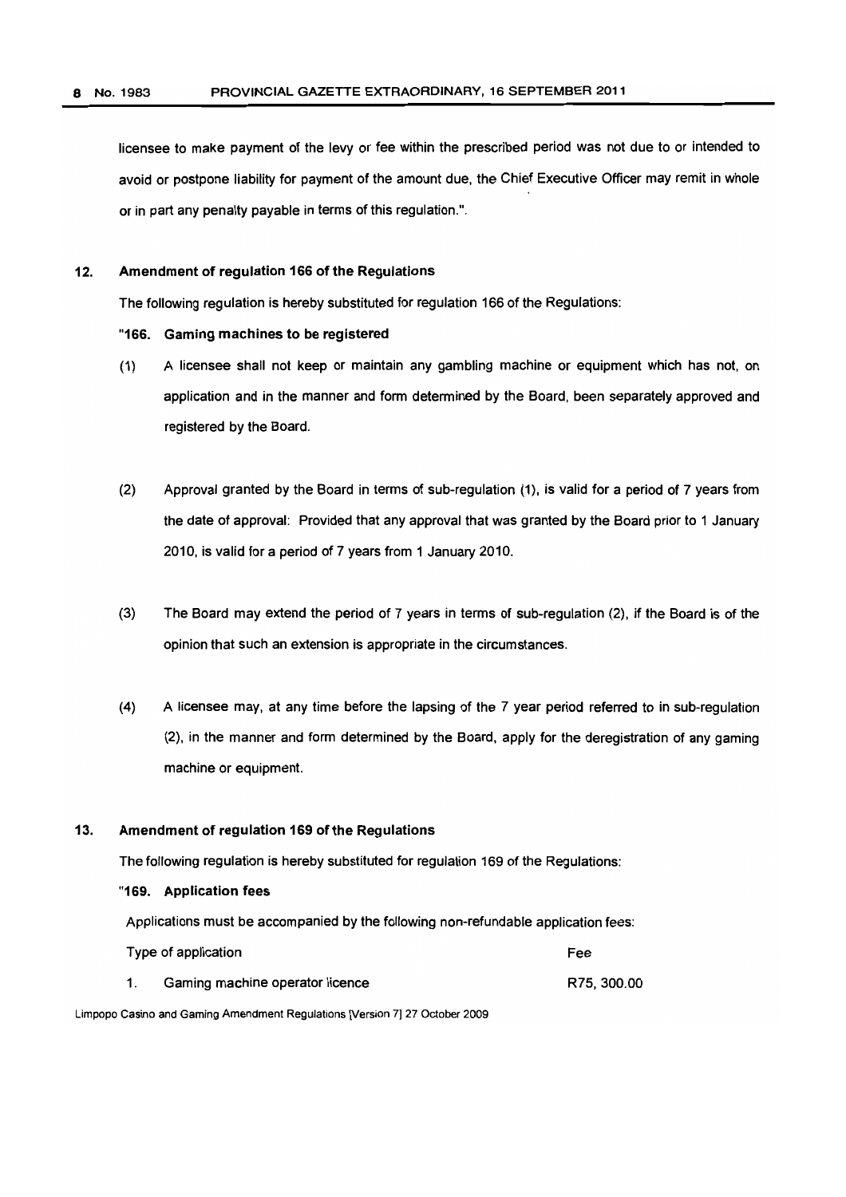licensee to make payment of the levy or fee within the prescribed period was not due to or intended to avoid or postpone liability for payment of the amount due, the Chief Executive Officer may remit in whole or in part any penalty payable in terms of this regulation.".

**12. Amendment of regulation 166 of the Regulations**

The following regulation is hereby substituted for regulation 166 of the Regulations:

**"166. Gaming machines to be registered**

(1) A licensee shall not keep or maintain any gambling machine or equipment which has not, on application and in the manner and form determined by the Board, been separately approved and registered by the Board.

(2) Approval granted by the Board in terms of sub-regulation (1), is valid for a period of 7 years from the date of approval: Provided that any approval that was granted by the Board prior to 1 January 2010, is valid for a period of 7 years from 1 January 2010.

(3) The Board may extend the period of 7 years in terms of sub-regulation (2), if the Board is of the opinion that such an extension is appropriate in the circumstances.

(4) A licensee may, at any time before the lapsing of the 7 year period referred to in sub-regulation (2), in the manner and form determined by the Board, apply for the deregistration of any gaming machine or equipment.

**13. Amendment of regulation 169 of the Regulations**

The following regulation is hereby substituted for regulation 169 of the Regulations:

**"169. Application fees**

Applications must be accompanied by the following non-refundable application fees:

| Type of application | Fee |
| --- | --- |
| 1. Gaming machine operator licence | R75, 300.00 |

Limpopo Casino and Gaming Amendment Regulations [Version 7] 27 October 2009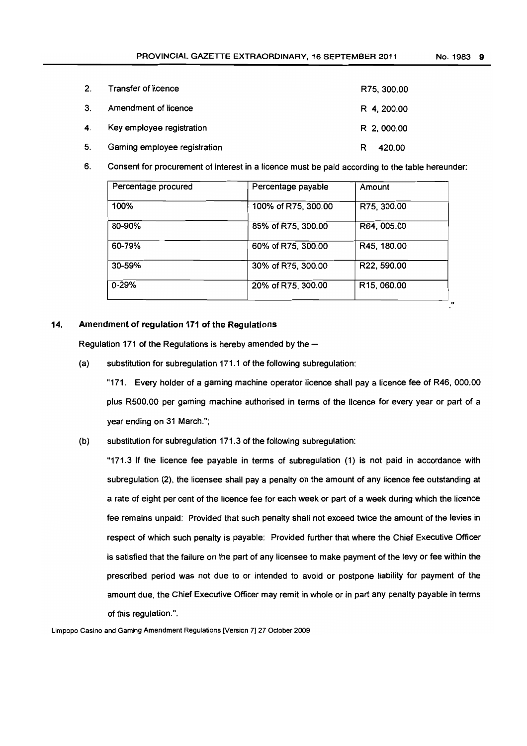2. Transfer of licence R75, 300.00

3. Amendment of licence R 4, 200.00

4. Key employee registration R 2, 000.00

5. Gaming employee registration R 420.00

6. Consent for procurement of interest in a licence must be paid according to the table hereunder:

| Percentage procured | Percentage payable | Amount |
|---|---|---|
| 100% | 100% of R75, 300.00 | R75, 300.00 |
| 80-90% | 85% of R75, 300.00 | R64, 005.00 |
| 60-79% | 60% of R75, 300.00 | R45, 180.00 |
| 30-59% | 30% of R75, 300.00 | R22, 590.00 |
| 0-29% | 20% of R75, 300.00 | R15, 060.00 |

."

## 14. Amendment of regulation 171 of the Regulations

Regulation 171 of the Regulations is hereby amended by the –

(a) substitution for subregulation 171.1 of the following subregulation:

"171. Every holder of a gaming machine operator licence shall pay a licence fee of R46, 000.00 plus R500.00 per gaming machine authorised in terms of the licence for every year or part of a year ending on 31 March.";

(b) substitution for subregulation 171.3 of the following subregulation:

"171.3 If the licence fee payable in terms of subregulation (1) is not paid in accordance with subregulation (2), the licensee shall pay a penalty on the amount of any licence fee outstanding at a rate of eight per cent of the licence fee for each week or part of a week during which the licence fee remains unpaid: Provided that such penalty shall not exceed twice the amount of the levies in respect of which such penalty is payable: Provided further that where the Chief Executive Officer is satisfied that the failure on the part of any licensee to make payment of the levy or fee within the prescribed period was not due to or intended to avoid or postpone liability for payment of the amount due, the Chief Executive Officer may remit in whole or in part any penalty payable in terms of this regulation.".

Limpopo Casino and Gaming Amendment Regulations [Version 7] 27 October 2009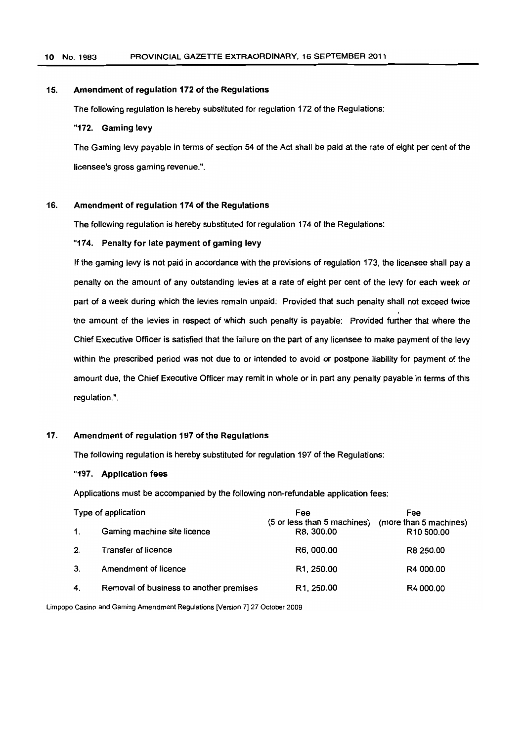### 15. Amendment of regulation 172 of the Regulations

The following regulation is hereby substituted for regulation 172 of the Regulations:

**"172. Gaming levy**

The Gaming levy payable in terms of section 54 of the Act shall be paid at the rate of eight per cent of the licensee's gross gaming revenue.".

### 16. Amendment of regulation 174 of the Regulations

The following regulation is hereby substituted for regulation 174 of the Regulations:

**"174. Penalty for late payment of gaming levy**

If the gaming levy is not paid in accordance with the provisions of regulation 173, the licensee shall pay a penalty on the amount of any outstanding levies at a rate of eight per cent of the levy for each week or part of a week during which the levies remain unpaid: Provided that such penalty shall not exceed twice the amount of the levies in respect of which such penalty is payable: Provided further that where the Chief Executive Officer is satisfied that the failure on the part of any licensee to make payment of the levy within the prescribed period was not due to or intended to avoid or postpone liability for payment of the amount due, the Chief Executive Officer may remit in whole or in part any penalty payable in terms of this regulation.".

### 17. Amendment of regulation 197 of the Regulations

The following regulation is hereby substituted for regulation 197 of the Regulations:

**"197. Application fees**

Applications must be accompanied by the following non-refundable application fees:

| | Type of application | Fee (5 or less than 5 machines) | Fee (more than 5 machines) |
|---|---|---|---|
| 1. | Gaming machine site licence | R8, 300.00 | R10 500.00 |
| 2. | Transfer of licence | R6, 000.00 | R8 250.00 |
| 3. | Amendment of licence | R1, 250.00 | R4 000.00 |
| 4. | Removal of business to another premises | R1, 250.00 | R4 000.00 |

Limpopo Casino and Gaming Amendment Regulations [Version 7] 27 October 2009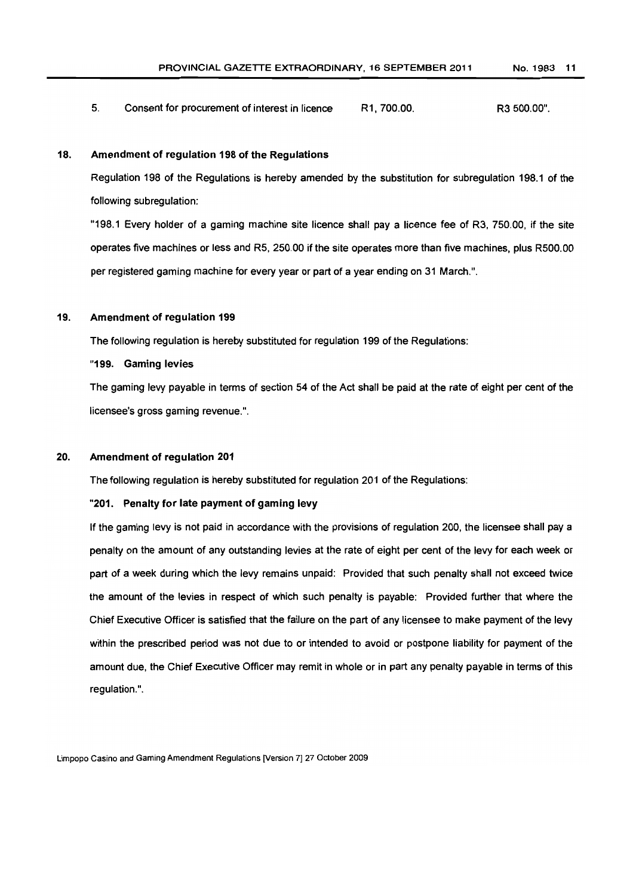| 5. | Consent for procurement of interest in licence | R1, 700.00. | R3 500.00". |
|---|---|---|---|

**18. Amendment of regulation 198 of the Regulations**

Regulation 198 of the Regulations is hereby amended by the substitution for subregulation 198.1 of the following subregulation:

"198.1 Every holder of a gaming machine site licence shall pay a licence fee of R3, 750.00, if the site operates five machines or less and R5, 250.00 if the site operates more than five machines, plus R500.00 per registered gaming machine for every year or part of a year ending on 31 March.".

**19. Amendment of regulation 199**

The following regulation is hereby substituted for regulation 199 of the Regulations:

**"199. Gaming levies**

The gaming levy payable in terms of section 54 of the Act shall be paid at the rate of eight per cent of the licensee's gross gaming revenue.".

**20. Amendment of regulation 201**

The following regulation is hereby substituted for regulation 201 of the Regulations:

**"201. Penalty for late payment of gaming levy**

If the gaming levy is not paid in accordance with the provisions of regulation 200, the licensee shall pay a penalty on the amount of any outstanding levies at the rate of eight per cent of the levy for each week or part of a week during which the levy remains unpaid: Provided that such penalty shall not exceed twice the amount of the levies in respect of which such penalty is payable: Provided further that where the Chief Executive Officer is satisfied that the failure on the part of any licensee to make payment of the levy within the prescribed period was not due to or intended to avoid or postpone liability for payment of the amount due, the Chief Executive Officer may remit in whole or in part any penalty payable in terms of this regulation.".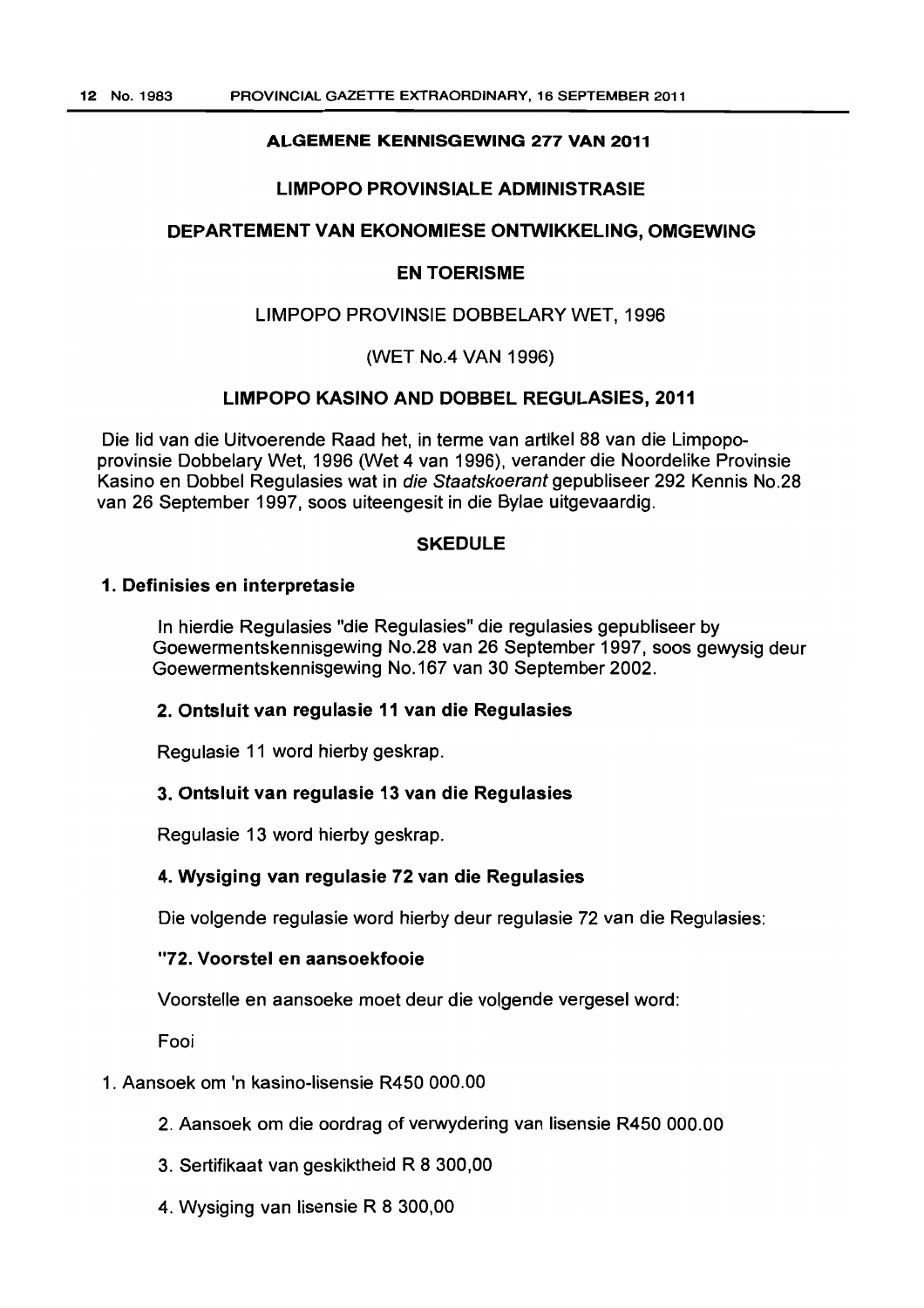## ALGEMENE KENNISGEWING 277 VAN 2011

## LIMPOPO PROVINSIALE ADMINISTRASIE

## DEPARTEMENT VAN EKONOMIESE ONTWIKKELING, OMGEWING EN TOERISME

LIMPOPO PROVINSIE DOBBELARY WET, 1996

(WET No.4 VAN 1996)

## LIMPOPO KASINO AND DOBBEL REGULASIES, 2011

Die lid van die Uitvoerende Raad het, in terme van artikel 88 van die Limpopo-provinsie Dobbelary Wet, 1996 (Wet 4 van 1996), verander die Noordelike Provinsie Kasino en Dobbel Regulasies wat in *die Staatskoerant* gepubliseer 292 Kennis No.28 van 26 September 1997, soos uiteengesit in die Bylae uitgevaardig.

## SKEDULE

### 1. Definisies en interpretasie

In hierdie Regulasies "die Regulasies" die regulasies gepubliseer by Goewermentskennisgewing No.28 van 26 September 1997, soos gewysig deur Goewermentskennisgewing No.167 van 30 September 2002.

### 2. Ontsluit van regulasie 11 van die Regulasies

Regulasie 11 word hierby geskrap.

### 3. Ontsluit van regulasie 13 van die Regulasies

Regulasie 13 word hierby geskrap.

### 4. Wysiging van regulasie 72 van die Regulasies

Die volgende regulasie word hierby deur regulasie 72 van die Regulasies:

**"72. Voorstel en aansoekfooie**

Voorstelle en aansoeke moet deur die volgende vergesel word:

Fooi

1. Aansoek om 'n kasino-lisensie R450 000.00
2. Aansoek om die oordrag of verwydering van lisensie R450 000.00
3. Sertifikaat van geskiktheid R 8 300,00
4. Wysiging van lisensie R 8 300,00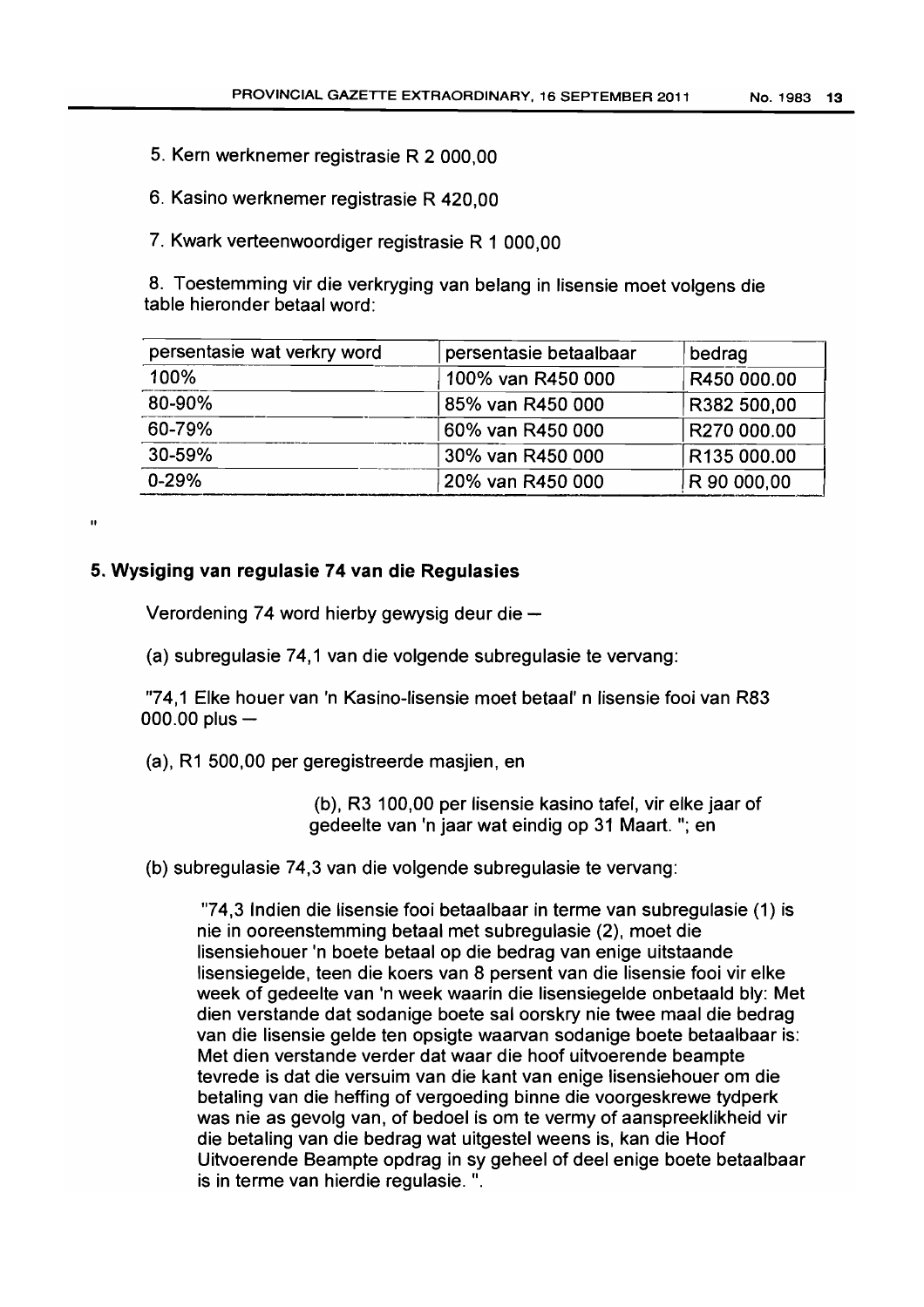5. Kern werknemer registrasie R 2 000,00

6. Kasino werknemer registrasie R 420,00

7. Kwark verteenwoordiger registrasie R 1 000,00

8. Toestemming vir die verkryging van belang in lisensie moet volgens die table hieronder betaal word:

| persentasie wat verkry word | persentasie betaalbaar | bedrag |
|---|---|---|
| 100% | 100% van R450 000 | R450 000.00 |
| 80-90% | 85% van R450 000 | R382 500,00 |
| 60-79% | 60% van R450 000 | R270 000.00 |
| 30-59% | 30% van R450 000 | R135 000.00 |
| 0-29% | 20% van R450 000 | R 90 000,00 |

"

### 5. Wysiging van regulasie 74 van die Regulasies

Verordening 74 word hierby gewysig deur die —

(a) subregulasie 74,1 van die volgende subregulasie te vervang:

"74,1 Elke houer van 'n Kasino-lisensie moet betaal' n lisensie fooi van R83 000.00 plus —

(a), R1 500,00 per geregistreerde masjien, en

(b), R3 100,00 per lisensie kasino tafel, vir elke jaar of gedeelte van 'n jaar wat eindig op 31 Maart. "; en

(b) subregulasie 74,3 van die volgende subregulasie te vervang:

"74,3 Indien die lisensie fooi betaalbaar in terme van subregulasie (1) is nie in ooreenstemming betaal met subregulasie (2), moet die lisensiehouer 'n boete betaal op die bedrag van enige uitstaande lisensiegelde, teen die koers van 8 persent van die lisensie fooi vir elke week of gedeelte van 'n week waarin die lisensiegelde onbetaald bly: Met dien verstande dat sodanige boete sal oorskry nie twee maal die bedrag van die lisensie gelde ten opsigte waarvan sodanige boete betaalbaar is: Met dien verstande verder dat waar die hoof uitvoerende beampte tevrede is dat die versuim van die kant van enige lisensiehouer om die betaling van die heffing of vergoeding binne die voorgeskrewe tydperk was nie as gevolg van, of bedoel is om te vermy of aanspreeklikheid vir die betaling van die bedrag wat uitgestel weens is, kan die Hoof Uitvoerende Beampte opdrag in sy geheel of deel enige boete betaalbaar is in terme van hierdie regulasie. ".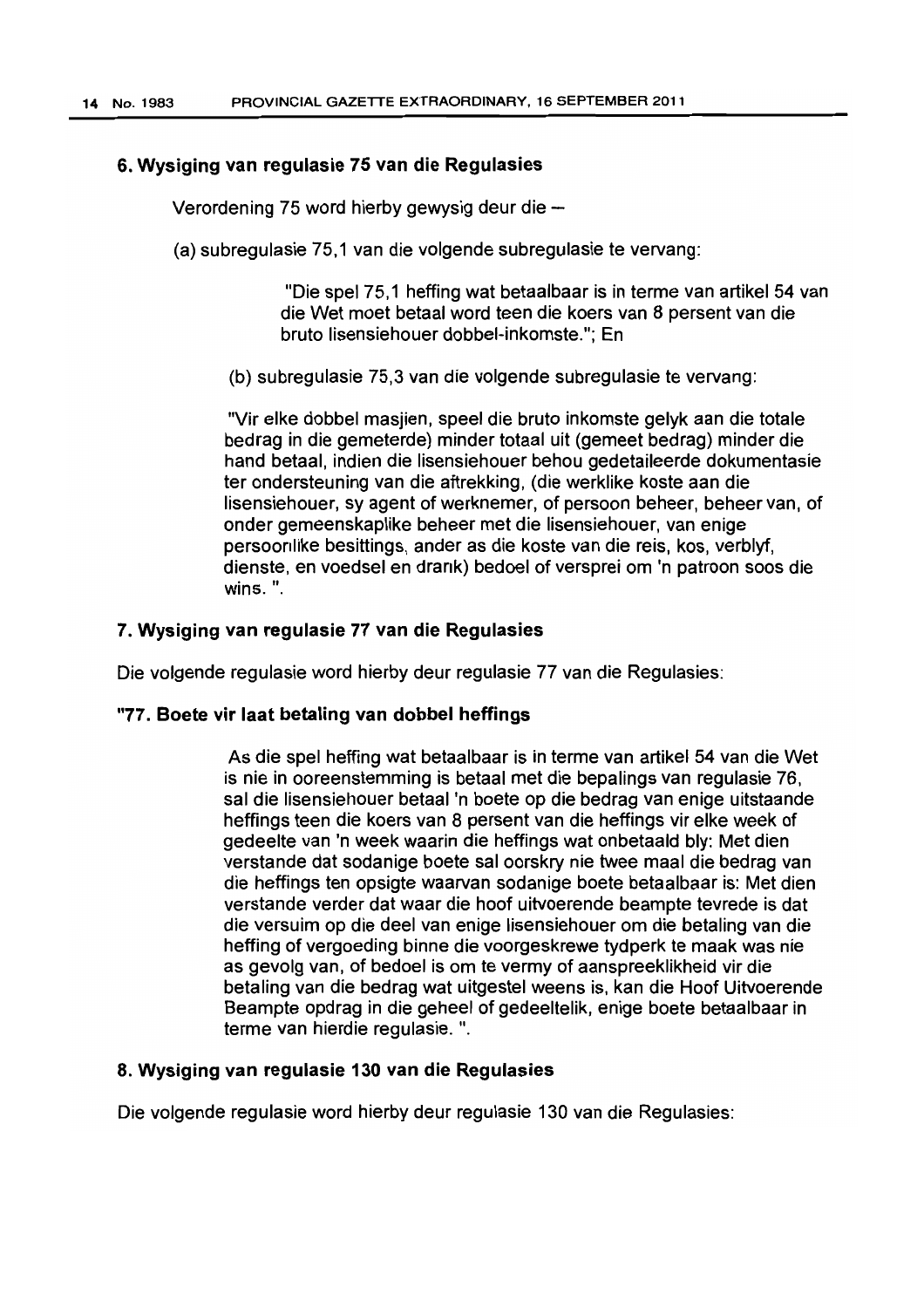### 6. Wysiging van regulasie 75 van die Regulasies

Verordening 75 word hierby gewysig deur die –

(a) subregulasie 75,1 van die volgende subregulasie te vervang:

> "Die spel 75,1 heffing wat betaalbaar is in terme van artikel 54 van die Wet moet betaal word teen die koers van 8 persent van die bruto lisensiehouer dobbel-inkomste."; En

(b) subregulasie 75,3 van die volgende subregulasie te vervang:

"Vir elke dobbel masjien, speel die bruto inkomste gelyk aan die totale bedrag in die gemeterde) minder totaal uit (gemeet bedrag) minder die hand betaal, indien die lisensiehouer behou gedetaileerde dokumentasie ter ondersteuning van die aftrekking, (die werklike koste aan die lisensiehouer, sy agent of werknemer, of persoon beheer, beheer van, of onder gemeenskaplike beheer met die lisensiehouer, van enige persoonlike besittings, ander as die koste van die reis, kos, verblyf, dienste, en voedsel en drank) bedoel of versprei om 'n patroon soos die wins. ".

### 7. Wysiging van regulasie 77 van die Regulasies

Die volgende regulasie word hierby deur regulasie 77 van die Regulasies:

### "77. Boete vir laat betaling van dobbel heffings

> As die spel heffing wat betaalbaar is in terme van artikel 54 van die Wet is nie in ooreenstemming is betaal met die bepalings van regulasie 76, sal die lisensiehouer betaal 'n boete op die bedrag van enige uitstaande heffings teen die koers van 8 persent van die heffings vir elke week of gedeelte van 'n week waarin die heffings wat onbetaald bly: Met dien verstande dat sodanige boete sal oorskry nie twee maal die bedrag van die heffings ten opsigte waarvan sodanige boete betaalbaar is: Met dien verstande verder dat waar die hoof uitvoerende beampte tevrede is dat die versuim op die deel van enige lisensiehouer om die betaling van die heffing of vergoeding binne die voorgeskrewe tydperk te maak was nie as gevolg van, of bedoel is om te vermy of aanspreeklikheid vir die betaling van die bedrag wat uitgestel weens is, kan die Hoof Uitvoerende Beampte opdrag in die geheel of gedeeltelik, enige boete betaalbaar in terme van hierdie regulasie. ".

### 8. Wysiging van regulasie 130 van die Regulasies

Die volgende regulasie word hierby deur regulasie 130 van die Regulasies: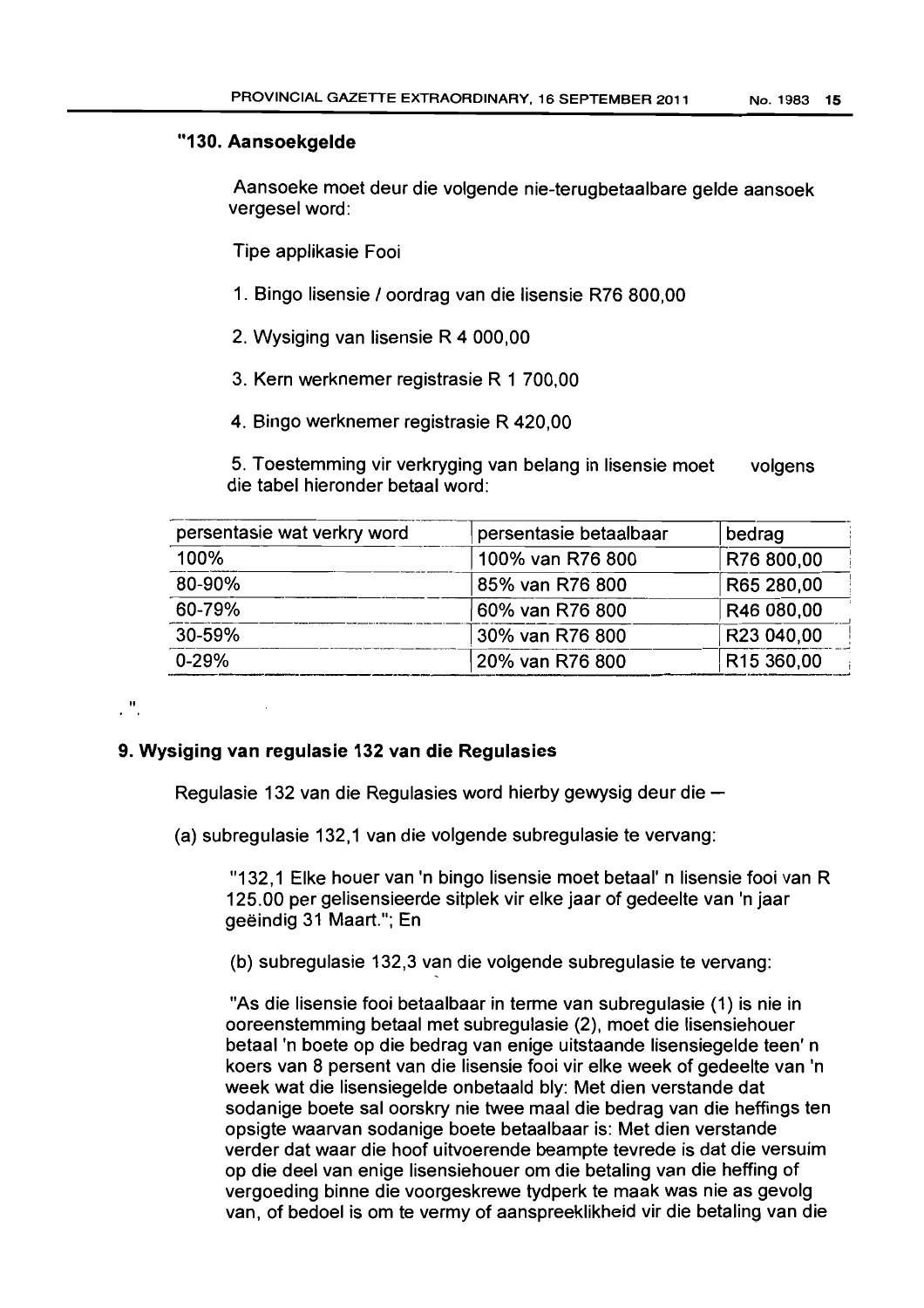**"130. Aansoekgelde**

Aansoeke moet deur die volgende nie-terugbetaalbare gelde aansoek vergesel word:

Tipe applikasie Fooi

1. Bingo lisensie / oordrag van die lisensie R76 800,00

2. Wysiging van lisensie R 4 000,00

3. Kern werknemer registrasie R 1 700,00

4. Bingo werknemer registrasie R 420,00

5. Toestemming vir verkryging van belang in lisensie moet volgens die tabel hieronder betaal word:

| persentasie wat verkry word | persentasie betaalbaar | bedrag |
|---|---|---|
| 100% | 100% van R76 800 | R76 800,00 |
| 80-90% | 85% van R76 800 | R65 280,00 |
| 60-79% | 60% van R76 800 | R46 080,00 |
| 30-59% | 30% van R76 800 | R23 040,00 |
| 0-29% | 20% van R76 800 | R15 360,00 |

.".

**9. Wysiging van regulasie 132 van die Regulasies**

Regulasie 132 van die Regulasies word hierby gewysig deur die —

(a) subregulasie 132,1 van die volgende subregulasie te vervang:

"132,1 Elke houer van 'n bingo lisensie moet betaal' n lisensie fooi van R 125.00 per gelisensieerde sitplek vir elke jaar of gedeelte van 'n jaar geëindig 31 Maart."; En

(b) subregulasie 132,3 van die volgende subregulasie te vervang:

"As die lisensie fooi betaalbaar in terme van subregulasie (1) is nie in ooreenstemming betaal met subregulasie (2), moet die lisensiehouer betaal 'n boete op die bedrag van enige uitstaande lisensiegelde teen' n koers van 8 persent van die lisensie fooi vir elke week of gedeelte van 'n week wat die lisensiegelde onbetaald bly: Met dien verstande dat sodanige boete sal oorskry nie twee maal die bedrag van die heffings ten opsigte waarvan sodanige boete betaalbaar is: Met dien verstande verder dat waar die hoof uitvoerende beampte tevrede is dat die versuim op die deel van enige lisensiehouer om die betaling van die heffing of vergoeding binne die voorgeskrewe tydperk te maak was nie as gevolg van, of bedoel is om te vermy of aanspreeklikheid vir die betaling van die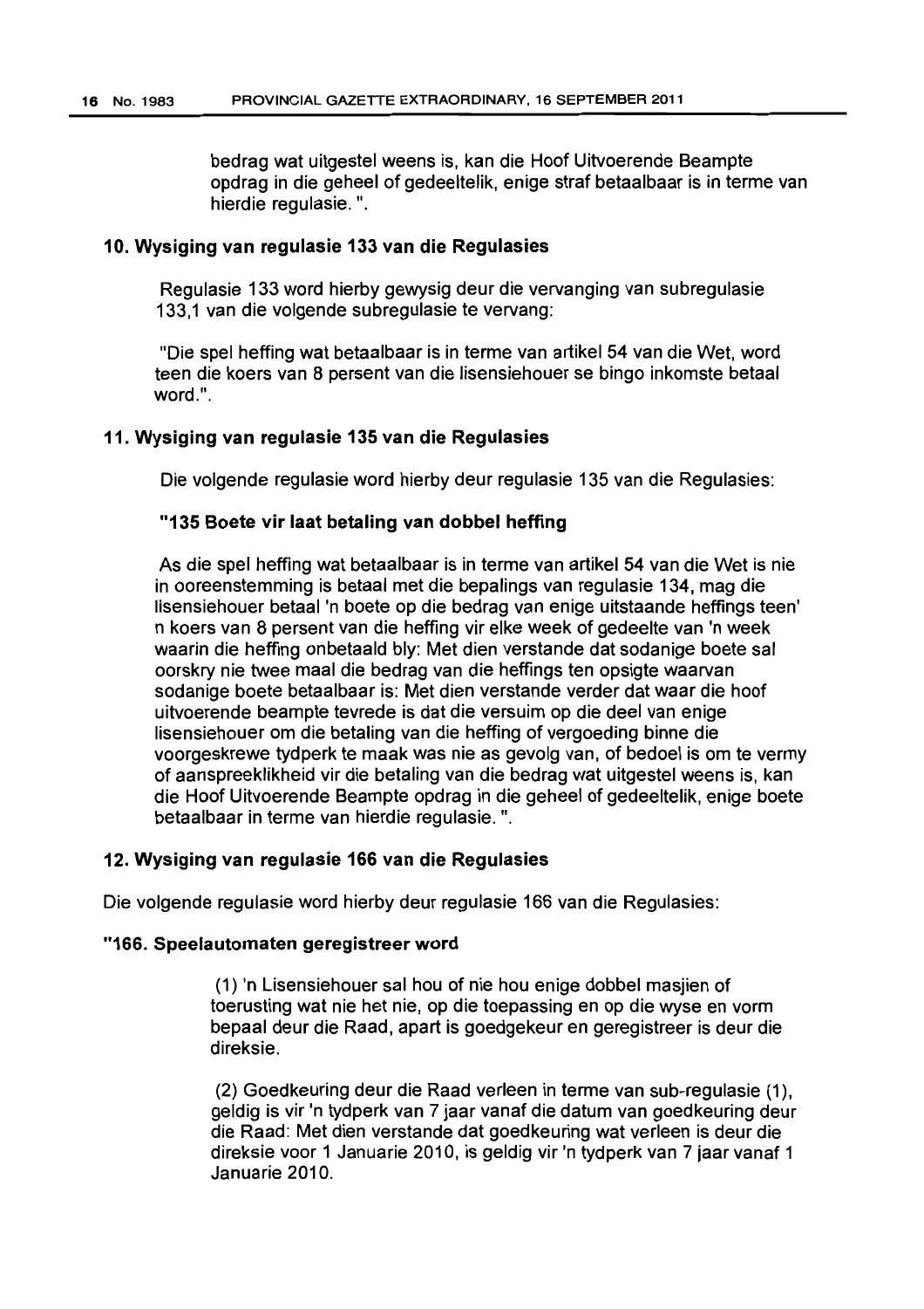bedrag wat uitgestel weens is, kan die Hoof Uitvoerende Beampte opdrag in die geheel of gedeeltelik, enige straf betaalbaar is in terme van hierdie regulasie. ".

**10. Wysiging van regulasie 133 van die Regulasies**

Regulasie 133 word hierby gewysig deur die vervanging van subregulasie 133,1 van die volgende subregulasie te vervang:

"Die spel heffing wat betaalbaar is in terme van artikel 54 van die Wet, word teen die koers van 8 persent van die lisensiehouer se bingo inkomste betaal word.".

**11. Wysiging van regulasie 135 van die Regulasies**

Die volgende regulasie word hierby deur regulasie 135 van die Regulasies:

**"135 Boete vir laat betaling van dobbel heffing**

As die spel heffing wat betaalbaar is in terme van artikel 54 van die Wet is nie in ooreenstemming is betaal met die bepalings van regulasie 134, mag die lisensiehouer betaal 'n boete op die bedrag van enige uitstaande heffings teen' n koers van 8 persent van die heffing vir elke week of gedeelte van 'n week waarin die heffing onbetaald bly: Met dien verstande dat sodanige boete sal oorskry nie twee maal die bedrag van die heffings ten opsigte waarvan sodanige boete betaalbaar is: Met dien verstande verder dat waar die hoof uitvoerende beampte tevrede is dat die versuim op die deel van enige lisensiehouer om die betaling van die heffing of vergoeding binne die voorgeskrewe tydperk te maak was nie as gevolg van, of bedoel is om te vermy of aanspreeklikheid vir die betaling van die bedrag wat uitgestel weens is, kan die Hoof Uitvoerende Beampte opdrag in die geheel of gedeeltelik, enige boete betaalbaar in terme van hierdie regulasie. ".

**12. Wysiging van regulasie 166 van die Regulasies**

Die volgende regulasie word hierby deur regulasie 166 van die Regulasies:

**"166. Speelautomaten geregistreer word**

(1) 'n Lisensiehouer sal hou of nie hou enige dobbel masjien of toerusting wat nie het nie, op die toepassing en op die wyse en vorm bepaal deur die Raad, apart is goedgekeur en geregistreer is deur die direksie.

(2) Goedkeuring deur die Raad verleen in terme van sub-regulasie (1), geldig is vir 'n tydperk van 7 jaar vanaf die datum van goedkeuring deur die Raad: Met dien verstande dat goedkeuring wat verleen is deur die direksie voor 1 Januarie 2010, is geldig vir 'n tydperk van 7 jaar vanaf 1 Januarie 2010.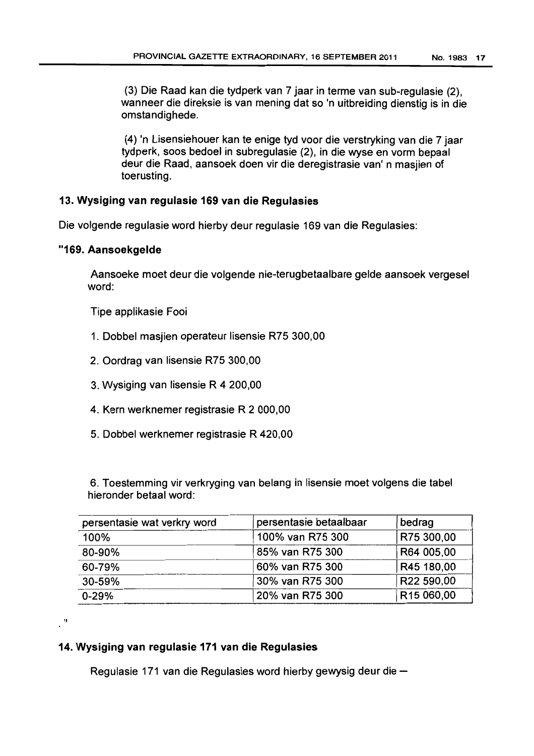(3) Die Raad kan die tydperk van 7 jaar in terme van sub-regulasie (2), wanneer die direksie is van mening dat so 'n uitbreiding dienstig is in die omstandighede.

(4) 'n Lisensiehouer kan te enige tyd voor die verstryking van die 7 jaar tydperk, soos bedoel in subregulasie (2), in die wyse en vorm bepaal deur die Raad, aansoek doen vir die deregistrasie van' n masjien of toerusting.

### 13. Wysiging van regulasie 169 van die Regulasies

Die volgende regulasie word hierby deur regulasie 169 van die Regulasies:

### "169. Aansoekgelde

Aansoeke moet deur die volgende nie-terugbetaalbare gelde aansoek vergesel word:

Tipe applikasie Fooi

1. Dobbel masjien operateur lisensie R75 300,00
2. Oordrag van lisensie R75 300,00
3. Wysiging van lisensie R 4 200,00
4. Kern werknemer registrasie R 2 000,00
5. Dobbel werknemer registrasie R 420,00

6. Toestemming vir verkryging van belang in lisensie moet volgens die tabel hieronder betaal word:

| persentasie wat verkry word | persentasie betaalbaar | bedrag |
|---|---|---|
| 100% | 100% van R75 300 | R75 300,00 |
| 80-90% | 85% van R75 300 | R64 005,00 |
| 60-79% | 60% van R75 300 | R45 180,00 |
| 30-59% | 30% van R75 300 | R22 590,00 |
| 0-29% | 20% van R75 300 | R15 060,00 |

."

### 14. Wysiging van regulasie 171 van die Regulasies

Regulasie 171 van die Regulasies word hierby gewysig deur die —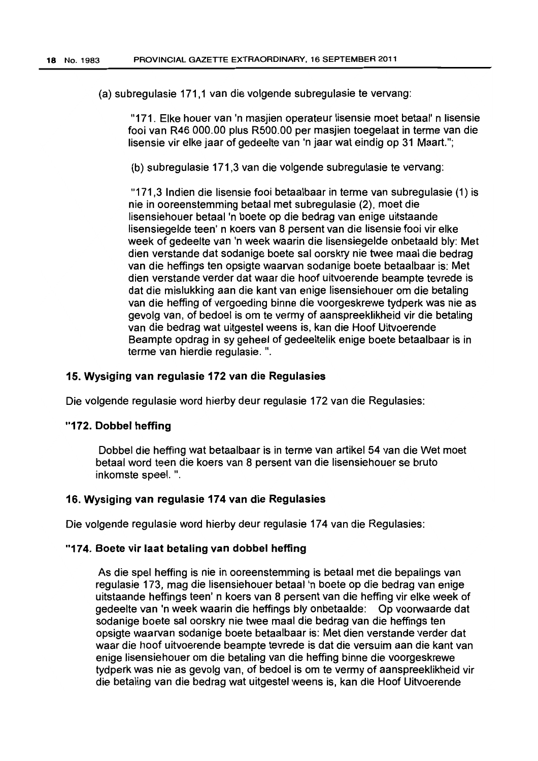(a) subregulasie 171,1 van die volgende subregulasie te vervang:

> "171. Elke houer van 'n masjien operateur lisensie moet betaal' n lisensie fooi van R46 000.00 plus R500.00 per masjien toegelaat in terme van die lisensie vir elke jaar of gedeelte van 'n jaar wat eindig op 31 Maart.";
>
> (b) subregulasie 171,3 van die volgende subregulasie te vervang:
>
> "171,3 Indien die lisensie fooi betaalbaar in terme van subregulasie (1) is nie in ooreenstemming betaal met subregulasie (2), moet die lisensiehouer betaal 'n boete op die bedrag van enige uitstaande lisensiegelde teen' n koers van 8 persent van die lisensie fooi vir elke week of gedeelte van 'n week waarin die lisensiegelde onbetaald bly: Met dien verstande dat sodanige boete sal oorskry nie twee maal die bedrag van die heffings ten opsigte waarvan sodanige boete betaalbaar is: Met dien verstande verder dat waar die hoof uitvoerende beampte tevrede is dat die mislukking aan die kant van enige lisensiehouer om die betaling van die heffing of vergoeding binne die voorgeskrewe tydperk was nie as gevolg van, of bedoel is om te vermy of aanspreeklikheid vir die betaling van die bedrag wat uitgestel weens is, kan die Hoof Uitvoerende Beampte opdrag in sy geheel of gedeeltelik enige boete betaalbaar is in terme van hierdie regulasie. ".

### 15. Wysiging van regulasie 172 van die Regulasies

Die volgende regulasie word hierby deur regulasie 172 van die Regulasies:

### "172. Dobbel heffing

> Dobbel die heffing wat betaalbaar is in terme van artikel 54 van die Wet moet betaal word teen die koers van 8 persent van die lisensiehouer se bruto inkomste speel. ".

### 16. Wysiging van regulasie 174 van die Regulasies

Die volgende regulasie word hierby deur regulasie 174 van die Regulasies:

### "174. Boete vir laat betaling van dobbel heffing

> As die spel heffing is nie in ooreenstemming is betaal met die bepalings van regulasie 173, mag die lisensiehouer betaal 'n boete op die bedrag van enige uitstaande heffings teen' n koers van 8 persent van die heffing vir elke week of gedeelte van 'n week waarin die heffings bly onbetaalde: Op voorwaarde dat sodanige boete sal oorskry nie twee maal die bedrag van die heffings ten opsigte waarvan sodanige boete betaalbaar is: Met dien verstande verder dat waar die hoof uitvoerende beampte tevrede is dat die versuim aan die kant van enige lisensiehouer om die betaling van die heffing binne die voorgeskrewe tydperk was nie as gevolg van, of bedoel is om te vermy of aanspreeklikheid vir die betaling van die bedrag wat uitgestel weens is, kan die Hoof Uitvoerende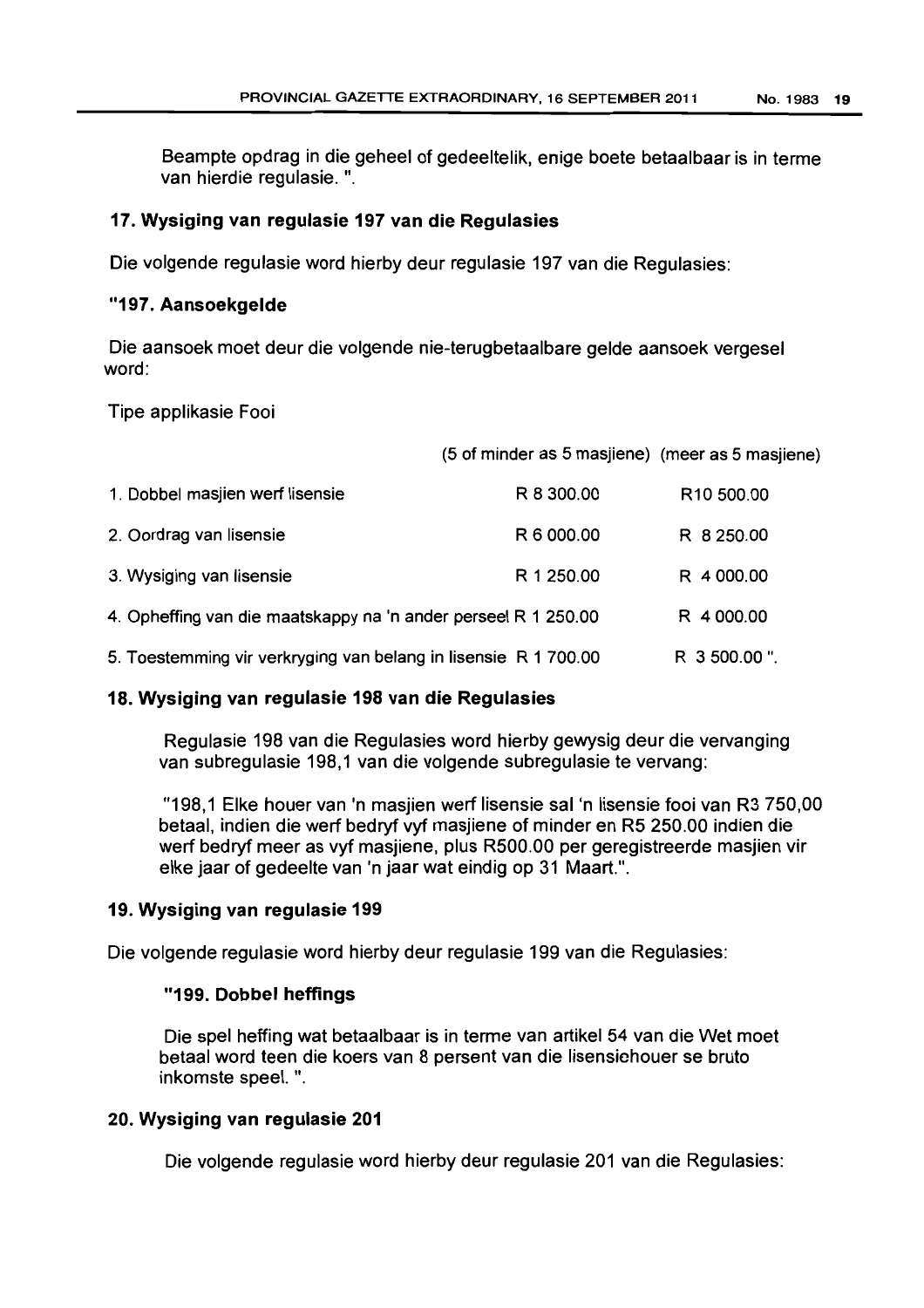Beampte opdrag in die geheel of gedeeltelik, enige boete betaalbaar is in terme van hierdie regulasie. ".

### 17. Wysiging van regulasie 197 van die Regulasies

Die volgende regulasie word hierby deur regulasie 197 van die Regulasies:

### "197. Aansoekgelde

Die aansoek moet deur die volgende nie-terugbetaalbare gelde aansoek vergesel word:

| Tipe applikasie Fooi | (5 of minder as 5 masjiene) | (meer as 5 masjiene) |
|---|---|---|
| 1. Dobbel masjien werf lisensie | R 8 300.00 | R10 500.00 |
| 2. Oordrag van lisensie | R 6 000.00 | R 8 250.00 |
| 3. Wysiging van lisensie | R 1 250.00 | R 4 000.00 |
| 4. Opheffing van die maatskappy na 'n ander perseel | R 1 250.00 | R 4 000.00 |
| 5. Toestemming vir verkryging van belang in lisensie | R 1 700.00 | R 3 500.00 ". |

### 18. Wysiging van regulasie 198 van die Regulasies

Regulasie 198 van die Regulasies word hierby gewysig deur die vervanging van subregulasie 198,1 van die volgende subregulasie te vervang:

"198,1 Elke houer van 'n masjien werf lisensie sal 'n lisensie fooi van R3 750,00 betaal, indien die werf bedryf vyf masjiene of minder en R5 250.00 indien die werf bedryf meer as vyf masjiene, plus R500.00 per geregistreerde masjien vir elke jaar of gedeelte van 'n jaar wat eindig op 31 Maart.".

### 19. Wysiging van regulasie 199

Die volgende regulasie word hierby deur regulasie 199 van die Regulasies:

### "199. Dobbel heffings

Die spel heffing wat betaalbaar is in terme van artikel 54 van die Wet moet betaal word teen die koers van 8 persent van die lisensiehouer se bruto inkomste speel. ".

### 20. Wysiging van regulasie 201

Die volgende regulasie word hierby deur regulasie 201 van die Regulasies: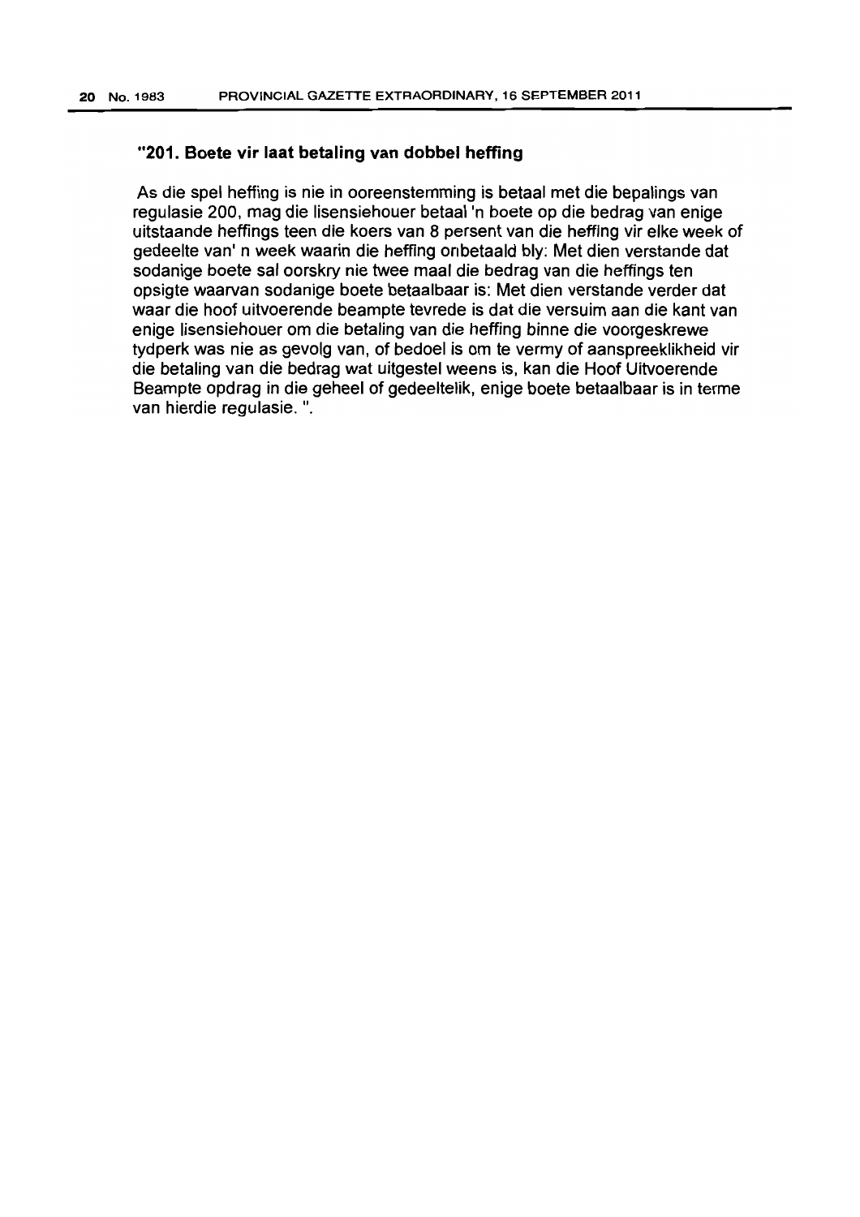**"201. Boete vir laat betaling van dobbel heffing**

As die spel heffing is nie in ooreenstemming is betaal met die bepalings van regulasie 200, mag die lisensiehouer betaal 'n boete op die bedrag van enige uitstaande heffings teen die koers van 8 persent van die heffing vir elke week of gedeelte van' n week waarin die heffing onbetaald bly: Met dien verstande dat sodanige boete sal oorskry nie twee maal die bedrag van die heffings ten opsigte waarvan sodanige boete betaalbaar is: Met dien verstande verder dat waar die hoof uitvoerende beampte tevrede is dat die versuim aan die kant van enige lisensiehouer om die betaling van die heffing binne die voorgeskrewe tydperk was nie as gevolg van, of bedoel is om te vermy of aanspreeklikheid vir die betaling van die bedrag wat uitgestel weens is, kan die Hoof Uitvoerende Beampte opdrag in die geheel of gedeeltelik, enige boete betaalbaar is in terme van hierdie regulasie. ".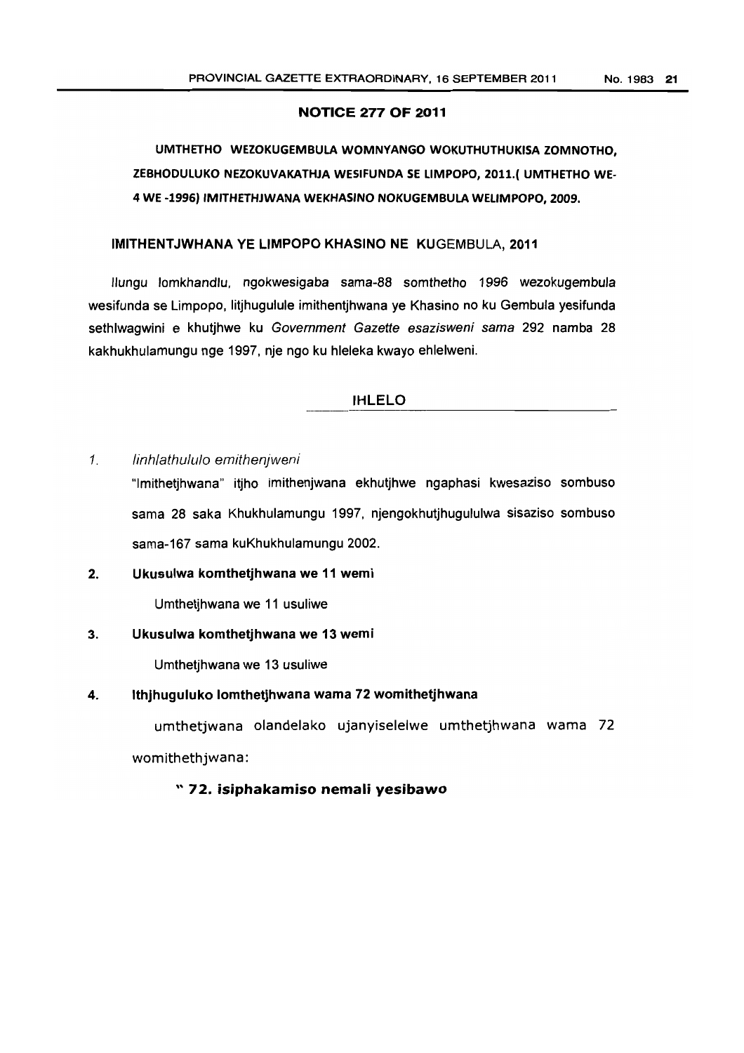## NOTICE 277 OF 2011

**UMTHETHO WEZOKUGEMBULA WOMNYANGO WOKUTHUTHUKISA ZOMNOTHO, ZEBHODULUKO NEZOKUVAKATHJA WESIFUNDA SE LIMPOPO, 2011.( UMTHETHO WE-4 WE -1996) IMITHETHJWANA WEKHASINO NOKUGEMBULA WELIMPOPO, 2009.**

**IMITHENTJWHANA YE LIMPOPO KHASINO NE KUGEMBULA, 2011**

Ilungu lomkhandlu, ngokwesigaba sama-88 somthetho 1996 wezokugembula wesifunda se Limpopo, litjhugulule imithentjhwana ye Khasino no ku Gembula yesifunda sethlwagwini e khutjhwe ku *Government Gazette esazisweni sama* 292 namba 28 kakhukhulamungu nge 1997, nje ngo ku hleleka kwayo ehlelweni.

**IHLELO**

1. *Iinhlathululo emithenjweni*

   "Imithetjhwana" itjho imithenjwana ekhutjhwe ngaphasi kwesaziso sombuso sama 28 saka Khukhulamungu 1997, njengokhutjhugululwa sisaziso sombuso sama-167 sama kuKhukhulamungu 2002.

2. **Ukusulwa komthetjhwana we 11 wemi**

   Umthetjhwana we 11 usuliwe

3. **Ukusulwa komthetjhwana we 13 wemi**

   Umthetjhwana we 13 usuliwe

4. **Ithjhuguluko lomthetjhwana wama 72 womithetjhwana**

   umthetjwana olandelako ujanyiselelwe umthetjhwana wama 72 womithethjwana:

   **" 72. isiphakamiso nemali yesibawo**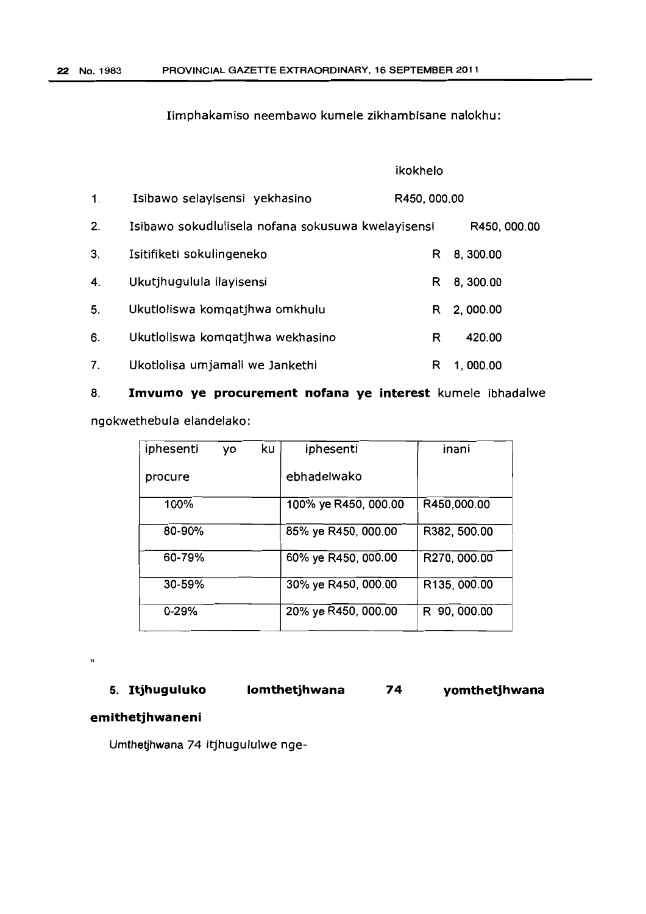Iimphakamiso neembawo kumele zikhambisane nalokhu:

| | | ikokhelo |
|---|---|---|
| 1. | Isibawo selayisensi yekhasino | R450, 000.00 |
| 2. | Isibawo sokudlulisela nofana sokusuwa kwelayisensi | R450, 000.00 |
| 3. | Isitifiketi sokulingeneko | R 8, 300.00 |
| 4. | Ukutjhugulula ilayisensi | R 8, 300.00 |
| 5. | Ukutloliswa komqatjhwa omkhulu | R 2, 000.00 |
| 6. | Ukutloliswa komqatjhwa wekhasino | R 420.00 |
| 7. | Ukotlolisa umjamali we Jankethi | R 1, 000.00 |

8. **Imvumo ye procurement nofana ye interest** kumele ibhadalwe ngokwethebula elandelako:

| iphesenti yo ku procure | iphesenti ebhadelwako | inani |
|---|---|---|
| 100% | 100% ye R450, 000.00 | R450,000.00 |
| 80-90% | 85% ye R450, 000.00 | R382, 500.00 |
| 60-79% | 60% ye R450, 000.00 | R270, 000.00 |
| 30-59% | 30% ye R450, 000.00 | R135, 000.00 |
| 0-29% | 20% ye R450, 000.00 | R 90, 000.00 |

"

**5. Itjhuguluko lomthetjhwana 74 yomthetjhwana emithetjhwaneni**

Umthetjhwana 74 itjhugululwe nge-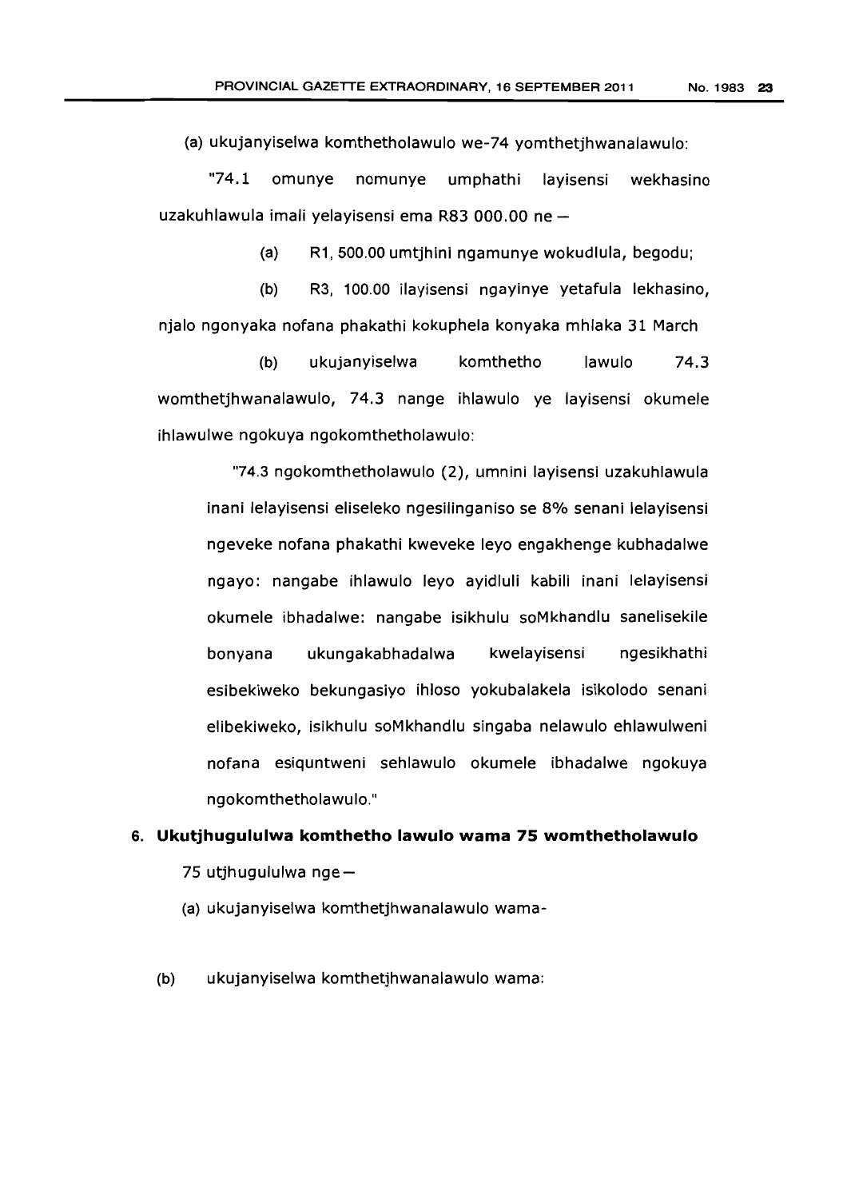(a) ukujanyiselwa komthetholawulo we-74 yomthetjhwanalawulo:

"74.1 omunye nomunye umphathi layisensi wekhasino uzakuhlawula imali yelayisensi ema R83 000.00 ne —

(a) R1, 500.00 umtjhini ngamunye wokudlula, begodu;

(b) R3, 100.00 ilayisensi ngayinye yetafula lekhasino, njalo ngonyaka nofana phakathi kokuphela konyaka mhlaka 31 March

(b) ukujanyiselwa komthetho lawulo 74.3 womthetjhwanalawulo, 74.3 nange ihlawulo ye layisensi okumele ihlawulwe ngokuya ngokomthetholawulo:

"74.3 ngokomthetholawulo (2), umnini layisensi uzakuhlawula inani lelayisensi eliseleko ngesilinganiso se 8% senani lelayisensi ngeveke nofana phakathi kweveke leyo engakhenge kubhadalwe ngayo: nangabe ihlawulo leyo ayidluli kabili inani lelayisensi okumele ibhadalwe: nangabe isikhulu soMkhandlu sanelisekile bonyana ukungakabhadalwa kwelayisensi ngesikhathi esibekiweko bekungasiyo ihloso yokubalakela isikolodo senani elibekiweko, isikhulu soMkhandlu singaba nelawulo ehlawulweni nofana esiquntweni sehlawulo okumele ibhadalwe ngokuya ngokomthetholawulo."

## 6. Ukutjhugululwa komthetho lawulo wama 75 womthetholawulo

75 utjhugululwa nge —

(a) ukujanyiselwa komthetjhwanalawulo wama-

(b) ukujanyiselwa komthetjhwanalawulo wama: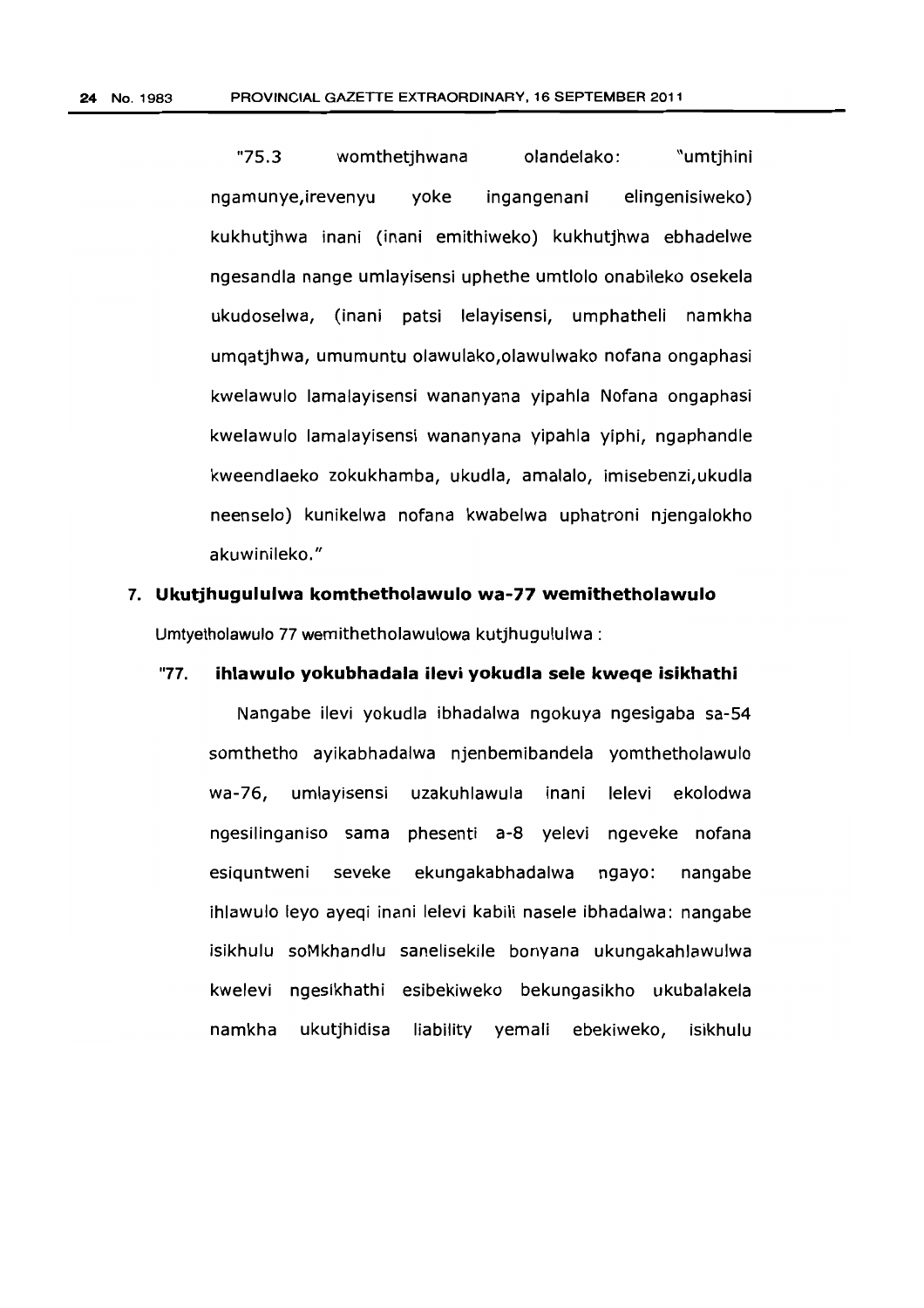"75.3 womthetjhwana olandelako: "umtjhini ngamunye,irevenyu yoke ingangenani elingenisiweko) kukhutjhwa inani (inani emithiweko) kukhutjhwa ebhadelwe ngesandla nange umlayisensi uphethe umtlolo onabileko osekela ukudoselwa, (inani patsi lelayisensi, umphatheli namkha umqatjhwa, umumuntu olawulako,olawulwako nofana ongaphasi kwelawulo lamalayisensi wananyana yipahla Nofana ongaphasi kwelawulo lamalayisensi wananyana yipahla yiphi, ngaphandle kweendlaeko zokukhamba, ukudla, amalalo, imisebenzi,ukudla neenselo) kunikelwa nofana kwabelwa uphatroni njengalokho akuwinileko."

**7. Ukutjhugululwa komthetholawulo wa-77 wemithetholawulo**

Umtyetholawulo 77 wemithetholawulowa kutjhugululwa :

**"77. ihlawulo yokubhadala ilevi yokudla sele kweqe isikhathi**

Nangabe ilevi yokudla ibhadalwa ngokuya ngesigaba sa-54 somthetho ayikabhadalwa njenbemibandela yomthetholawulo wa-76, umlayisensi uzakuhlawula inani lelevi ekolodwa ngesilinganiso sama phesenti a-8 yelevi ngeveke nofana esiquntweni seveke ekungakabhadalwa ngayo: nangabe ihlawulo leyo ayeqi inani lelevi kabili nasele ibhadalwa: nangabe isikhulu soMkhandlu sanelisekile bonyana ukungakahlawulwa kwelevi ngesikhathi esibekiweko bekungasikho ukubalakela namkha ukutjhidisa liability yemali ebekiweko, isikhulu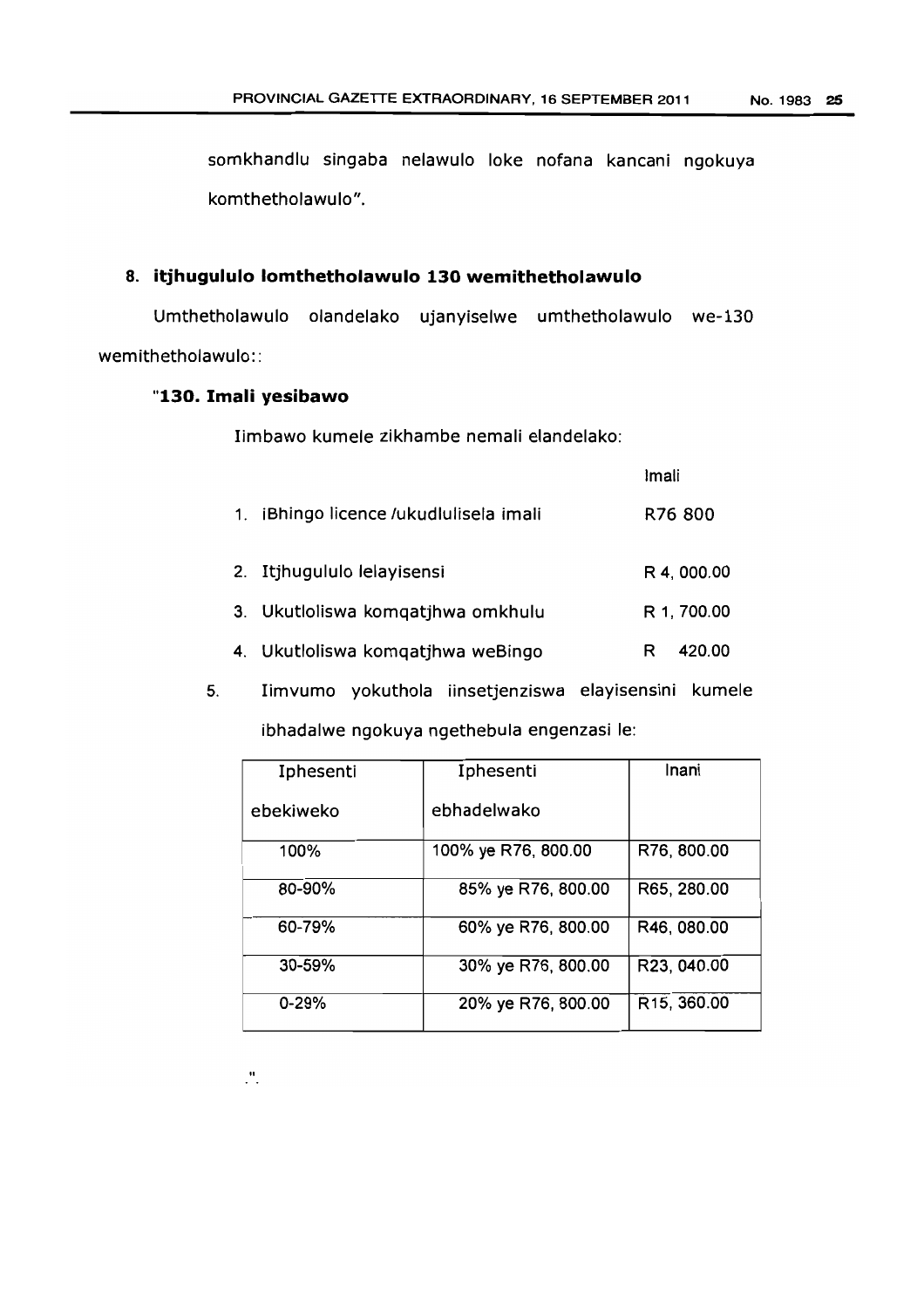somkhandlu singaba nelawulo loke nofana kancani ngokuya komthetholawulo".

**8. itjhugululo lomthetholawulo 130 wemithetholawulo**

Umthetholawulo olandelako ujanyiselwe umthetholawulo we-130 wemithetholawulo::

**"130. Imali yesibawo**

Iimbawo kumele zikhambe nemali elandelako:

| | Imali |
|---|---|
| 1. iBhingo licence /ukudlulisela imali | R76 800 |
| 2. Itjhugululo lelayisensi | R 4, 000.00 |
| 3. Ukutloliswa komqatjhwa omkhulu | R 1, 700.00 |
| 4. Ukutloliswa komqatjhwa weBingo | R 420.00 |

5. Iimvumo yokuthola iinsetjenziswa elayisensini kumele ibhadalwe ngokuya ngethebula engenzasi le:

| Iphesenti ebekiweko | Iphesenti ebhadelwako | Inani |
|---|---|---|
| 100% | 100% ye R76, 800.00 | R76, 800.00 |
| 80-90% | 85% ye R76, 800.00 | R65, 280.00 |
| 60-79% | 60% ye R76, 800.00 | R46, 080.00 |
| 30-59% | 30% ye R76, 800.00 | R23, 040.00 |
| 0-29% | 20% ye R76, 800.00 | R15, 360.00 |

".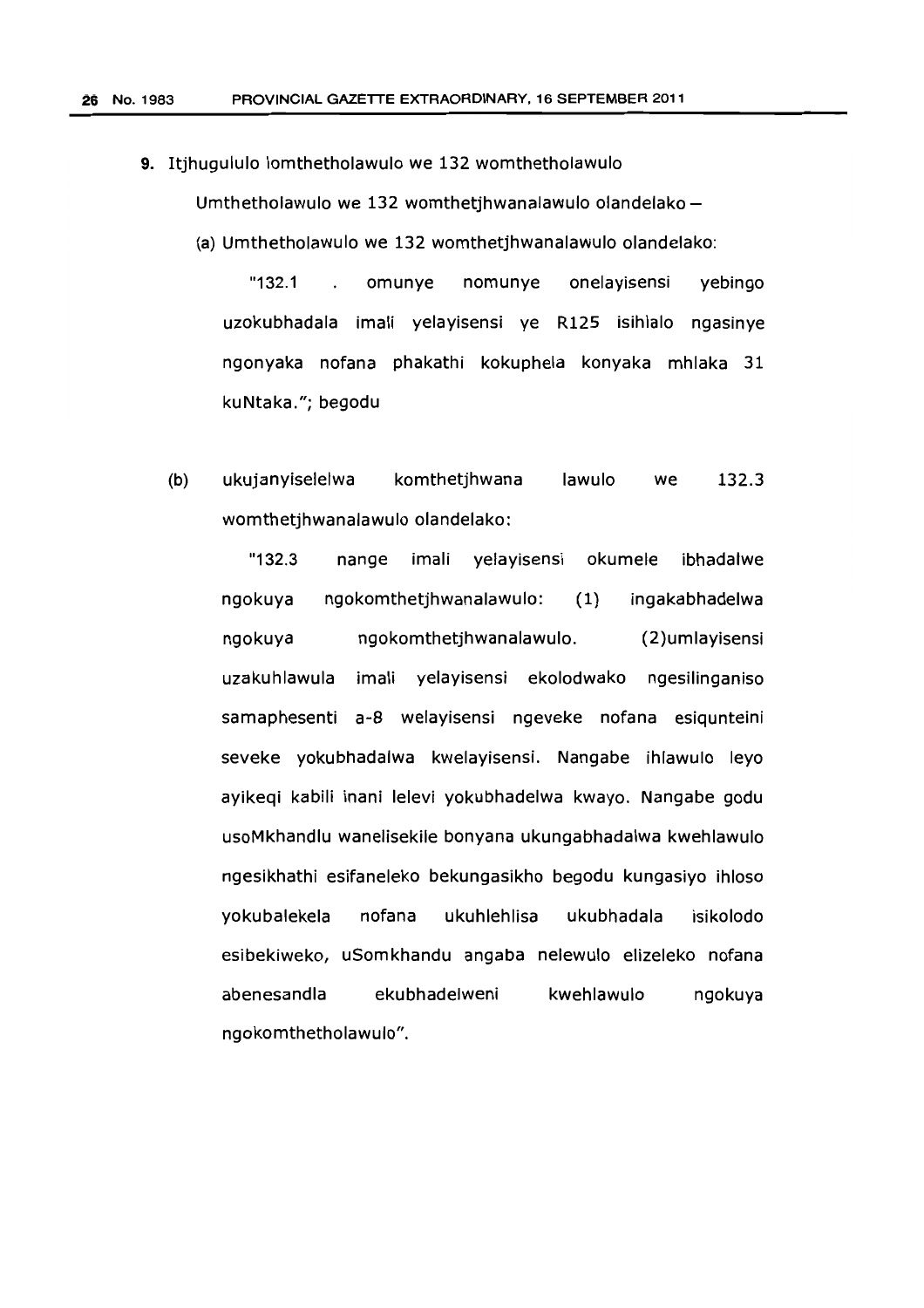**9.** Itjhugululo lomthetholawulo we 132 womthetholawulo

Umthetholawulo we 132 womthetjhwanalawulo olandelako –

(a) Umthetholawulo we 132 womthetjhwanalawulo olandelako:

"132.1 . omunye nomunye onelayisensi yebingo uzokubhadala imali yelayisensi ye R125 isihlalo ngasinye ngonyaka nofana phakathi kokuphela konyaka mhlaka 31 kuNtaka."; begodu

(b) ukujanyiselelwa komthetjhwana lawulo we 132.3 womthetjhwanalawulo olandelako:

"132.3 nange imali yelayisensi okumele ibhadalwe ngokuya ngokomthetjhwanalawulo: (1) ingakabhadelwa ngokuya ngokomthetjhwanalawulo. (2)umlayisensi uzakuhlawula imali yelayisensi ekolodwako ngesilinganiso samaphesenti a-8 welayisensi ngeveke nofana esiqunteini seveke yokubhadalwa kwelayisensi. Nangabe ihlawulo leyo ayikeqi kabili inani lelevi yokubhadelwa kwayo. Nangabe godu usoMkhandlu wanelisekile bonyana ukungabhadalwa kwehlawulo ngesikhathi esifaneleko bekungasikho begodu kungasiyo ihloso yokubalekela nofana ukuhlehlisa ukubhadala isikolodo esibekiweko, uSomkhandu angaba nelewulo elizeleko nofana abenesandla ekubhadelweni kwehlawulo ngokuya ngokomthetholawulo".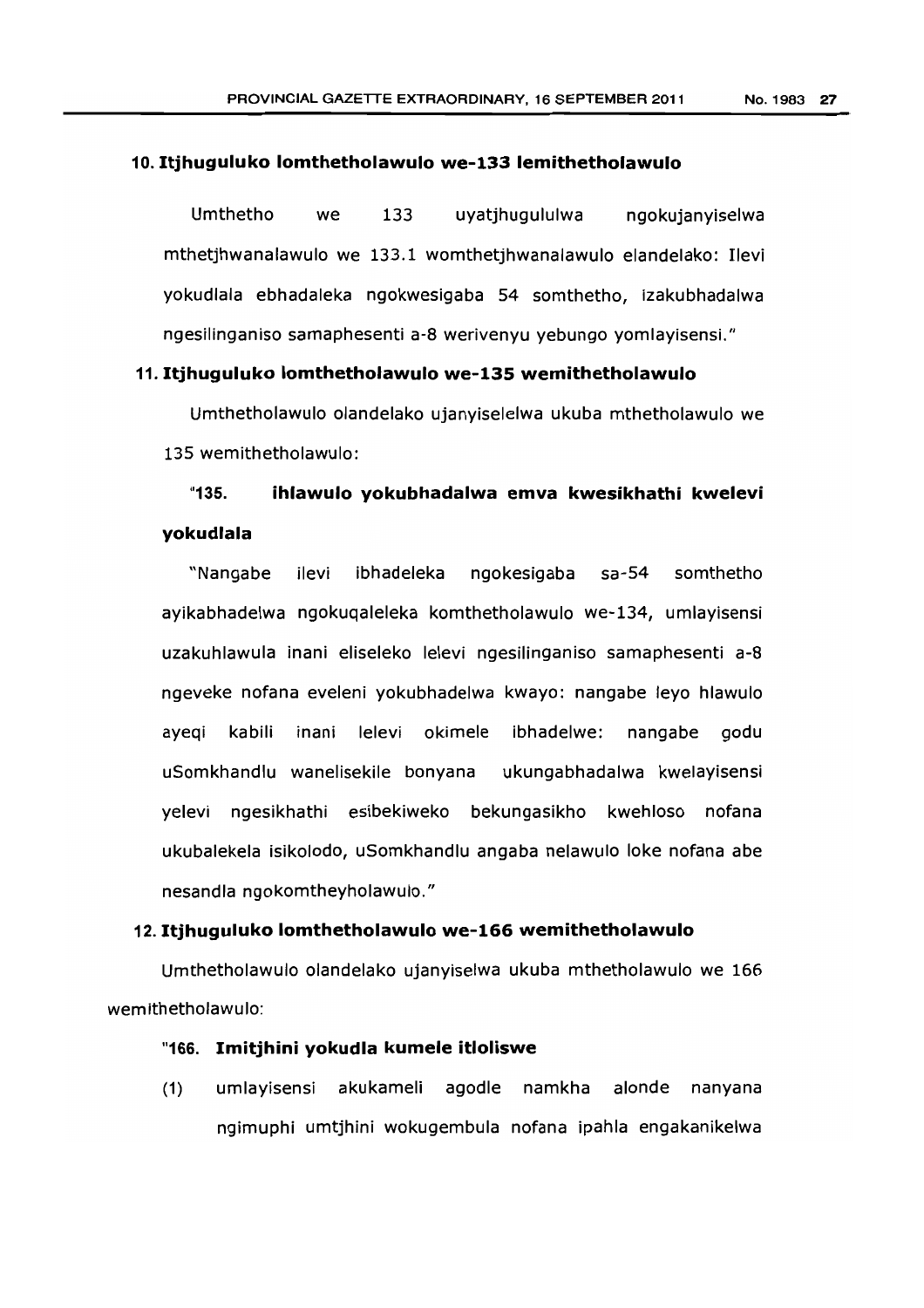### 10. Itjhuguluko lomthetholawulo we-133 lemithetholawulo

Umthetho we 133 uyatjhugululwa ngokujanyiselwa mthetjhwanalawulo we 133.1 womthetjhwanalawulo elandelako: Ilevi yokudlala ebhadaleka ngokwesigaba 54 somthetho, izakubhadalwa ngesilinganiso samaphesenti a-8 werivenyu yebungo yomlayisensi."

### 11. Itjhuguluko lomthetholawulo we-135 wemithetholawulo

Umthetholawulo olandelako ujanyiselelwa ukuba mthetholawulo we 135 wemithetholawulo:

**"135. ihlawulo yokubhadalwa emva kwesikhathi kwelevi yokudlala**

"Nangabe ilevi ibhadeleka ngokesigaba sa-54 somthetho ayikabhadelwa ngokuqaleleka komthetholawulo we-134, umlayisensi uzakuhlawula inani eliseleko lelevi ngesilinganiso samaphesenti a-8 ngeveke nofana eveleni yokubhadelwa kwayo: nangabe leyo hlawulo ayeqi kabili inani lelevi okimele ibhadelwe: nangabe godu uSomkhandlu wanelisekile bonyana ukungabhadalwa kwelayisensi yelevi ngesikhathi esibekiweko bekungasikho kwehloso nofana ukubalekela isikolodo, uSomkhandlu angaba nelawulo loke nofana abe nesandla ngokomtheyholawulo."

### 12. Itjhuguluko lomthetholawulo we-166 wemithetholawulo

Umthetholawulo olandelako ujanyiselwa ukuba mthetholawulo we 166 wemithetholawulo:

**"166. Imitjhini yokudla kumele itloliswe**

(1) umlayisensi akukameli agodle namkha alonde nanyana ngimuphi umtjhini wokugembula nofana ipahla engakanikelwa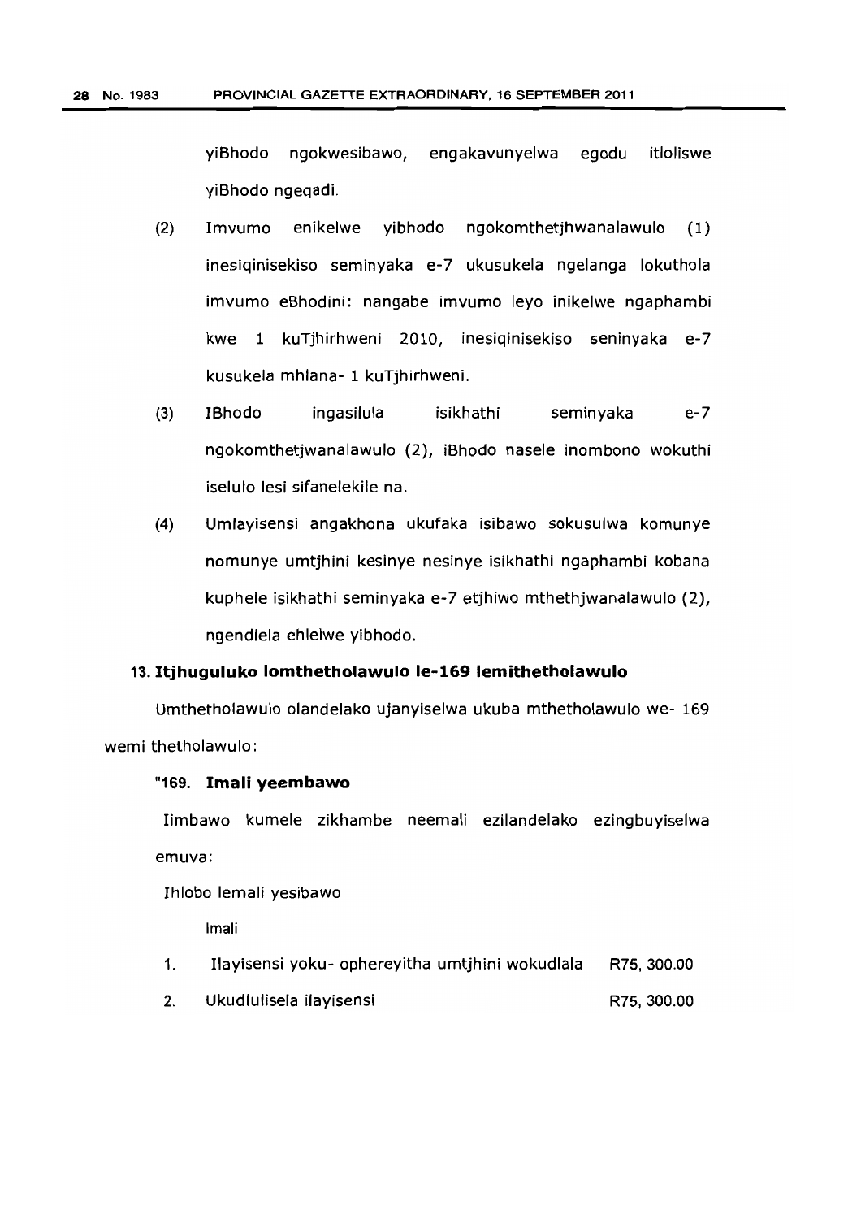yiBhodo ngokwesibawo, engakavunyelwa egodu itloliswe yiBhodo ngeqadi.

(2) Imvumo enikelwe yibhodo ngokomthetjhwanalawulo (1) inesiqinisekiso seminyaka e-7 ukusukela ngelanga lokuthola imvumo eBhodini: nangabe imvumo leyo inikelwe ngaphambi kwe 1 kuTjhirhweni 2010, inesiqinisekiso seninyaka e-7 kusukela mhlana- 1 kuTjhirhweni.

(3) IBhodo ingasilula isikhathi seminyaka e-7 ngokomthetjwanalawulo (2), iBhodo nasele inombono wokuthi iselulo lesi sifanelekile na.

(4) Umlayisensi angakhona ukufaka isibawo sokusulwa komunye nomunye umtjhini kesinye nesinye isikhathi ngaphambi kobana kuphele isikhathi seminyaka e-7 etjhiwo mthethjwanalawulo (2), ngendlela ehlelwe yibhodo.

## 13. Itjhuguluko lomthetholawulo le-169 lemithetholawulo

Umthetholawulo olandelako ujanyiselwa ukuba mthetholawulo we- 169 wemi thetholawulo:

**"169. Imali yeembawo**

Iimbawo kumele zikhambe neemali ezilandelako ezingbuyiselwa emuva:

| | Ihlobo lemali yesibawo | Imali |
|---|---|---|
| 1. | Ilayisensi yoku- ophereyitha umtjhini wokudlala | R75, 300.00 |
| 2. | Ukudlulisela ilayisensi | R75, 300.00 |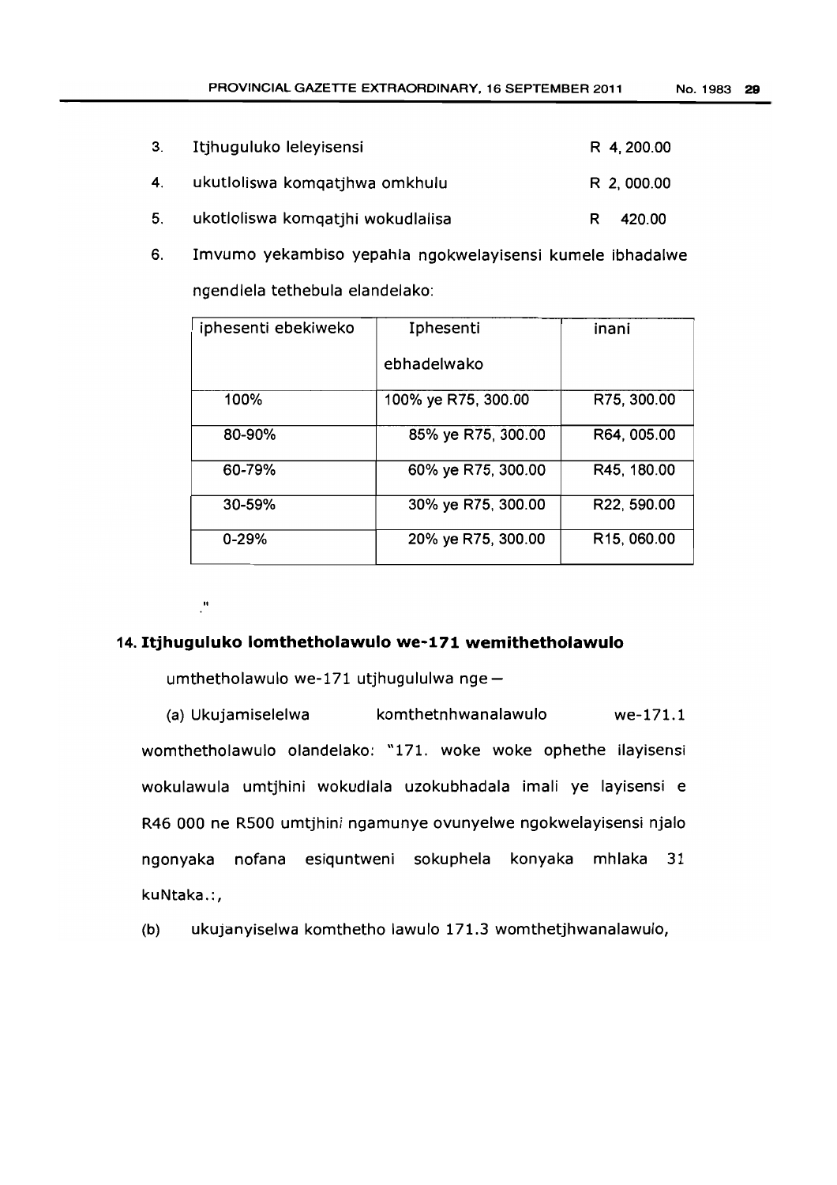3. Itjhuguluko leleyisensi R 4, 200.00

4. ukutloliswa komqatjhwa omkhulu R 2, 000.00

5. ukotloliswa komqatjhi wokudlalisa R 420.00

6. Imvumo yekambiso yepahla ngokwelayisensi kumele ibhadalwe ngendlela tethebula elandelako:

| iphesenti ebekiweko | Iphesenti ebhadelwako | inani |
|---|---|---|
| 100% | 100% ye R75, 300.00 | R75, 300.00 |
| 80-90% | 85% ye R75, 300.00 | R64, 005.00 |
| 60-79% | 60% ye R75, 300.00 | R45, 180.00 |
| 30-59% | 30% ye R75, 300.00 | R22, 590.00 |
| 0-29% | 20% ye R75, 300.00 | R15, 060.00 |

."

**14. Itjhuguluko lomthetholawulo we-171 wemithetholawulo**

umthetholawulo we-171 utjhugululwa nge –

(a) Ukujamiselelwa komthetnhwanalawulo we-171.1 womthetholawulo olandelako: "171. woke woke ophethe ilayisensi wokulawula umtjhini wokudlala uzokubhadala imali ye layisensi e R46 000 ne R500 umtjhini ngamunye ovunyelwe ngokwelayisensi njalo ngonyaka nofana esiquntweni sokuphela konyaka mhlaka 31 kuNtaka.:,

(b) ukujanyiselwa komthetho lawulo 171.3 womthetjhwanalawulo,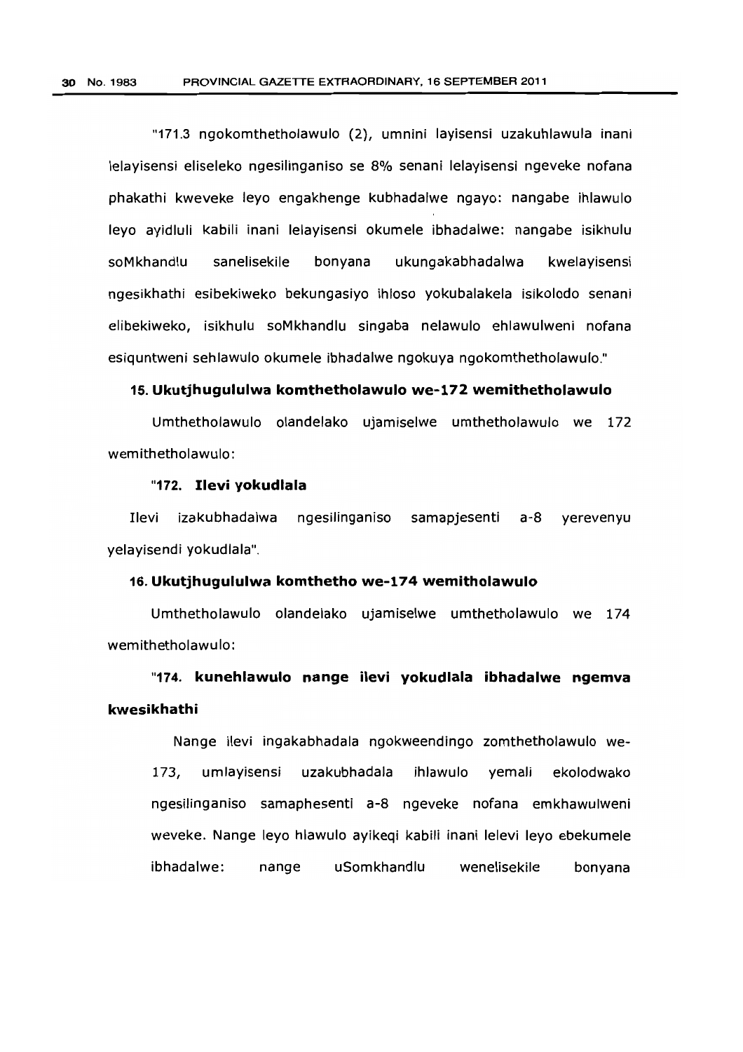"171.3 ngokomthetholawulo (2), umnini layisensi uzakuhlawula inani lelayisensi eliseleko ngesilinganiso se 8% senani lelayisensi ngeveke nofana phakathi kweveke leyo engakhenge kubhadalwe ngayo: nangabe ihlawulo leyo ayidluli kabili inani lelayisensi okumele ibhadalwe: nangabe isikhulu soMkhandlu sanelisekile bonyana ukungakabhadalwa kwelayisensi ngesikhathi esibekiweko bekungasiyo ihloso yokubalakela isikolodo senani elibekiweko, isikhulu soMkhandlu singaba nelawulo ehlawulweni nofana esiquntweni sehlawulo okumele ibhadalwe ngokuya ngokomthetholawulo."

**15. Ukutjhugululwa komthetholawulo we-172 wemithetholawulo**

Umthetholawulo olandelako ujamiselwe umthetholawulo we 172 wemithetholawulo:

**"172. Ilevi yokudlala**

Ilevi izakubhadalwa ngesilinganiso samapjesenti a-8 yerevenyu yelayisendi yokudlala".

**16. Ukutjhugululwa komthetho we-174 wemitholawulo**

Umthetholawulo olandelako ujamiselwe umthetholawulo we 174 wemithetholawulo:

**"174. kunehlawulo nange ilevi yokudlala ibhadalwe ngemva kwesikhathi**

Nange ilevi ingakabhadala ngokweendingo zomthetholawulo we-173, umlayisensi uzakubhadala ihlawulo yemali ekolodwako ngesilinganiso samaphesenti a-8 ngeveke nofana emkhawulweni weveke. Nange leyo hlawulo ayikeqi kabili inani lelevi leyo ebekumele ibhadalwe: nange uSomkhandlu wenelisekile bonyana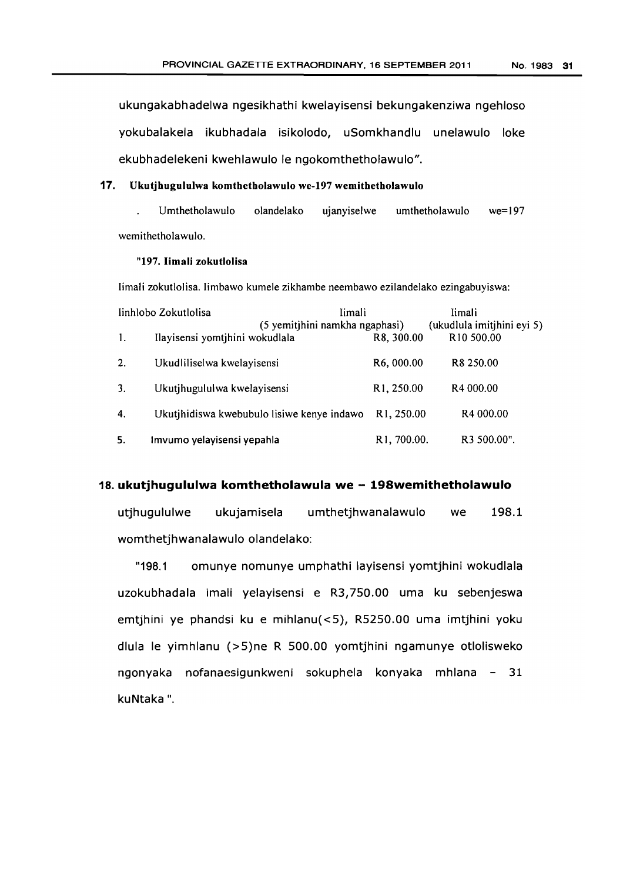ukungakabhadelwa ngesikhathi kwelayisensi bekungakenziwa ngehloso yokubalakela ikubhadala isikolodo, uSomkhandlu unelawulo loke ekubhadelekeni kwehlawulo le ngokomthetholawulo".

### 17. Ukutjhugululwa komthetholawulo we-197 wemithetholawulo

. Umthetholawulo olandelako ujanyiselwe umthetholawulo we=197 wemithetholawulo.

**"197. Iimali zokutlolisa**

Iimali zokutlolisa. Iimbawo kumele zikhambe neembawo ezilandelako ezingabuyiswa:

| | Iinhlobo Zokutlolisa | Iimali (5 yemitjhini namkha ngaphasi) | Iimali (ukudlula imitjhini eyi 5) |
|---|---|---|---|
| 1. | Ilayisensi yomtjhini wokudlala | R8, 300.00 | R10 500.00 |
| 2. | Ukudliliselwa kwelayisensi | R6, 000.00 | R8 250.00 |
| 3. | Ukutjhugululwa kwelayisensi | R1, 250.00 | R4 000.00 |
| 4. | Ukutjhidiswa kwebubulo lisiwe kenye indawo | R1, 250.00 | R4 000.00 |
| 5. | Imvumo yelayisensi yepahla | R1, 700.00. | R3 500.00". |

### 18. ukutjhugululwa komthetholawula we – 198wemithetholawulo

utjhugululwe ukujamisela umthetjhwanalawulo we 198.1 womthetjhwanalawulo olandelako:

"198.1 omunye nomunye umphathi layisensi yomtjhini wokudlala uzokubhadala imali yelayisensi e R3,750.00 uma ku sebenjeswa emtjhini ye phandsi ku e mihlanu(<5), R5250.00 uma imtjhini yoku dlula le yimhlanu (>5)ne R 500.00 yomtjhini ngamunye otlolisweko ngonyaka nofanaesigunkweni sokuphela konyaka mhlana – 31 kuNtaka ".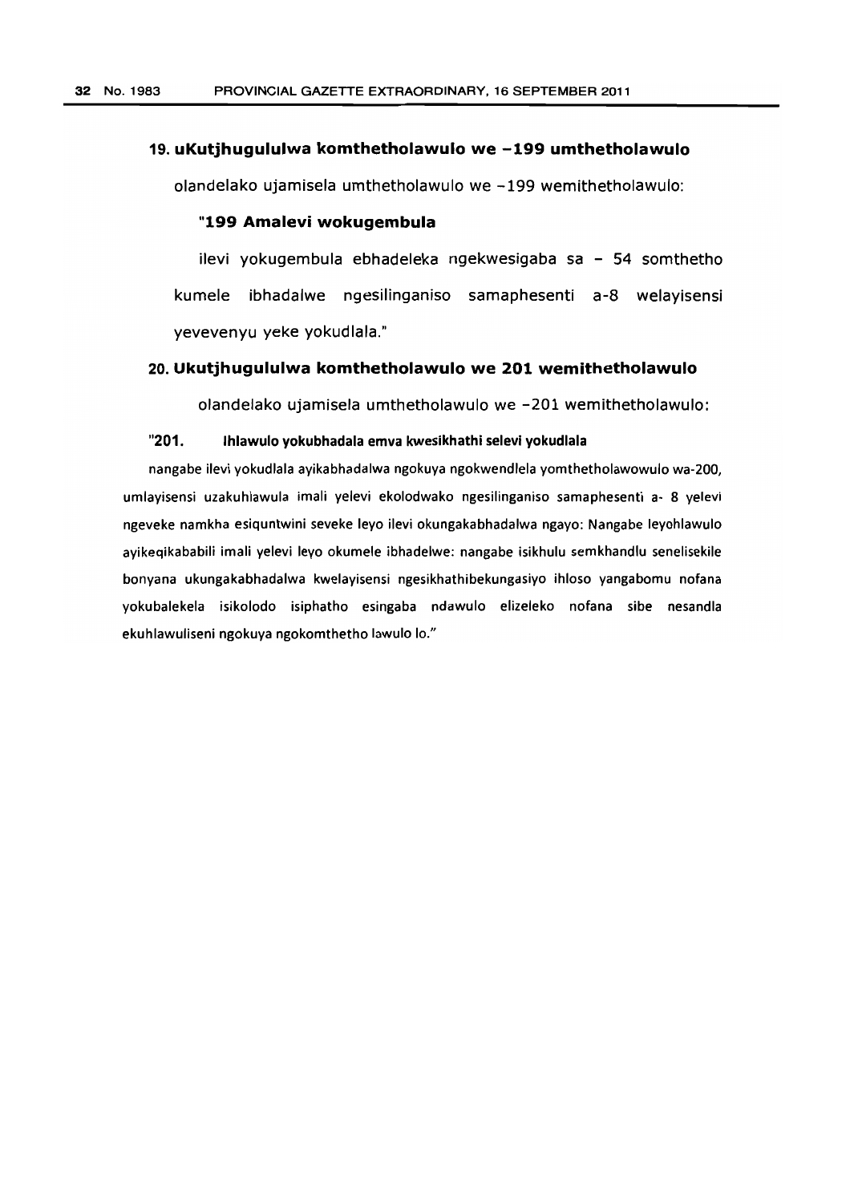## 19. uKutjhugululwa komthetholawulo we -199 umthetholawulo

olandelako ujamisela umthetholawulo we -199 wemithetholawulo:

### "199 Amalevi wokugembula

ilevi yokugembula ebhadeleka ngekwesigaba sa - 54 somthetho kumele ibhadalwe ngesilinganiso samaphesenti a-8 welayisensi yevevenyu yeke yokudlala."

## 20. Ukutjhugululwa komthetholawulo we 201 wemithetholawulo

olandelako ujamisela umthetholawulo we -201 wemithetholawulo:

**"201. Ihlawulo yokubhadala emva kwesikhathi selevi yokudlala**

nangabe ilevi yokudlala ayikabhadalwa ngokuya ngokwendlela yomthetholawowulo wa-200, umlayisensi uzakuhlawula imali yelevi ekolodwako ngesilinganiso samaphesenti a- 8 yelevi ngeveke namkha esiquntwini seveke leyo ilevi okungakabhadalwa ngayo: Nangabe leyohlawulo ayikeqikababili imali yelevi leyo okumele ibhadelwe: nangabe isikhulu semkhandlu senelisekile bonyana ukungakabhadalwa kwelayisensi ngesikhathibekungasiyo ihloso yangabomu nofana yokubalekela isikolodo isiphatho esingaba ndawulo elizeleko nofana sibe nesandla ekuhlawuliseni ngokuya ngokomthetho lawulo lo."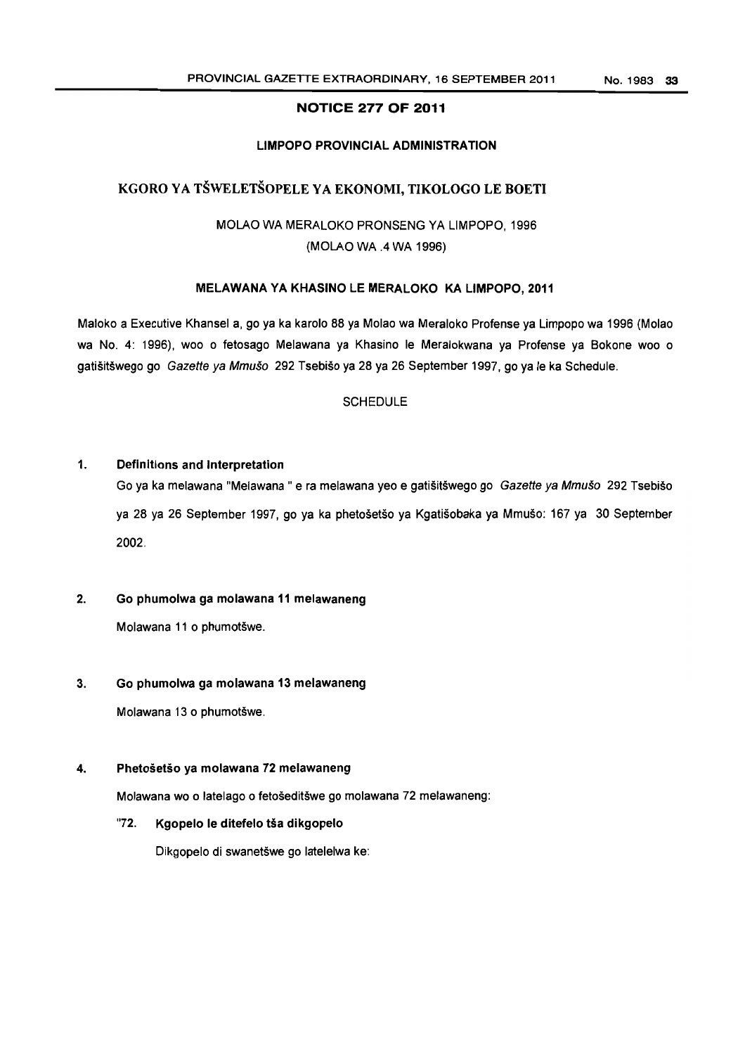## NOTICE 277 OF 2011

### LIMPOPO PROVINCIAL ADMINISTRATION

## KGORO YA TŠWELETŠOPELE YA EKONOMI, TIKOLOGO LE BOETI

MOLAO WA MERALOKO PRONSENG YA LIMPOPO, 1996

(MOLAO WA .4 WA 1996)

### MELAWANA YA KHASINO LE MERALOKO KA LIMPOPO, 2011

Maloko a Executive Khansel a, go ya ka karolo 88 ya Molao wa Meraloko Profense ya Limpopo wa 1996 (Molao wa No. 4: 1996), woo o fetosago Melawana ya Khasino le Meralokwana ya Profense ya Bokone woo o gatišitšwego go *Gazette ya Mmušo* 292 Tsebišo ya 28 ya 26 September 1997, go ya le ka Schedule.

SCHEDULE

**1. Definitions and Interpretation**

Go ya ka melawana "Melawana " e ra melawana yeo e gatišitšwego go *Gazette ya Mmušo* 292 Tsebišo ya 28 ya 26 September 1997, go ya ka phetošetšo ya Kgatišobaka ya Mmušo: 167 ya 30 September 2002.

**2. Go phumolwa ga molawana 11 melawaneng**

Molawana 11 o phumotšwe.

**3. Go phumolwa ga molawana 13 melawaneng**

Molawana 13 o phumotšwe.

**4. Phetošetšo ya molawana 72 melawaneng**

Molawana wo o latelago o fetošeditšwe go molawana 72 melawaneng:

"**72. Kgopelo le ditefelo tša dikgopelo**

Dikgopelo di swanetšwe go latelelwa ke: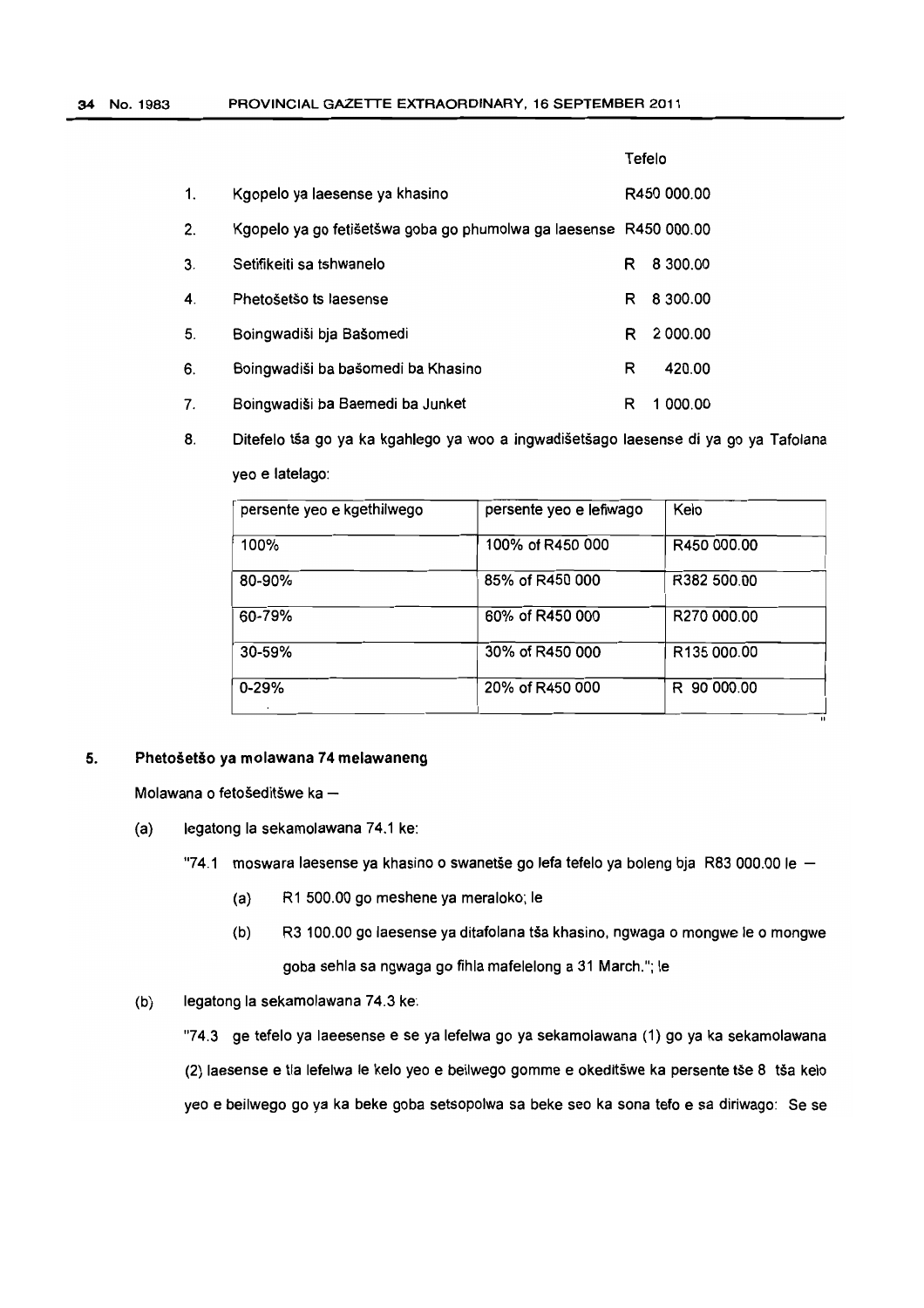| | | Tefelo |
|---|---|---|
| 1. | Kgopelo ya laesense ya khasino | R450 000.00 |
| 2. | Kgopelo ya go fetišetšwa goba go phumolwa ga laesense | R450 000.00 |
| 3. | Setifikeiti sa tshwanelo | R 8 300.00 |
| 4. | Phetošetšo ts laesense | R 8 300.00 |
| 5. | Boingwadiši bja Bašomedi | R 2 000.00 |
| 6. | Boingwadiši ba bašomedi ba Khasino | R 420.00 |
| 7. | Boingwadiši ba Baemedi ba Junket | R 1 000.00 |

8. Ditefelo tša go ya ka kgahlego ya woo a ingwadišetšago laesense di ya go ya Tafolana yeo e latelago:

| persente yeo e kgethilwego | persente yeo e lefiwago | Kelo |
|---|---|---|
| 100% | 100% of R450 000 | R450 000.00 |
| 80-90% | 85% of R450 000 | R382 500.00 |
| 60-79% | 60% of R450 000 | R270 000.00 |
| 30-59% | 30% of R450 000 | R135 000.00 |
| 0-29% | 20% of R450 000 | R 90 000.00 |

"

## 5. Phetošetšo ya molawana 74 melawaneng

Molawana o fetošeditšwe ka –

(a) legatong la sekamolawana 74.1 ke:

"74.1 moswara laesense ya khasino o swanetše go lefa tefelo ya boleng bja R83 000.00 le –

(a) R1 500.00 go meshene ya meraloko; le

(b) R3 100.00 go laesense ya ditafolana tša khasino, ngwaga o mongwe le o mongwe goba sehla sa ngwaga go fihla mafelelong a 31 March."; le

(b) legatong la sekamolawana 74.3 ke:

"74.3 ge tefelo ya laeesense e se ya lefelwa go ya sekamolawana (1) go ya ka sekamolawana (2) laesense e tla lefelwa le kelo yeo e beilwego gomme e okeditšwe ka persente tše 8 tša kelo yeo e beilwego go ya ka beke goba setsopolwa sa beke seo ka sona tefo e sa diriwago: Se se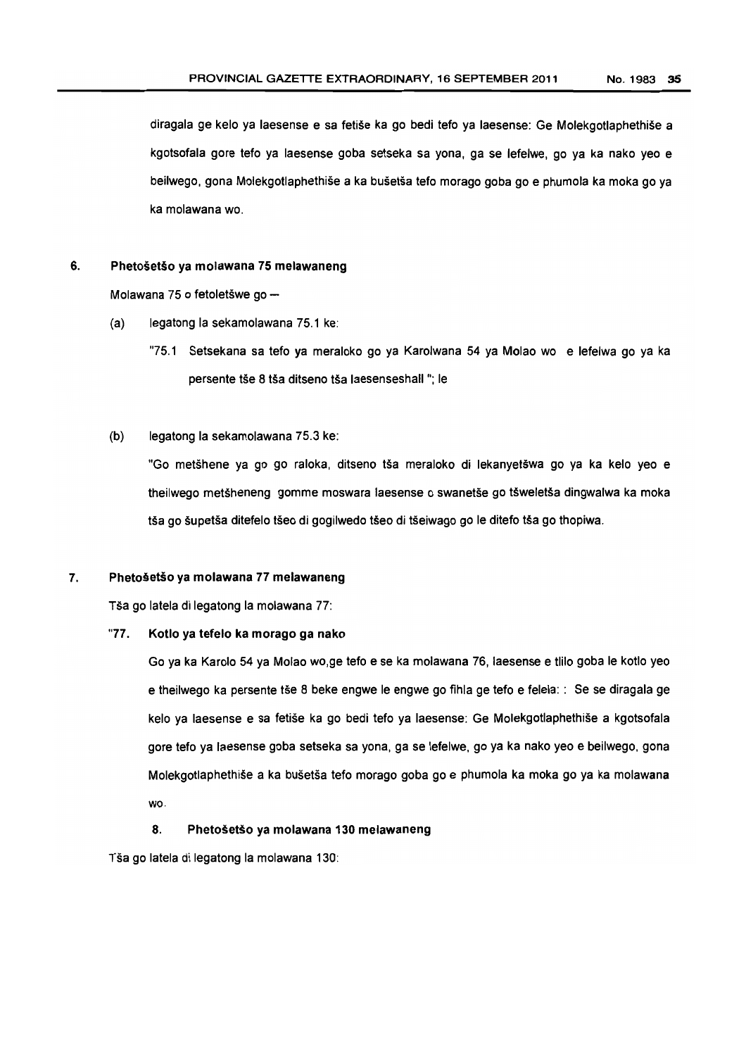diragala ge kelo ya laesense e sa fetiše ka go bedi tefo ya laesense: Ge Molekgotlaphethiše a kgotsofala gore tefo ya laesense goba setseka sa yona, ga se lefelwe, go ya ka nako yeo e beilwego, gona Molekgotlaphethiše a ka bušetša tefo morago goba go e phumola ka moka go ya ka molawana wo.

**6. Phetošetšo ya molawana 75 melawaneng**

Molawana 75 o fetoletšwe go —

(a) legatong la sekamolawana 75.1 ke:

"75.1 Setsekana sa tefo ya meraloko go ya Karolwana 54 ya Molao wo e lefelwa go ya ka persente tše 8 tša ditseno tša laesenseshall "; le

(b) legatong la sekamolawana 75.3 ke:

"Go metšhene ya go go raloka, ditseno tša meraloko di lekanyetšwa go ya ka kelo yeo e theilwego metšheneng gomme moswara laesense o swanetše go tšweletša dingwalwa ka moka tša go šupetša ditefelo tšeo di gogilwedo tšeo di tšeiwago go le ditefo tša go thopiwa.

**7. Phetošetšo ya molawana 77 melawaneng**

Tša go latela di legatong la molawana 77:

**"77. Kotlo ya tefelo ka morago ga nako**

Go ya ka Karolo 54 ya Molao wo,ge tefo e se ka molawana 76, laesense e tlilo goba le kotlo yeo e theilwego ka persente tše 8 beke engwe le engwe go fihla ge tefo e felela: : Se se diragala ge kelo ya laesense e sa fetiše ka go bedi tefo ya laesense: Ge Molekgotlaphethiše a kgotsofala gore tefo ya laesense goba setseka sa yona, ga se lefelwe, go ya ka nako yeo e beilwego, gona Molekgotlaphethiše a ka bušetša tefo morago goba go e phumola ka moka go ya ka molawana wo.

**8. Phetošetšo ya molawana 130 melawaneng**

Tša go latela di legatong la molawana 130: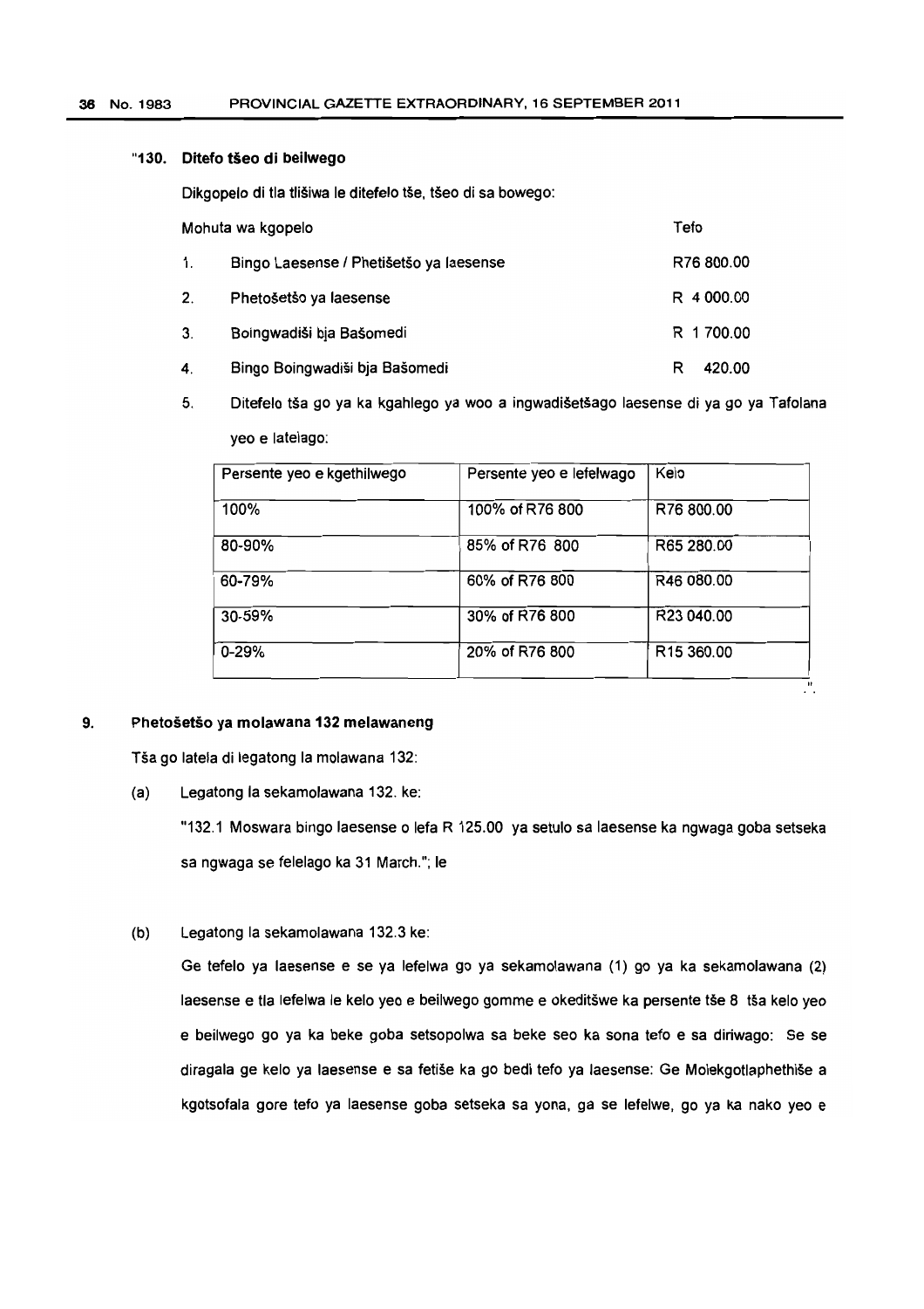"**130. Ditefo tšeo di beilwego**

Dikgopelo di tla tlišiwa le ditefelo tše, tšeo di sa bowego:

| Mohuta wa kgopelo | Tefo |
|---|---|
| 1. Bingo Laesense / Phetišetšo ya laesense | R76 800.00 |
| 2. Phetošetšo ya laesense | R 4 000.00 |
| 3. Boingwadiši bja Bašomedi | R 1 700.00 |
| 4. Bingo Boingwadiši bja Bašomedi | R 420.00 |

5. Ditefelo tša go ya ka kgahlego ya woo a ingwadišetšago laesense di ya go ya Tafolana yeo e latelago:

| Persente yeo e kgethilwego | Persente yeo e lefelwago | Kelo |
|---|---|---|
| 100% | 100% of R76 800 | R76 800.00 |
| 80-90% | 85% of R76 800 | R65 280.00 |
| 60-79% | 60% of R76 800 | R46 080.00 |
| 30-59% | 30% of R76 800 | R23 040.00 |
| 0-29% | 20% of R76 800 | R15 360.00 |

".

**9. Phetošetšo ya molawana 132 melawaneng**

Tša go latela di legatong la molawana 132:

(a) Legatong la sekamolawana 132. ke:

"132.1 Moswara bingo laesense o lefa R 125.00 ya setulo sa laesense ka ngwaga goba setseka sa ngwaga se felelago ka 31 March."; le

(b) Legatong la sekamolawana 132.3 ke:

Ge tefelo ya laesense e se ya lefelwa go ya sekamolawana (1) go ya ka sekamolawana (2) laesense e tla lefelwa le kelo yeo e beilwego gomme e okeditšwe ka persente tše 8 tša kelo yeo e beilwego go ya ka beke goba setsopolwa sa beke seo ka sona tefo e sa diriwago: Se se diragala ge kelo ya laesense e sa fetiše ka go bedi tefo ya laesense: Ge Molekgotlaphethiše a kgotsofala gore tefo ya laesense goba setseka sa yona, ga se lefelwe, go ya ka nako yeo e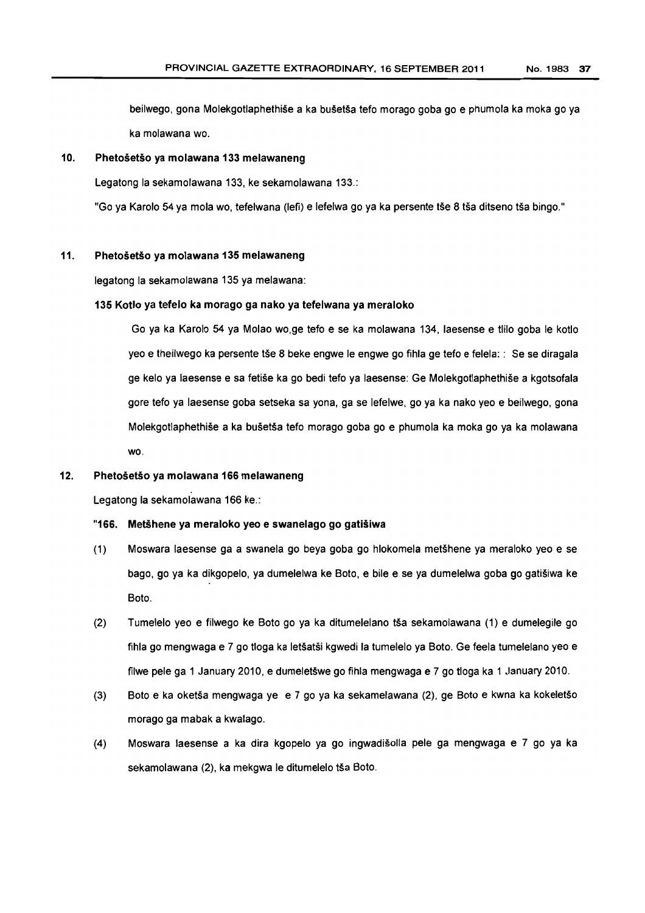beilwego, gona Molekgotlaphethiše a ka bušetša tefo morago goba go e phumola ka moka go ya ka molawana wo.

**10. Phetošetšo ya molawana 133 melawaneng**

Legatong la sekamolawana 133, ke sekamolawana 133.:

"Go ya Karolo 54 ya mola wo, tefelwana (lefi) e lefelwa go ya ka persente tše 8 tša ditseno tša bingo."

**11. Phetošetšo ya molawana 135 melawaneng**

legatong la sekamolawana 135 ya melawana:

**135 Kotlo ya tefelo ka morago ga nako ya tefelwana ya meraloko**

Go ya ka Karolo 54 ya Molao wo,ge tefo e se ka molawana 134, laesense e tlilo goba le kotlo yeo e theilwego ka persente tše 8 beke engwe le engwe go fihla ge tefo e felela: : Se se diragala ge kelo ya laesense e sa fetiše ka go bedi tefo ya laesense: Ge Molekgotlaphethiše a kgotsofala gore tefo ya laesense goba setseka sa yona, ga se lefelwe, go ya ka nako yeo e beilwego, gona Molekgotlaphethiše a ka bušetša tefo morago goba go e phumola ka moka go ya ka molawana wo.

**12. Phetošetšo ya molawana 166 melawaneng**

Legatong la sekamolawana 166 ke.:

**"166. Metšhene ya meraloko yeo e swanelago go gatišiwa**

(1) Moswara laesense ga a swanela go beya goba go hlokomela metšhene ya meraloko yeo e se bago, go ya ka dikgopelo, ya dumelelwa ke Boto, e bile e se ya dumelelwa goba go gatišiwa ke Boto.

(2) Tumelelo yeo e filwego ke Boto go ya ka ditumelelano tša sekamolawana (1) e dumelegile go fihla go mengwaga e 7 go tloga ka letšatši kgwedi la tumelelo ya Boto. Ge feela tumelelano yeo e filwe pele ga 1 January 2010, e dumeletšwe go fihla mengwaga e 7 go tloga ka 1 January 2010.

(3) Boto e ka oketša mengwaga ye e 7 go ya ka sekamelawana (2), ge Boto e kwna ka kokeletšo morago ga mabak a kwalago.

(4) Moswara laesense a ka dira kgopelo ya go ingwadišolla pele ga mengwaga e 7 go ya ka sekamolawana (2), ka mekgwa le ditumelelo tša Boto.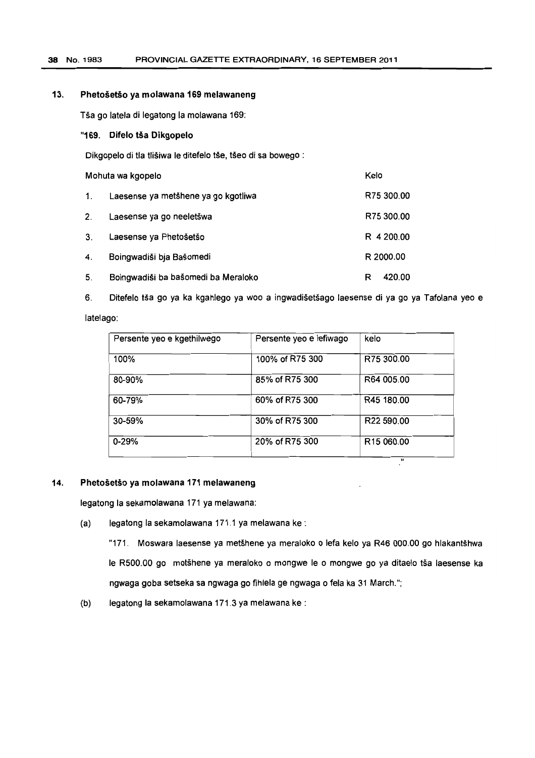## 13. Phetošetšo ya molawana 169 melawaneng

Tša go latela di legatong la molawana 169:

### "169. Difelo tša Dikgopelo

Dikgopelo di tla tlišiwa le ditefelo tše, tšeo di sa bowego :

| Mohuta wa kgopelo | Kelo |
|---|---|
| 1. Laesense ya metšhene ya go kgotliwa | R75 300.00 |
| 2. Laesense ya go neeletšwa | R75 300.00 |
| 3. Laesense ya Phetošetšo | R 4 200.00 |
| 4. Boingwadiši bja Bašomedi | R 2000.00 |
| 5. Boingwadiši ba bašomedi ba Meraloko | R 420.00 |

6. Ditefelo tša go ya ka kgahlego ya woo a ingwadišetšago laesense di ya go ya Tafolana yeo e latelago:

| Persente yeo e kgethilwego | Persente yeo e lefiwago | kelo |
|---|---|---|
| 100% | 100% of R75 300 | R75 300.00 |
| 80-90% | 85% of R75 300 | R64 005.00 |
| 60-79% | 60% of R75 300 | R45 180.00 |
| 30-59% | 30% of R75 300 | R22 590.00 |
| 0-29% | 20% of R75 300 | R15 060.00 |

"

## 14. Phetošetšo ya molawana 171 melawaneng

legatong la sekamolawana 171 ya melawana:

(a) legatong la sekamolawana 171.1 ya melawana ke :

"171. Moswara laesense ya metšhene ya meraloko o lefa kelo ya R46 000.00 go hlakantšhwa le R500.00 go motšhene ya meraloko o mongwe le o mongwe go ya ditaelo tša laesense ka ngwaga goba setseka sa ngwaga go fihlela ge ngwaga o fela ka 31 March.";

(b) legatong la sekamolawana 171.3 ya melawana ke :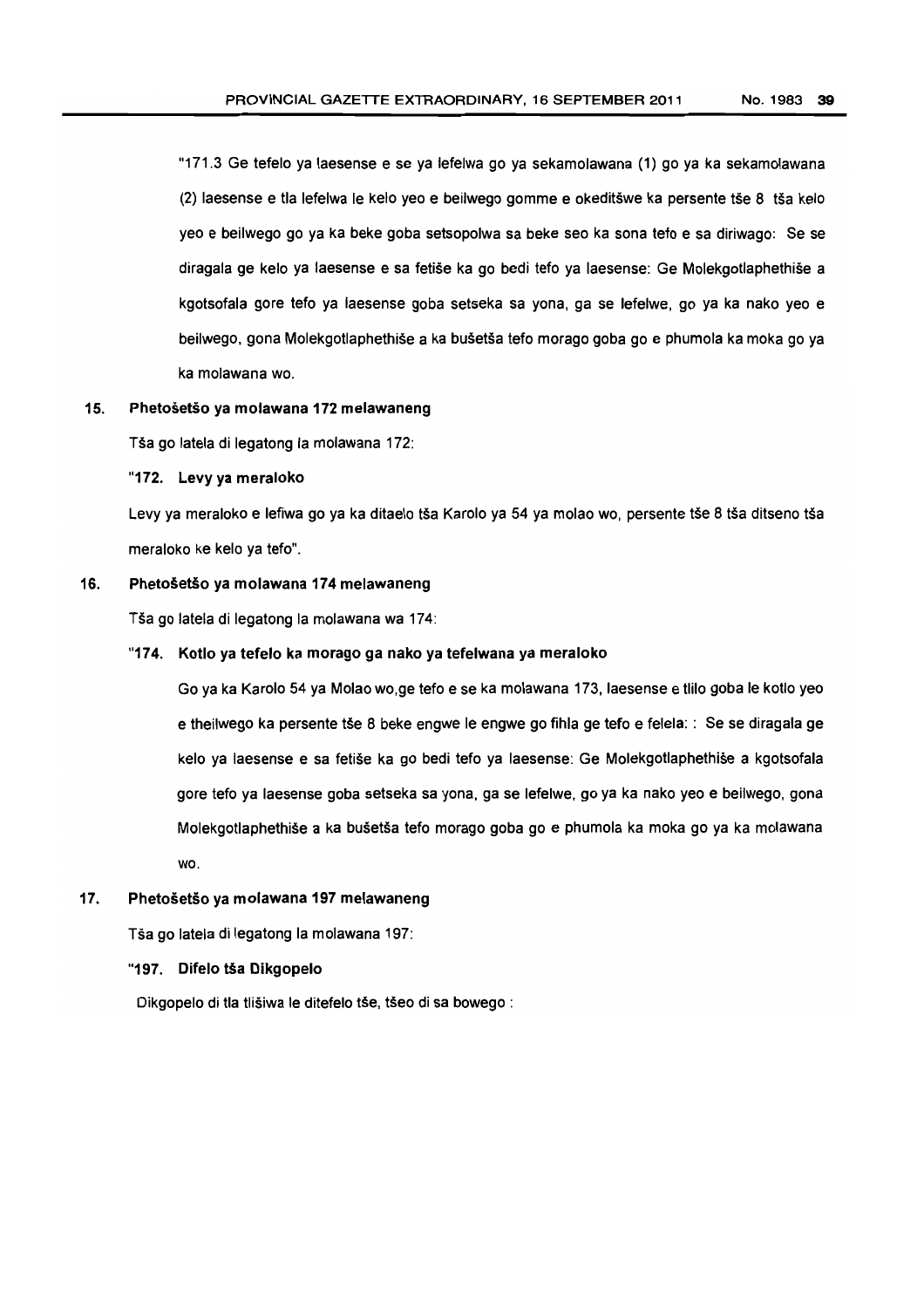"171.3 Ge tefelo ya laesense e se ya lefelwa go ya sekamolawana (1) go ya ka sekamolawana (2) laesense e tla lefelwa le kelo yeo e beilwego gomme e okeditšwe ka persente tše 8 tša kelo yeo e beilwego go ya ka beke goba setsopolwa sa beke seo ka sona tefo e sa diriwago: Se se diragala ge kelo ya laesense e sa fetiše ka go bedi tefo ya laesense: Ge Molekgotlaphethiše a kgotsofala gore tefo ya laesense goba setseka sa yona, ga se lefelwe, go ya ka nako yeo e beilwego, gona Molekgotlaphethiše a ka bušetša tefo morago goba go e phumola ka moka go ya ka molawana wo.

**15. Phetošetšo ya molawana 172 melawaneng**

Tša go latela di legatong la molawana 172:

**"172. Levy ya meraloko**

Levy ya meraloko e lefiwa go ya ka ditaelo tša Karolo ya 54 ya molao wo, persente tše 8 tša ditseno tša meraloko ke kelo ya tefo".

**16. Phetošetšo ya molawana 174 melawaneng**

Tša go latela di legatong la molawana wa 174:

**"174. Kotlo ya tefelo ka morago ga nako ya tefelwana ya meraloko**

Go ya ka Karolo 54 ya Molao wo,ge tefo e se ka molawana 173, laesense e tlilo goba le kotlo yeo e theilwego ka persente tše 8 beke engwe le engwe go fihla ge tefo e felela: : Se se diragala ge kelo ya laesense e sa fetiše ka go bedi tefo ya laesense: Ge Molekgotlaphethiše a kgotsofala gore tefo ya laesense goba setseka sa yona, ga se lefelwe, go ya ka nako yeo e beilwego, gona Molekgotlaphethiše a ka bušetša tefo morago goba go e phumola ka moka go ya ka molawana wo.

**17. Phetošetšo ya molawana 197 melawaneng**

Tša go latela di legatong la molawana 197:

**"197. Difelo tša Dikgopelo**

Dikgopelo di tla tlišiwa le ditefelo tše, tšeo di sa bowego :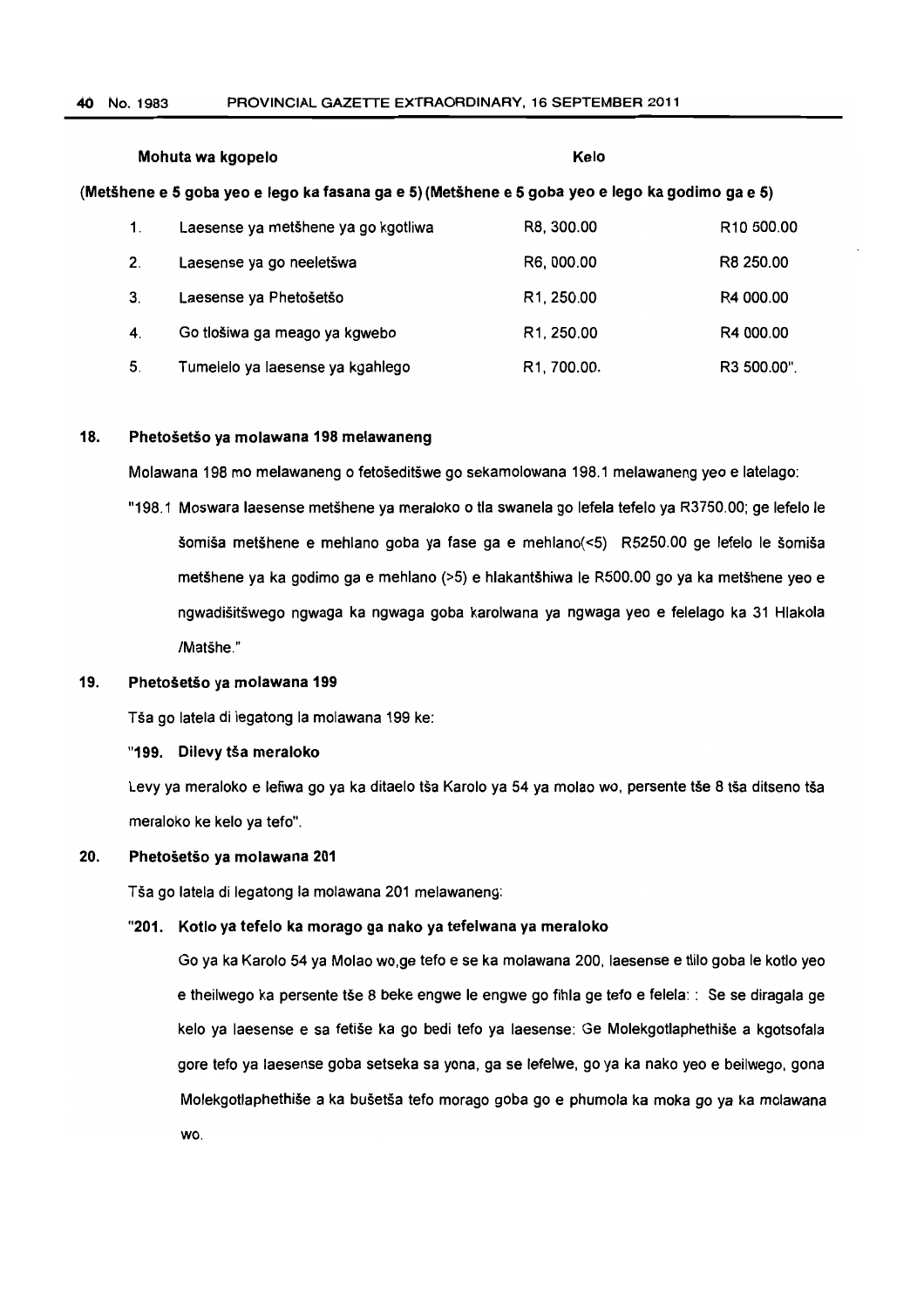| | Mohuta wa kgopelo | Kelo | |
|---|---|---|---|
| | | (Metšhene e 5 goba yeo e lego ka fasana ga e 5) | (Metšhene e 5 goba yeo e lego ka godimo ga e 5) |
| 1. | Laesense ya metšhene ya go kgotliwa | R8, 300.00 | R10 500.00 |
| 2. | Laesense ya go neeletšwa | R6, 000.00 | R8 250.00 |
| 3. | Laesense ya Phetošetšo | R1, 250.00 | R4 000.00 |
| 4. | Go tlošiwa ga meago ya kgwebo | R1, 250.00 | R4 000.00 |
| 5. | Tumelelo ya laesense ya kgahlego | R1, 700.00. | R3 500.00". |

**18. Phetošetšo ya molawana 198 melawaneng**

Molawana 198 mo melawaneng o fetošeditšwe go sekamolowana 198.1 melawaneng yeo e latelago:

"198.1 Moswara laesense metšhene ya meraloko o tla swanela go lefela tefelo ya R3750.00; ge lefelo le šomiša metšhene e mehlano goba ya fase ga e mehlano(<5) R5250.00 ge lefelo le šomiša metšhene ya ka godimo ga e mehlano (>5) e hlakantšhiwa le R500.00 go ya ka metšhene yeo e ngwadišitšwego ngwaga ka ngwaga goba karolwana ya ngwaga yeo e felelago ka 31 Hlakola /Matšhe."

**19. Phetošetšo ya molawana 199**

Tša go latela di legatong la molawana 199 ke:

**"199. Dilevy tša meraloko**

Levy ya meraloko e lefiwa go ya ka ditaelo tša Karolo ya 54 ya molao wo, persente tše 8 tša ditseno tša meraloko ke kelo ya tefo".

**20. Phetošetšo ya molawana 201**

Tša go latela di legatong la molawana 201 melawaneng:

**"201. Kotlo ya tefelo ka morago ga nako ya tefelwana ya meraloko**

Go ya ka Karolo 54 ya Molao wo,ge tefo e se ka molawana 200, laesense e tlilo goba le kotlo yeo e theilwego ka persente tše 8 beke engwe le engwe go fihla ge tefo e felela: : Se se diragala ge kelo ya laesense e sa fetiše ka go bedi tefo ya laesense: Ge Molekgotlaphethiše a kgotsofala gore tefo ya laesense goba setseka sa yona, ga se lefelwe, go ya ka nako yeo e beilwego, gona Molekgotlaphethiše a ka bušetša tefo morago goba go e phumola ka moka go ya ka molawana wo.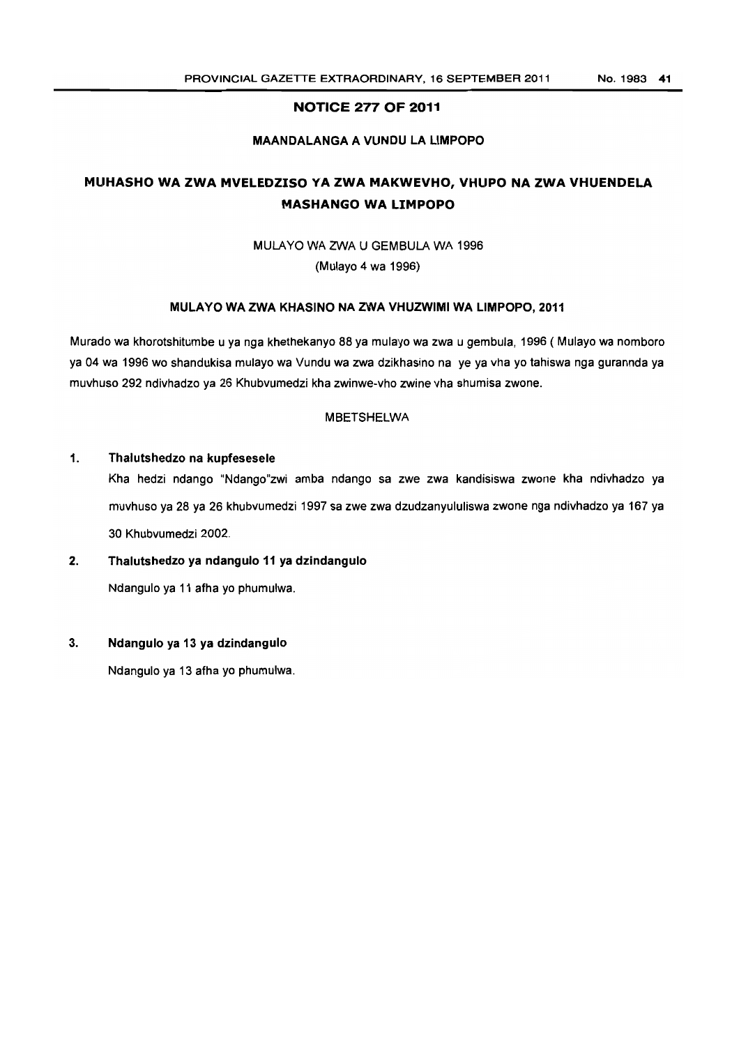## NOTICE 277 OF 2011

### MAANDALANGA A VUNDU LA LIMPOPO

# MUHASHO WA ZWA MVELEDZISO YA ZWA MAKWEVHO, VHUPO NA ZWA VHUENDELA MASHANGO WA LIMPOPO

MULAYO WA ZWA U GEMBULA WA 1996

(Mulayo 4 wa 1996)

### MULAYO WA ZWA KHASINO NA ZWA VHUZWIMI WA LIMPOPO, 2011

Murado wa khorotshitumbe u ya nga khethekanyo 88 ya mulayo wa zwa u gembula, 1996 ( Mulayo wa nomboro ya 04 wa 1996 wo shandukisa mulayo wa Vundu wa zwa dzikhasino na ye ya vha yo tahiswa nga gurannda ya muvhuso 292 ndivhadzo ya 26 Khubvumedzi kha zwinwe-vho zwine vha shumisa zwone.

MBETSHELWA

**1. Thalutshedzo na kupfesesele**

Kha hedzi ndango "Ndango"zwi amba ndango sa zwe zwa kandisiswa zwone kha ndivhadzo ya muvhuso ya 28 ya 26 khubvumedzi 1997 sa zwe zwa dzudzanyululiswa zwone nga ndivhadzo ya 167 ya 30 Khubvumedzi 2002.

**2. Thalutshedzo ya ndangulo 11 ya dzindangulo**

Ndangulo ya 11 afha yo phumulwa.

**3. Ndangulo ya 13 ya dzindangulo**

Ndangulo ya 13 afha yo phumulwa.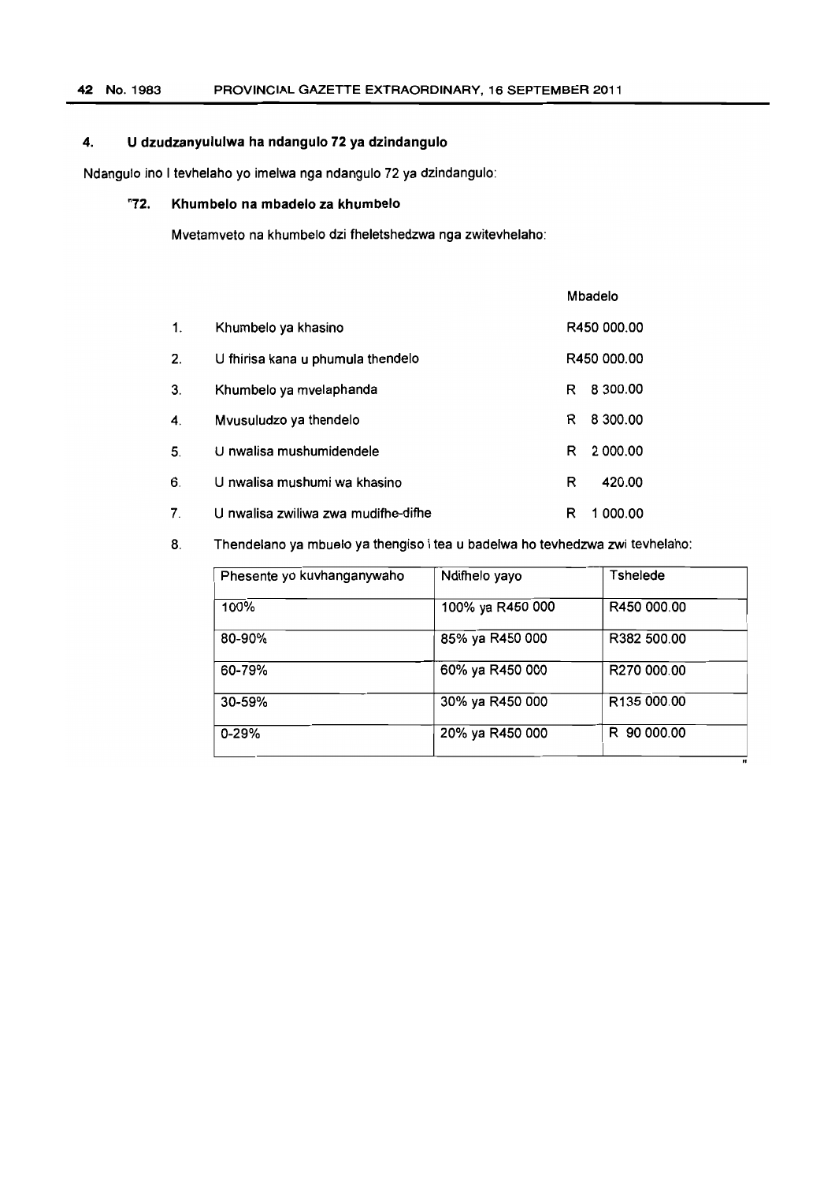## 4. U dzudzanyululwa ha ndangulo 72 ya dzindangulo

Ndangulo ino I tevhelaho yo imelwa nga ndangulo 72 ya dzindangulo:

### "72. Khumbelo na mbadelo za khumbelo

Mvetamveto na khumbelo dzi fheletshedzwa nga zwitevhelaho:

| | | Mbadelo |
|---|---|---|
| 1. | Khumbelo ya khasino | R450 000.00 |
| 2. | U fhirisa kana u phumula thendelo | R450 000.00 |
| 3. | Khumbelo ya mvelaphanda | R 8 300.00 |
| 4. | Mvusuludzo ya thendelo | R 8 300.00 |
| 5. | U nwalisa mushumidendele | R 2 000.00 |
| 6. | U nwalisa mushumi wa khasino | R 420.00 |
| 7. | U nwalisa zwiliwa zwa mudifhe-difhe | R 1 000.00 |

8. Thendelano ya mbuelo ya thengiso i tea u badelwa ho tevhedzwa zwi tevhelaho:

| Phesente yo kuvhanganywaho | Ndifhelo yayo | Tshelede |
|---|---|---|
| 100% | 100% ya R450 000 | R450 000.00 |
| 80-90% | 85% ya R450 000 | R382 500.00 |
| 60-79% | 60% ya R450 000 | R270 000.00 |
| 30-59% | 30% ya R450 000 | R135 000.00 |
| 0-29% | 20% ya R450 000 | R 90 000.00 |

"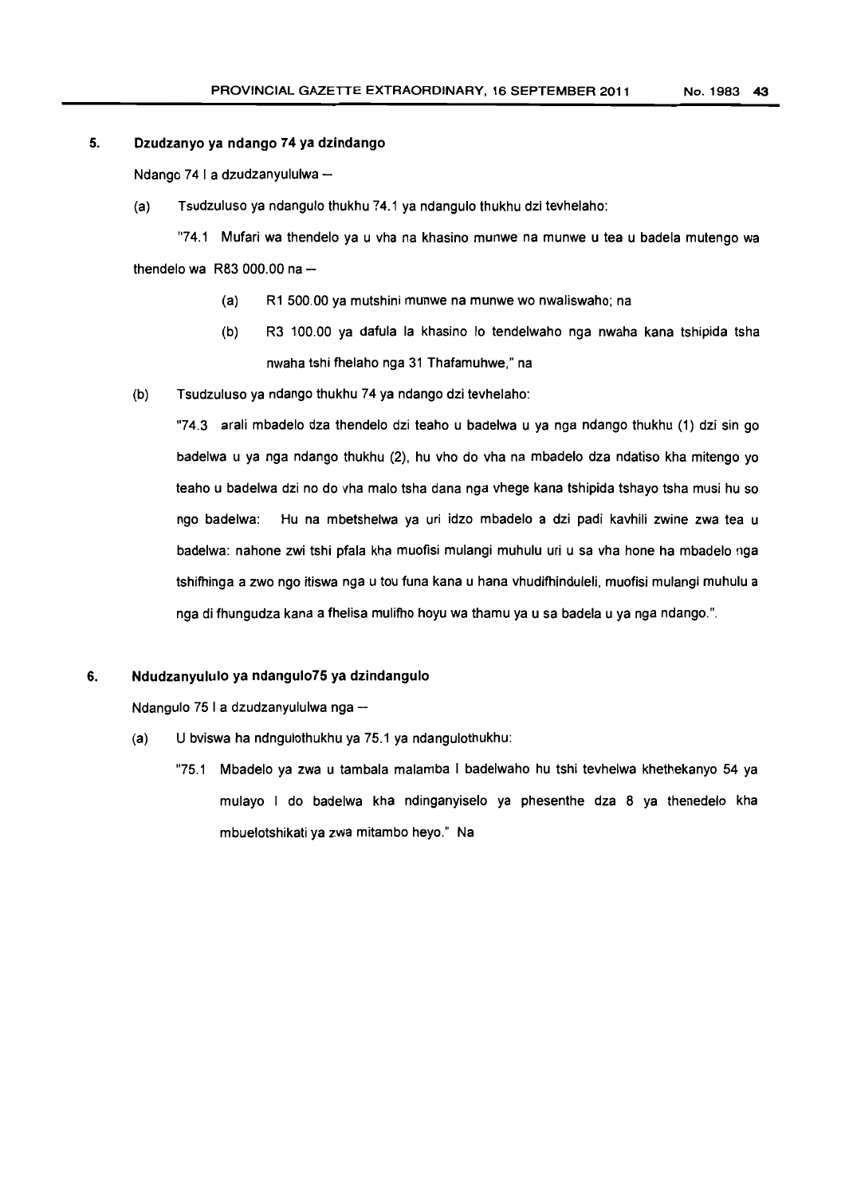## 5. Dzudzanyo ya ndango 74 ya dzindango

Ndango 74 I a dzudzanyululwa –

(a) Tsudzuluso ya ndangulo thukhu 74.1 ya ndangulo thukhu dzi tevhelaho:

"74.1 Mufari wa thendelo ya u vha na khasino munwe na munwe u tea u badela mutengo wa thendelo wa R83 000.00 na –

- (a) R1 500.00 ya mutshini munwe na munwe wo nwaliswaho; na
- (b) R3 100.00 ya dafula la khasino lo tendelwaho nga nwaha kana tshipida tsha nwaha tshi fhelaho nga 31 Thafamuhwe," na

(b) Tsudzuluso ya ndango thukhu 74 ya ndango dzi tevhelaho:

"74.3 arali mbadelo dza thendelo dzi teaho u badelwa u ya nga ndango thukhu (1) dzi sin go badelwa u ya nga ndango thukhu (2), hu vho do vha na mbadelo dza ndatiso kha mitengo yo teaho u badelwa dzi no do vha malo tsha dana nga vhege kana tshipida tshayo tsha musi hu so ngo badelwa: Hu na mbetshelwa ya uri idzo mbadelo a dzi padi kavhili zwine zwa tea u badelwa: nahone zwi tshi pfala kha muofisi mulangi muhulu uri u sa vha hone ha mbadelo nga tshifhinga a zwo ngo itiswa nga u tou funa kana u hana vhudifhinduleli, muofisi mulangi muhulu a nga di fhungudza kana a fhelisa mulifho hoyu wa thamu ya u sa badela u ya nga ndango.".

## 6. Ndudzanyululo ya ndangulo75 ya dzindangulo

Ndangulo 75 I a dzudzanyululwa nga –

(a) U bviswa ha ndngulothukhu ya 75.1 ya ndangulothukhu:

"75.1 Mbadelo ya zwa u tambala malamba I badelwaho hu tshi tevhelwa khethekanyo 54 ya mulayo I do badelwa kha ndinganyiselo ya phesenthe dza 8 ya thenedelo kha mbuelotshikati ya zwa mitambo heyo." Na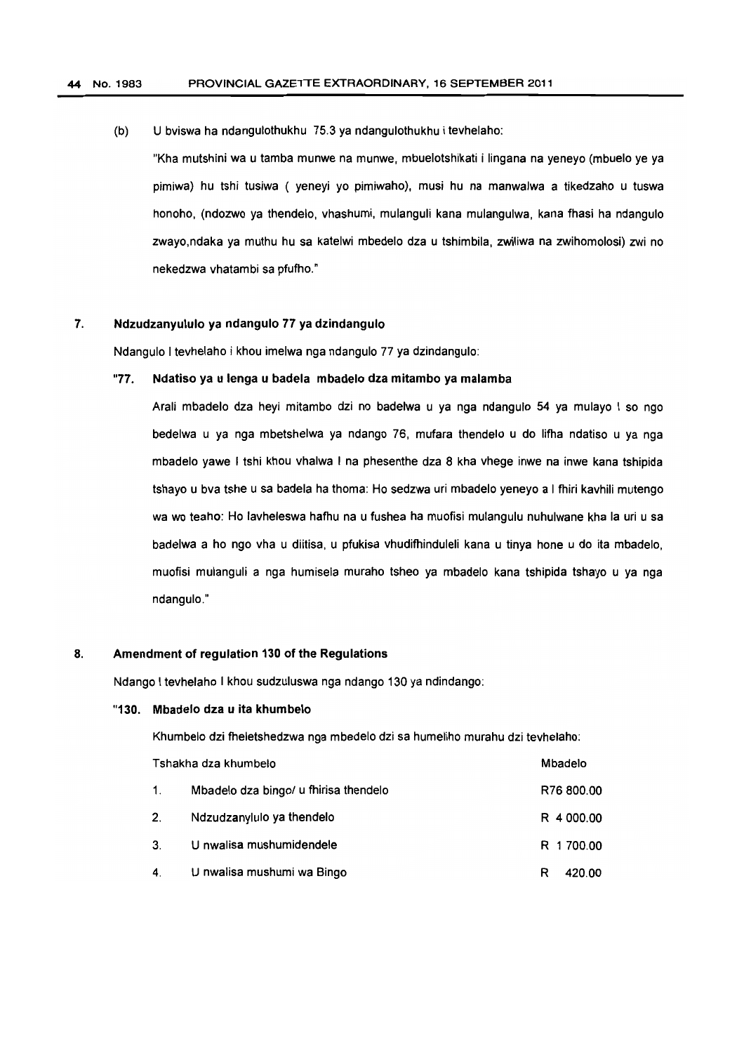(b) U bviswa ha ndangulothukhu 75.3 ya ndangulothukhu i tevhelaho:

"Kha mutshini wa u tamba munwe na munwe, mbuelotshikati i lingana na yeneyo (mbuelo ye ya pimiwa) hu tshi tusiwa ( yeneyi yo pimiwaho), musi hu na manwalwa a tikedzaho u tuswa honoho, (ndozwo ya thendelo, vhashumi, mulanguli kana mulangulwa, kana fhasi ha ndangulo zwayo,ndaka ya muthu hu sa katelwi mbedelo dza u tshimbila, zwiliwa na zwihomolosi) zwi no nekedzwa vhatambi sa pfufho."

## 7. Ndzudzanyululo ya ndangulo 77 ya dzindangulo

Ndangulo I tevhelaho i khou imelwa nga ndangulo 77 ya dzindangulo:

### "77. Ndatiso ya u lenga u badela mbadelo dza mitambo ya malamba

Arali mbadelo dza heyi mitambo dzi no badelwa u ya nga ndangulo 54 ya mulayo \ so ngo bedelwa u ya nga mbetshelwa ya ndango 76, mufara thendelo u do lifha ndatiso u ya nga mbadelo yawe I tshi khou vhalwa I na phesenthe dza 8 kha vhege inwe na inwe kana tshipida tshayo u bva tshe u sa badela ha thoma: Ho sedzwa uri mbadelo yeneyo a I fhiri kavhili mutengo wa wo teaho: Ho lavheleswa hafhu na u fushea ha muofisi mulangulu nuhulwane kha la uri u sa badelwa a ho ngo vha u diitisa, u pfukisa vhudifhinduleli kana u tinya hone u do ita mbadelo, muofisi mulanguli a nga humisela muraho tsheo ya mbadelo kana tshipida tshayo u ya nga ndangulo."

## 8. Amendment of regulation 130 of the Regulations

Ndango I tevhelaho I khou sudzuluswa nga ndango 130 ya ndindango:

### "130. Mbadelo dza u ita khumbelo

Khumbelo dzi fheletshedzwa nga mbedelo dzi sa humeliho murahu dzi tevhelaho:

| | Tshakha dza khumbelo | Mbadelo |
|---|---|---|
| 1. | Mbadelo dza bingo/ u fhirisa thendelo | R76 800.00 |
| 2. | Ndzudzanylulo ya thendelo | R 4 000.00 |
| 3. | U nwalisa mushumidendele | R 1 700.00 |
| 4. | U nwalisa mushumi wa Bingo | R 420.00 |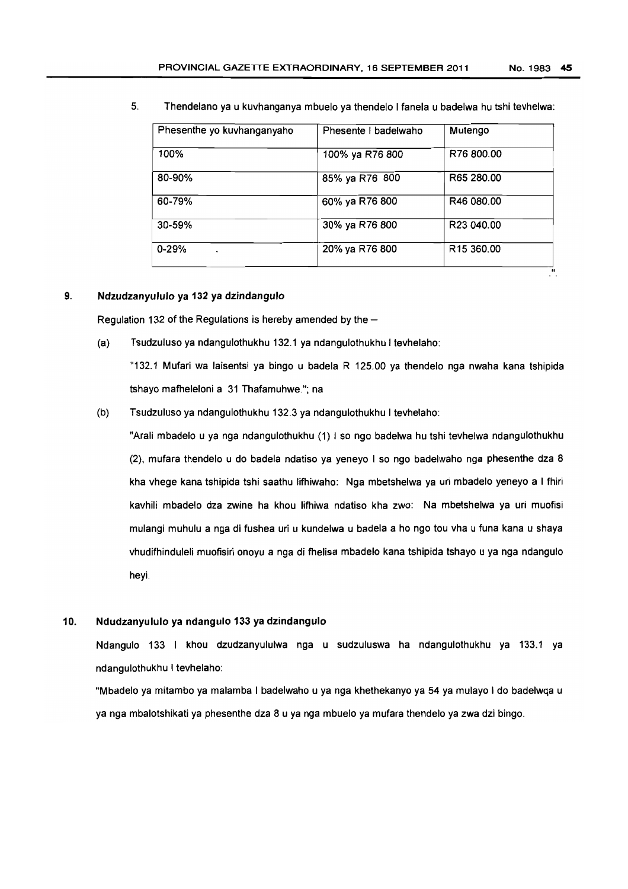5. Thendelano ya u kuvhanganya mbuelo ya thendelo I fanela u badelwa hu tshi tevhelwa:

| Phesenthe yo kuvhanganyaho | Phesente I badelwaho | Mutengo |
|---|---|---|
| 100% | 100% ya R76 800 | R76 800.00 |
| 80-90% | 85% ya R76 800 | R65 280.00 |
| 60-79% | 60% ya R76 800 | R46 080.00 |
| 30-59% | 30% ya R76 800 | R23 040.00 |
| 0-29% . | 20% ya R76 800 | R15 360.00 |

".

**9. Ndzudzanyululo ya 132 ya dzindangulo**

Regulation 132 of the Regulations is hereby amended by the –

(a) Tsudzuluso ya ndangulothukhu 132.1 ya ndangulothukhu I tevhelaho:

"132.1 Mufari wa laisentsi ya bingo u badela R 125.00 ya thendelo nga nwaha kana tshipida tshayo mafheleloni a 31 Thafamuhwe."; na

(b) Tsudzuluso ya ndangulothukhu 132.3 ya ndangulothukhu I tevhelaho:

"Arali mbadelo u ya nga ndangulothukhu (1) I so ngo badelwa hu tshi tevhelwa ndangulothukhu (2), mufara thendelo u do badela ndatiso ya yeneyo I so ngo badelwaho nga phesenthe dza 8 kha vhege kana tshipida tshi saathu lifhiwaho: Nga mbetshelwa ya uri mbadelo yeneyo a I fhiri kavhili mbadelo dza zwine ha khou lifhiwa ndatiso kha zwo: Na mbetshelwa ya uri muofisi mulangi muhulu a nga di fushea uri u kundelwa u badela a ho ngo tou vha u funa kana u shaya vhudifhinduleli muofisiri onoyu a nga di fhelisa mbadelo kana tshipida tshayo u ya nga ndangulo heyi.

**10. Ndudzanyululo ya ndangulo 133 ya dzindangulo**

Ndangulo 133 I khou dzudzanyululwa nga u sudzuluswa ha ndangulothukhu ya 133.1 ya ndangulothukhu I tevhelaho:

"Mbadelo ya mitambo ya malamba I badelwaho u ya nga khethekanyo ya 54 ya mulayo I do badelwqa u ya nga mbalotshikati ya phesenthe dza 8 u ya nga mbuelo ya mufara thendelo ya zwa dzi bingo.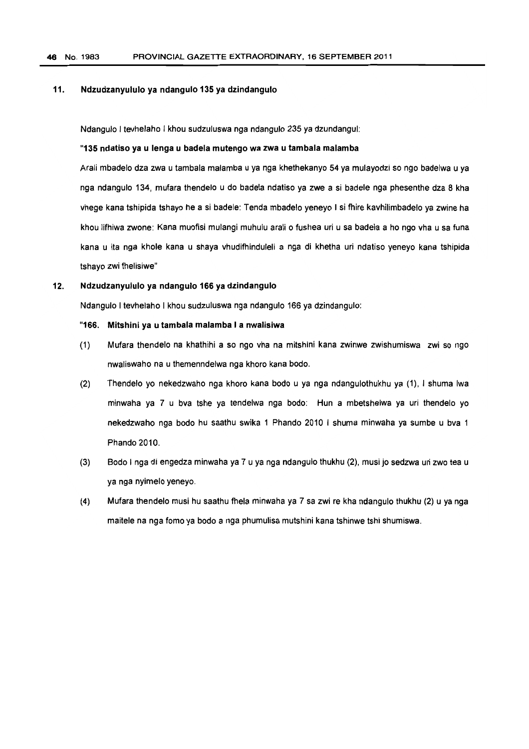## 11. Ndzudzanyululo ya ndangulo 135 ya dzindangulo

Ndangulo I tevhelaho I khou sudzuluswa nga ndangulo 235 ya dzundangul:

**"135 ndatiso ya u lenga u badela mutengo wa zwa u tambala malamba**

Arali mbadelo dza zwa u tambala malamba u ya nga khethekanyo 54 ya mulayodzi so ngo badelwa u ya nga ndangulo 134, mufara thendelo u do badela ndatiso ya zwe a si badele nga phesenthe dza 8 kha vhege kana tshipida tshayo he a si badele: Tenda mbadelo yeneyo I si fhire kavhilimbadelo ya zwine ha khou lifhiwa zwone: Kana muofisi mulangi muhulu arali o fushea uri u sa badela a ho ngo vha u sa funa kana u ita nga khole kana u shaya vhudifhinduleli a nga di khetha uri ndatiso yeneyo kana tshipida tshayo zwi fhelisiwe"

## 12. Ndzudzanyululo ya ndangulo 166 ya dzindangulo

Ndangulo I tevhelaho I khou sudzuluswa nga ndangulo 166 ya dzindangulo:

**"166. Mitshini ya u tambala malamba I a nwalisiwa**

(1) Mufara thendelo na khathihi a so ngo vha na mitshini kana zwinwe zwishumiswa zwi so ngo nwaliswaho na u themenndelwa nga khoro kana bodo.

(2) Thendelo yo nekedzwaho nga khoro kana bodo u ya nga ndangulothukhu ya (1), I shuma lwa minwaha ya 7 u bva tshe ya tendelwa nga bodo: Hun a mbetshelwa ya uri thendelo yo nekedzwaho nga bodo hu saathu swika 1 Phando 2010 I shuma minwaha ya sumbe u bva 1 Phando 2010.

(3) Bodo I nga di engedza minwaha ya 7 u ya nga ndangulo thukhu (2), musi jo sedzwa uri zwo tea u ya nga nyimelo yeneyo.

(4) Mufara thendelo musi hu saathu fhela minwaha ya 7 sa zwi re kha ndangulo thukhu (2) u ya nga maitele na nga fomo ya bodo a nga phumulisa mutshini kana tshinwe tshi shumiswa.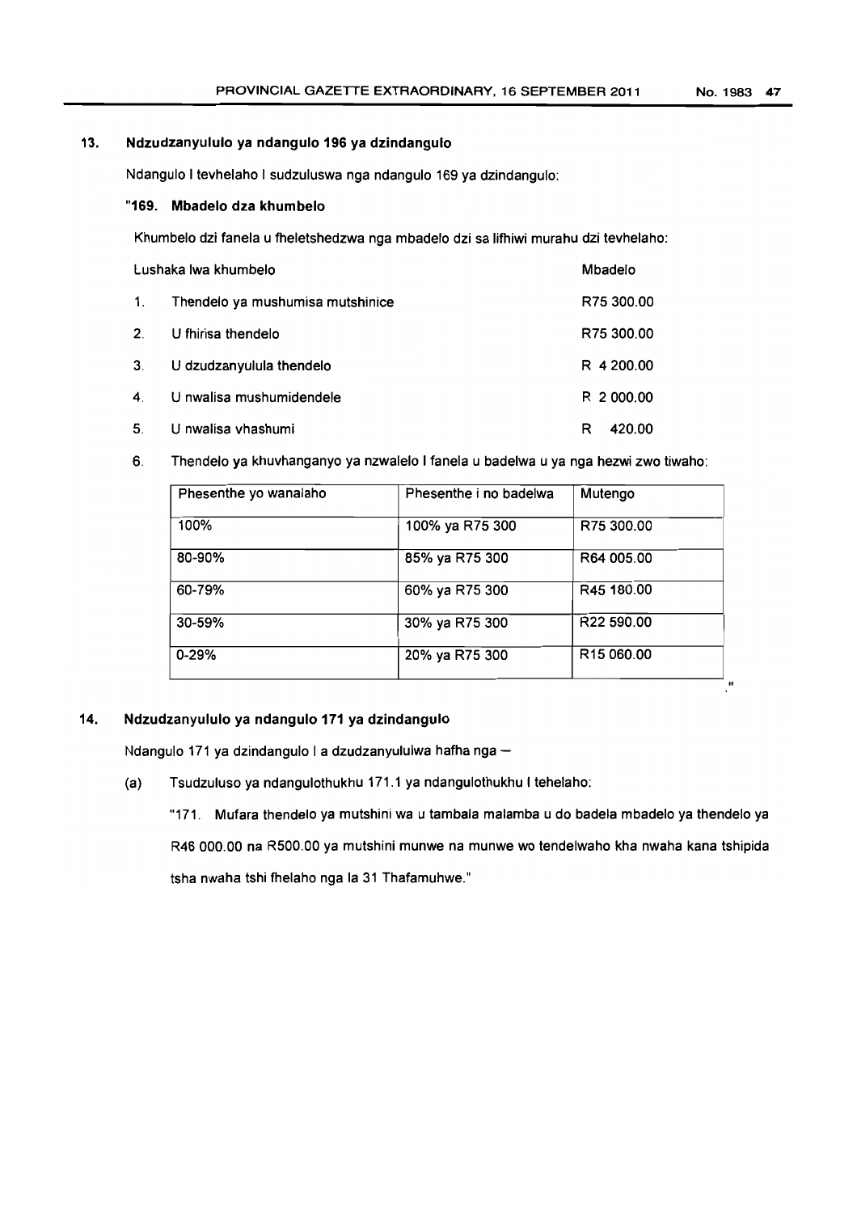## 13. Ndzudzanyululo ya ndangulo 196 ya dzindangulo

Ndangulo I tevhelaho I sudzuluswa nga ndangulo 169 ya dzindangulo:

### "169. Mbadelo dza khumbelo

Khumbelo dzi fanela u fheletshedzwa nga mbadelo dzi sa lifhiwi murahu dzi tevhelaho:

| Lushaka lwa khumbelo | Mbadelo |
|---|---|
| 1. Thendelo ya mushumisa mutshinice | R75 300.00 |
| 2. U fhirisa thendelo | R75 300.00 |
| 3. U dzudzanyulula thendelo | R 4 200.00 |
| 4. U nwalisa mushumidendele | R 2 000.00 |
| 5. U nwalisa vhashumi | R 420.00 |

6. Thendelo ya khuvhanganyo ya nzwalelo I fanela u badelwa u ya nga hezwi zwo tiwaho:

| Phesenthe yo wanalaho | Phesenthe i no badelwa | Mutengo |
|---|---|---|
| 100% | 100% ya R75 300 | R75 300.00 |
| 80-90% | 85% ya R75 300 | R64 005.00 |
| 60-79% | 60% ya R75 300 | R45 180.00 |
| 30-59% | 30% ya R75 300 | R22 590.00 |
| 0-29% | 20% ya R75 300 | R15 060.00 |

."

## 14. Ndzudzanyululo ya ndangulo 171 ya dzindangulo

Ndangulo 171 ya dzindangulo I a dzudzanyululwa hafha nga –

(a) Tsudzuluso ya ndangulothukhu 171.1 ya ndangulothukhu I tehelaho:

"171. Mufara thendelo ya mutshini wa u tambala malamba u do badela mbadelo ya thendelo ya R46 000.00 na R500.00 ya mutshini munwe na munwe wo tendelwaho kha nwaha kana tshipida tsha nwaha tshi fhelaho nga la 31 Thafamuhwe."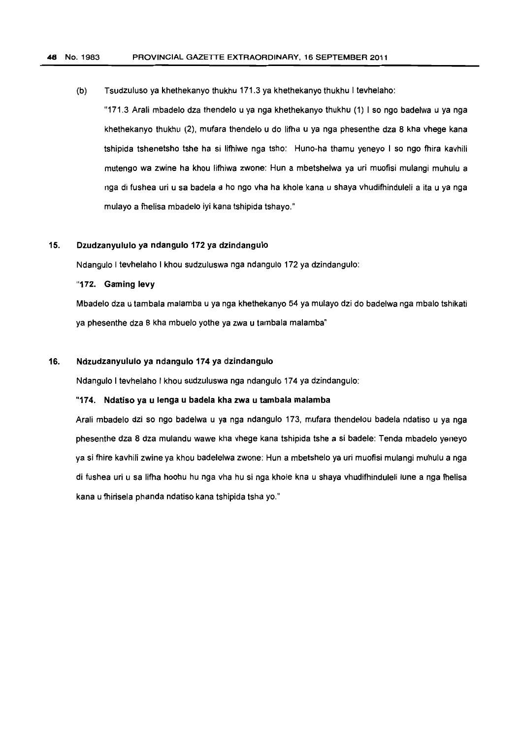(b) Tsudzuluso ya khethekanyo thukhu 171.3 ya khethekanyo thukhu I tevhelaho:

"171.3 Arali mbadelo dza thendelo u ya nga khethekanyo thukhu (1) I so ngo badelwa u ya nga khethekanyo thukhu (2), mufara thendelo u do lifha u ya nga phesenthe dza 8 kha vhege kana tshipida tshenetsho tshe ha si lifhiwe nga tsho: Huno-ha thamu yeneyo I so ngo fhira kavhili mutengo wa zwine ha khou lifhiwa zwone: Hun a mbetshelwa ya uri muofisi mulangi muhulu a nga di fushea uri u sa badela a ho ngo vha ha khole kana u shaya vhudifhinduleli a ita u ya nga mulayo a fhelisa mbadelo iyi kana tshipida tshayo."

## 15. Dzudzanyululo ya ndangulo 172 ya dzindangulo

Ndangulo I tevhelaho I khou sudzuluswa nga ndangulo 172 ya dzindangulo:

**"172. Gaming levy**

Mbadelo dza u tambala malamba u ya nga khethekanyo 54 ya mulayo dzi do badelwa nga mbalo tshikati ya phesenthe dza 8 kha mbuelo yothe ya zwa u tambala malamba"

## 16. Ndzudzanyululo ya ndangulo 174 ya dzindangulo

Ndangulo I tevhelaho I khou sudzuluswa nga ndangulo 174 ya dzindangulo:

**"174. Ndatiso ya u lenga u badela kha zwa u tambala malamba**

Arali mbadelo dzi so ngo badelwa u ya nga ndangulo 173, mufara thendelou badela ndatiso u ya nga phesenthe dza 8 dza mulandu wawe kha vhege kana tshipida tshe a si badele: Tenda mbadelo yeneyo ya si fhire kavhili zwine ya khou badelelwa zwone: Hun a mbetshelo ya uri muofisi mulangi muhulu a nga di fushea uri u sa lifha hoohu hu nga vha hu si nga khole kna u shaya vhudifhinduleli lune a nga fhelisa kana u fhirisela phanda ndatiso kana tshipida tsha yo."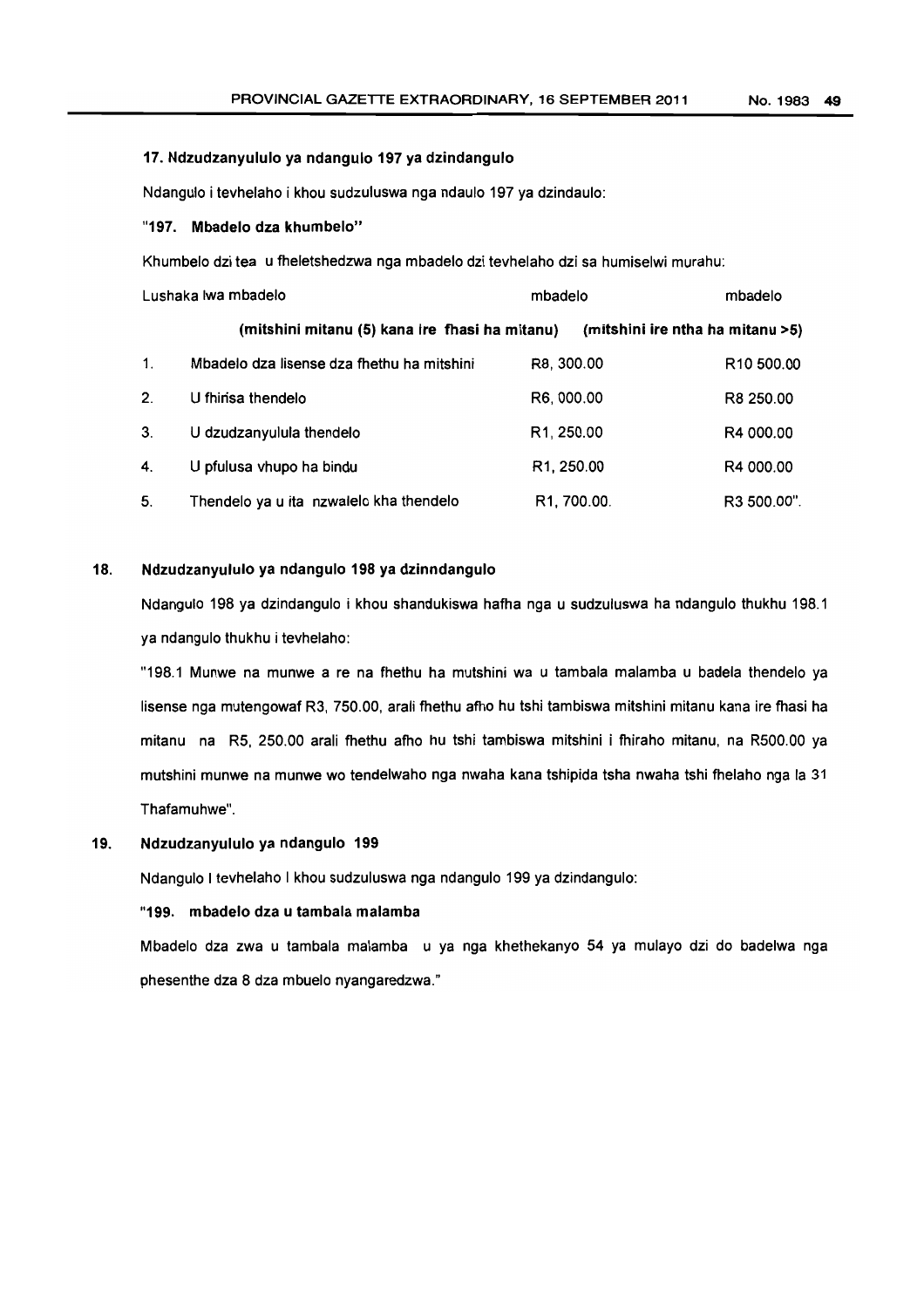**17. Ndzudzanyululo ya ndangulo 197 ya dzindangulo**

Ndangulo i tevhelaho i khou sudzuluswa nga ndaulo 197 ya dzindaulo:

**"197. Mbadelo dza khumbelo"**

Khumbelo dzi tea u fheletshedzwa nga mbadelo dzi tevhelaho dzi sa humiselwi murahu:

| Lushaka lwa mbadelo | | mbadelo | mbadelo |
|---|---|---|---|
| | | **(mitshini mitanu (5) kana ire fhasi ha mitanu)** | **(mitshini ire ntha ha mitanu >5)** |
| 1. | Mbadelo dza lisense dza fhethu ha mitshini | R8, 300.00 | R10 500.00 |
| 2. | U fhirisa thendelo | R6, 000.00 | R8 250.00 |
| 3. | U dzudzanyulula thendelo | R1, 250.00 | R4 000.00 |
| 4. | U pfulusa vhupo ha bindu | R1, 250.00 | R4 000.00 |
| 5. | Thendelo ya u ita nzwalelo kha thendelo | R1, 700.00. | R3 500.00". |

**18. Ndzudzanyululo ya ndangulo 198 ya dzinndangulo**

Ndangulo 198 ya dzindangulo i khou shandukiswa hafha nga u sudzuluswa ha ndangulo thukhu 198.1 ya ndangulo thukhu i tevhelaho:

"198.1 Munwe na munwe a re na fhethu ha mutshini wa u tambala malamba u badela thendelo ya lisense nga mutengowaf R3, 750.00, arali fhethu afho hu tshi tambiswa mitshini mitanu kana ire fhasi ha mitanu na R5, 250.00 arali fhethu afho hu tshi tambiswa mitshini i fhiraho mitanu, na R500.00 ya mutshini munwe na munwe wo tendelwaho nga nwaha kana tshipida tsha nwaha tshi fhelaho nga la 31 Thafamuhwe".

**19. Ndzudzanyululo ya ndangulo 199**

Ndangulo I tevhelaho I khou sudzuluswa nga ndangulo 199 ya dzindangulo:

**"199. mbadelo dza u tambala malamba**

Mbadelo dza zwa u tambala malamba u ya nga khethekanyo 54 ya mulayo dzi do badelwa nga phesenthe dza 8 dza mbuelo nyangaredzwa."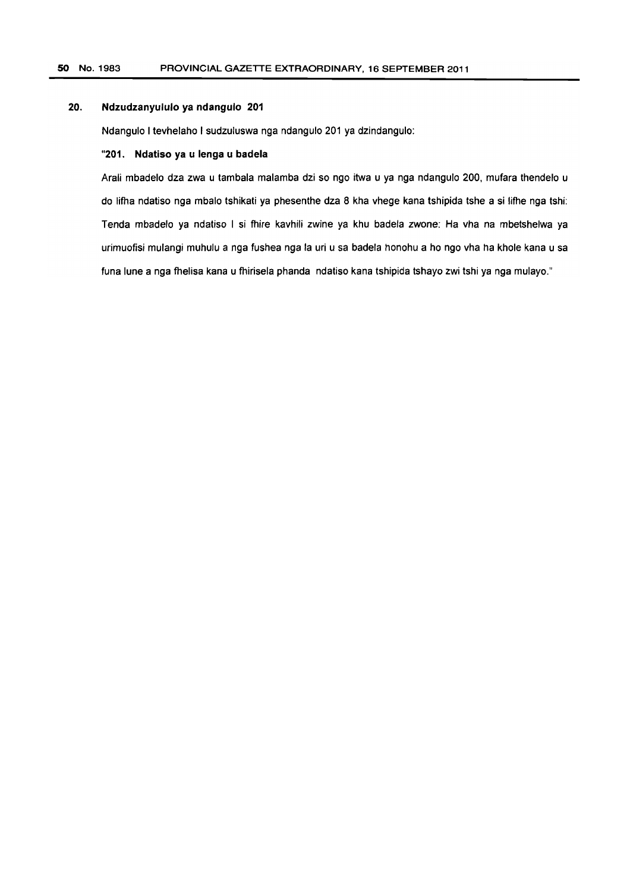## 20. Ndzudzanyululo ya ndangulo 201

Ndangulo I tevhelaho I sudzuluswa nga ndangulo 201 ya dzindangulo:

### "201. Ndatiso ya u lenga u badela

Arali mbadelo dza zwa u tambala malamba dzi so ngo itwa u ya nga ndangulo 200, mufara thendelo u do lifha ndatiso nga mbalo tshikati ya phesenthe dza 8 kha vhege kana tshipida tshe a si lifhe nga tshi: Tenda mbadelo ya ndatiso I si fhire kavhili zwine ya khu badela zwone: Ha vha na mbetshelwa ya urimuofisi mulangi muhulu a nga fushea nga la uri u sa badela honohu a ho ngo vha ha khole kana u sa funa lune a nga fhelisa kana u fhirisela phanda ndatiso kana tshipida tshayo zwi tshi ya nga mulayo."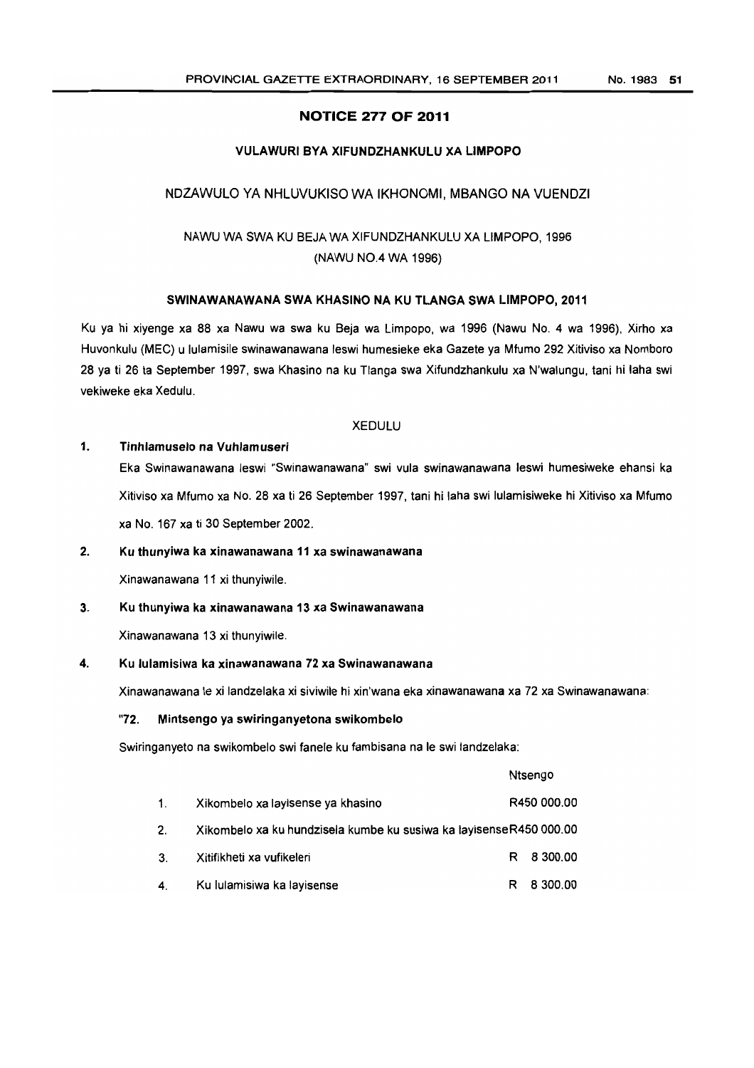## NOTICE 277 OF 2011

### VULAWURI BYA XIFUNDZHANKULU XA LIMPOPO

NDZAWULO YA NHLUVUKISO WA IKHONOMI, MBANGO NA VUENDZI

NAWU WA SWA KU BEJA WA XIFUNDZHANKULU XA LIMPOPO, 1996
(NAWU NO.4 WA 1996)

### SWINAWANAWANA SWA KHASINO NA KU TLANGA SWA LIMPOPO, 2011

Ku ya hi xiyenge xa 88 xa Nawu wa swa ku Beja wa Limpopo, wa 1996 (Nawu No. 4 wa 1996), Xirho xa Huvonkulu (MEC) u lulamisile swinawanawana leswi humesieke eka Gazete ya Mfumo 292 Xitiviso xa Nomboro 28 ya ti 26 ta September 1997, swa Khasino na ku Tlanga swa Xifundzhankulu xa N'walungu, tani hi laha swi vekiweke eka Xedulu.

XEDULU

**1. Tinhlamuselo na Vuhlamuseri**

Eka Swinawanawana leswi "Swinawanawana" swi vula swinawanawana leswi humesiweke ehansi ka Xitiviso xa Mfumo xa No. 28 xa ti 26 September 1997, tani hi laha swi lulamisiweke hi Xitiviso xa Mfumo xa No. 167 xa ti 30 September 2002.

**2. Ku thunyiwa ka xinawanawana 11 xa swinawanawana**

Xinawanawana 11 xi thunyiwile.

**3. Ku thunyiwa ka xinawanawana 13 xa Swinawanawana**

Xinawanawana 13 xi thunyiwile.

**4. Ku lulamisiwa ka xinawanawana 72 xa Swinawanawana**

Xinawanawana le xi landzelaka xi siviwile hi xin'wana eka xinawanawana xa 72 xa Swinawanawana:

**"72. Mintsengo ya swiringanyetona swikombelo**

Swiringanyeto na swikombelo swi fanele ku fambisana na le swi landzelaka:

| | | Ntsengo |
|---|---|---|
| 1. | Xikombelo xa layisense ya khasino | R450 000.00 |
| 2. | Xikombelo xa ku hundzisela kumbe ku susiwa ka layisense | R450 000.00 |
| 3. | Xitifikheti xa vufikeleri | R 8 300.00 |
| 4. | Ku lulamisiwa ka layisense | R 8 300.00 |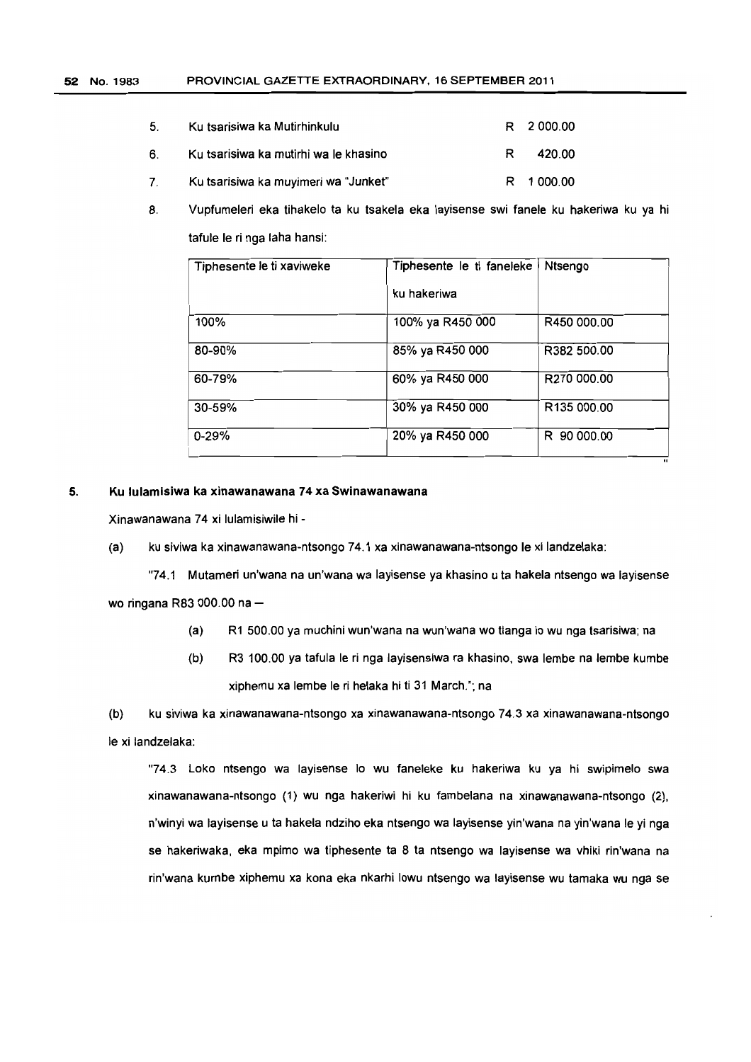5. Ku tsarisiwa ka Mutirhinkulu R 2 000.00

6. Ku tsarisiwa ka mutirhi wa le khasino R 420.00

7. Ku tsarisiwa ka muyimeri wa "Junket" R 1 000.00

8. Vupfumeleri eka tihakelo ta ku tsakela eka layisense swi fanele ku hakeriwa ku ya hi tafule le ri nga laha hansi:

| Tiphesente le ti xaviweke | Tiphesente le ti faneleke ku hakeriwa | Ntsengo |
|---|---|---|
| 100% | 100% ya R450 000 | R450 000.00 |
| 80-90% | 85% ya R450 000 | R382 500.00 |
| 60-79% | 60% ya R450 000 | R270 000.00 |
| 30-59% | 30% ya R450 000 | R135 000.00 |
| 0-29% | 20% ya R450 000 | R 90 000.00 |

"

## 5. Ku lulamisiwa ka xinawanawana 74 xa Swinawanawana

Xinawanawana 74 xi lulamisiwile hi -

(a) ku siviwa ka xinawanawana-ntsongo 74.1 xa xinawanawana-ntsongo le xi landzelaka:

"74.1 Mutameri un'wana na un'wana wa layisense ya khasino u ta hakela ntsengo wa layisense wo ringana R83 000.00 na –

(a) R1 500.00 ya muchini wun'wana na wun'wana wo tlanga lo wu nga tsarisiwa; na

(b) R3 100.00 ya tafula le ri nga layisensiwa ra khasino, swa lembe na lembe kumbe xiphemu xa lembe le ri helaka hi ti 31 March."; na

(b) ku siviwa ka xinawanawana-ntsongo xa xinawanawana-ntsongo 74.3 xa xinawanawana-ntsongo le xi landzelaka:

"74.3 Loko ntsengo wa layisense lo wu faneleke ku hakeriwa ku ya hi swipimelo swa xinawanawana-ntsongo (1) wu nga hakeriwi hi ku fambelana na xinawanawana-ntsongo (2), n'winyi wa layisense u ta hakela ndziho eka ntsengo wa layisense yin'wana na yin'wana le yi nga se hakeriwaka, eka mpimo wa tiphesente ta 8 ta ntsengo wa layisense wa vhiki rin'wana na rin'wana kumbe xiphemu xa kona eka nkarhi lowu ntsengo wa layisense wu tamaka wu nga se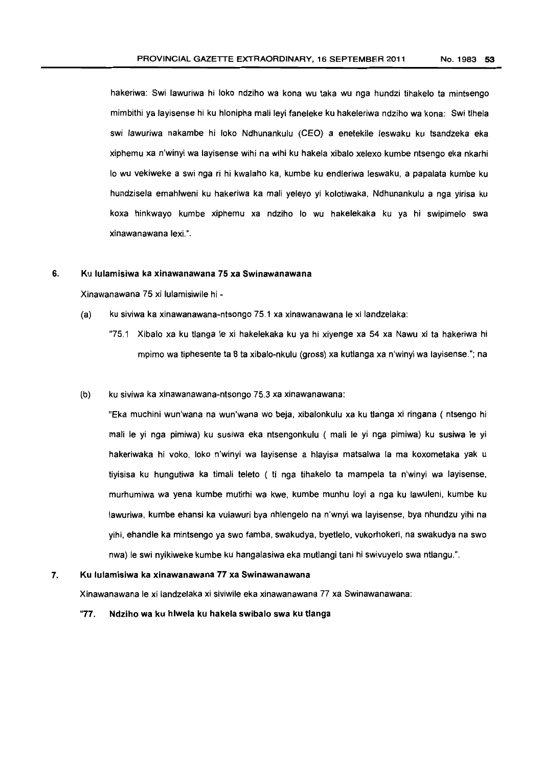hakeriwa: Swi lawuriwa hi loko ndziho wa kona wu taka wu nga hundzi tihakelo ta mintsengo mimbithi ya layisense hi ku hlonipha mali leyi faneleke ku hakeleriwa ndziho wa kona: Swi tlhela swi lawuriwa nakambe hi loko Ndhunankulu (CEO) a enetekile leswaku ku tsandzeka eka xiphemu xa n'winyi wa layisense wihi na wihi ku hakela xibalo xelexo kumbe ntsengo eka nkarhi lo wu vekiweke a swi nga ri hi kwalaho ka, kumbe ku endleriwa leswaku, a papalata kumbe ku hundzisela emahlweni ku hakeriwa ka mali yeleyo yi kolotiwaka, Ndhunankulu a nga yirisa ku koxa hinkwayo kumbe xiphemu xa ndziho lo wu hakelekaka ku ya hi swipimelo swa xinawanawana lexi.".

**6. Ku lulamisiwa ka xinawanawana 75 xa Swinawanawana**

Xinawanawana 75 xi lulamisiwile hi -

(a) ku siviwa ka xinawanawana-ntsongo 75.1 xa xinawanawana le xi landzelaka:

"75.1 Xibalo xa ku tlanga le xi hakelekaka ku ya hi xiyenge xa 54 xa Nawu xi ta hakeriwa hi mpimo wa tiphesente ta 8 ta xibalo-nkulu (gross) xa kutlanga xa n'winyi wa layisense."; na

(b) ku siviwa ka xinawanawana-ntsongo 75.3 xa xinawanawana:

"Eka muchini wun'wana na wun'wana wo beja, xibalonkulu xa ku tlanga xi ringana ( ntsengo hi mali le yi nga pimiwa) ku susiwa eka ntsengonkulu ( mali le yi nga pimiwa) ku susiwa le yi hakeriwaka hi voko, loko n'winyi wa layisense a hlayisa matsalwa la ma koxometaka yak u tiyisisa ku hungutiwa ka timali teleto ( ti nga tihakelo ta mampela ta n'winyi wa layisense, murhumiwa wa yena kumbe mutirhi wa kwe, kumbe munhu loyi a nga ku lawuleni, kumbe ku lawuriwa, kumbe ehansi ka vulawuri bya nhlengelo na n'wnyi wa layisense, bya nhundzu yihi na yihi, ehandle ka mintsengo ya swo famba, swakudya, byetlelo, vukorhokeri, na swakudya na swo nwa) le swi nyikiweke kumbe ku hangalasiwa eka mutlangi tani hi swivuyelo swa ntlangu.".

**7. Ku lulamisiwa ka xinawanawana 77 xa Swinawanawana**

Xinawanawana le xi landzelaka xi siviwile eka xinawanawana 77 xa Swinawanawana:

**"77. Ndziho wa ku hlwela ku hakela swibalo swa ku tlanga**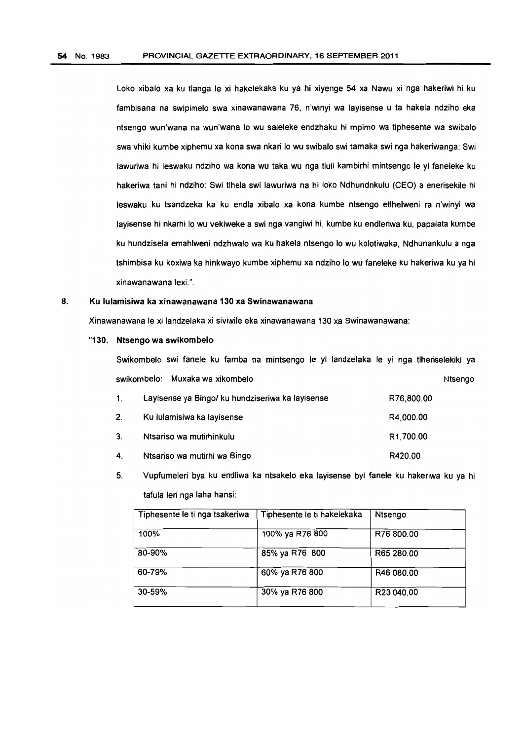Loko xibalo xa ku tlanga le xi hakelekaka ku ya hi xiyenge 54 xa Nawu xi nga hakeriwi hi ku fambisana na swipimelo swa xinawanawana 76, n'winyi wa layisense u ta hakela ndziho eka ntsengo wun'wana na wun'wana lo wu saleleke endzhaku hi mpimo wa tiphesente wa swibalo swa vhiki kumbe xiphemu xa kona swa nkari lo wu swibalo swi tamaka swi nga hakeriwanga: Swi lawuriwa hi leswaku ndziho wa kona wu taka wu nga tluli kambirhi mintsengo le yi faneleke ku hakeriwa tani hi ndziho: Swi tlhela swi lawuriwa na hi loko Ndhundnkulu (CEO) a enerisekile hi leswaku ku tsandzeka ka ku endla xibalo xa kona kumbe ntsengo etlhelweni ra n'winyi wa layisense hi nkarhi lo wu vekiweke a swi nga vangiwi hi, kumbe ku endleriwa ku, papalata kumbe ku hundzisela emahlweni ndzhwalo wa ku hakela ntsengo lo wu kolotiwaka, Ndhunankulu a nga tshimbisa ku koxiwa ka hinkwayo kumbe xiphemu xa ndziho lo wu faneleke ku hakeriwa ku ya hi xinawanawana lexi.".

**8. Ku lulamisiwa ka xinawanawana 130 xa Swinawanawana**

Xinawanawana le xi landzelaka xi siviwile eka xinawanawana 130 xa Swinawanawana:

**"130. Ntsengo wa swikombelo**

Swikombelo swi fanele ku famba na mintsengo le yi landzelaka le yi nga tlheriselekiki ya swikombelo: Muxaka wa xikombelo Ntsengo

| | Muxaka wa xikombelo | Ntsengo |
|---|---|---|
| 1. | Layisense ya Bingo/ ku hundziseriwa ka layisense | R76,800.00 |
| 2. | Ku lulamisiwa ka layisense | R4,000.00 |
| 3. | Ntsariso wa mutirhinkulu | R1,700.00 |
| 4. | Ntsariso wa mutirhi wa Bingo | R420.00 |

5. Vupfumeleri bya ku endliwa ka ntsakelo eka layisense byi fanele ku hakeriwa ku ya hi tafula leri nga laha hansi:

| Tiphesente le ti nga tsakeriwa | Tiphesente le ti hakelekaka | Ntsengo |
|---|---|---|
| 100% | 100% ya R76 800 | R76 800.00 |
| 80-90% | 85% ya R76 800 | R65 280.00 |
| 60-79% | 60% ya R76 800 | R46 080.00 |
| 30-59% | 30% ya R76 800 | R23 040.00 |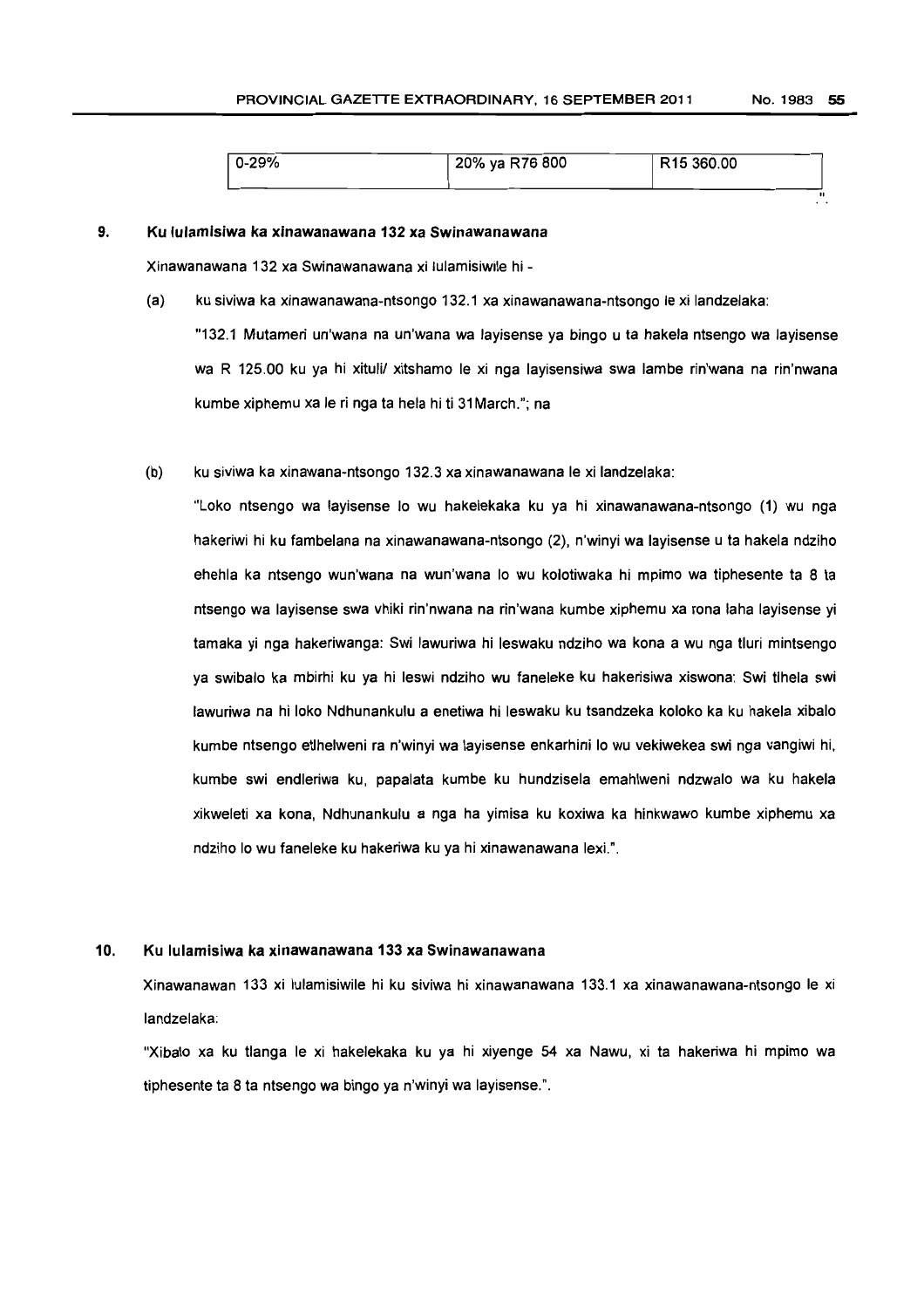| 0-29% | 20% ya R76 800 | R15 360.00 |
|---|---|---|

".

**9. Ku lulamisiwa ka xinawanawana 132 xa Swinawanawana**

Xinawanawana 132 xa Swinawanawana xi lulamisiwile hi -

(a) ku siviwa ka xinawanawana-ntsongo 132.1 xa xinawanawana-ntsongo le xi landzelaka:

"132.1 Mutameri un'wana na un'wana wa layisense ya bingo u ta hakela ntsengo wa layisense wa R 125.00 ku ya hi xituli/ xitshamo le xi nga layisensiwa swa lambe rin'wana na rin'nwana kumbe xiphemu xa le ri nga ta hela hi ti 31March."; na

(b) ku siviwa ka xinawana-ntsongo 132.3 xa xinawanawana le xi landzelaka:

"Loko ntsengo wa layisense lo wu hakelekaka ku ya hi xinawanawana-ntsongo (1) wu nga hakeriwi hi ku fambelana na xinawanawana-ntsongo (2), n'winyi wa layisense u ta hakela ndziho ehehla ka ntsengo wun'wana na wun'wana lo wu kolotiwaka hi mpimo wa tiphesente ta 8 ta ntsengo wa layisense swa vhiki rin'nwana na rin'wana kumbe xiphemu xa rona laha layisense yi tamaka yi nga hakeriwanga: Swi lawuriwa hi leswaku ndziho wa kona a wu nga tluri mintsengo ya swibalo ka mbirhi ku ya hi leswi ndziho wu faneleke ku hakerisiwa xiswona: Swi tlhela swi lawuriwa na hi loko Ndhunankulu a enetiwa hi leswaku ku tsandzeka koloko ka ku hakela xibalo kumbe ntsengo etlhelweni ra n'winyi wa layisense enkarhini lo wu vekiwekea swi nga vangiwi hi, kumbe swi endleriwa ku, papalata kumbe ku hundzisela emahlweni ndzwalo wa ku hakela xikweleti xa kona, Ndhunankulu a nga ha yimisa ku koxiwa ka hinkwawo kumbe xiphemu xa ndziho lo wu faneleke ku hakeriwa ku ya hi xinawanawana lexi.".

**10. Ku lulamisiwa ka xinawanawana 133 xa Swinawanawana**

Xinawanawan 133 xi lulamisiwile hi ku siviwa hi xinawanawana 133.1 xa xinawanawana-ntsongo le xi landzelaka:

"Xibalo xa ku tlanga le xi hakelekaka ku ya hi xiyenge 54 xa Nawu, xi ta hakeriwa hi mpimo wa tiphesente ta 8 ta ntsengo wa bingo ya n'winyi wa layisense.".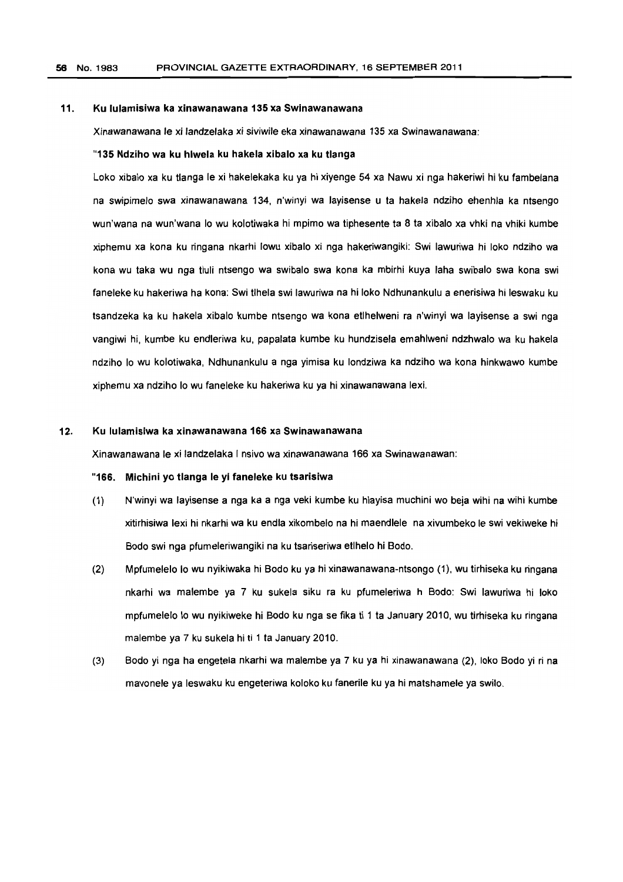## 11. Ku lulamisiwa ka xinawanawana 135 xa Swinawanawana

Xinawanawana le xi landzelaka xi siviwile eka xinawanawana 135 xa Swinawanawana:

**"135 Ndziho wa ku hlwela ku hakela xibalo xa ku tlanga**

Loko xibalo xa ku tlanga le xi hakelekaka ku ya hi xiyenge 54 xa Nawu xi nga hakeriwi hi ku fambelana na swipimelo swa xinawanawana 134, n'winyi wa layisense u ta hakela ndziho ehenhla ka ntsengo wun'wana na wun'wana lo wu kolotiwaka hi mpimo wa tiphesente ta 8 ta xibalo xa vhki na vhiki kumbe xiphemu xa kona ku ringana nkarhi lowu xibalo xi nga hakeriwangiki: Swi lawuriwa hi loko ndziho wa kona wu taka wu nga tluli ntsengo wa swibalo swa kona ka mbirhi kuya laha swibalo swa kona swi faneleke ku hakeriwa ha kona: Swi tlhela swi lawuriwa na hi loko Ndhunankulu a enerisiwa hi leswaku ku tsandzeka ka ku hakela xibalo kumbe ntsengo wa kona etlhelweni ra n'winyi wa layisense a swi nga vangiwi hi, kumbe ku endleriwa ku, papalata kumbe ku hundzisela emahlweni ndzhwalo wa ku hakela ndziho lo wu kolotiwaka, Ndhunankulu a nga yimisa ku londziwa ka ndziho wa kona hinkwawo kumbe xiphemu xa ndziho lo wu faneleke ku hakeriwa ku ya hi xinawanawana lexi.

## 12. Ku lulamisiwa ka xinawanawana 166 xa Swinawanawana

Xinawanawana le xi landzelaka l nsivo wa xinawanawana 166 xa Swinawanawan:

**"166. Michini yo tlanga le yi faneleke ku tsarisiwa**

(1) N'winyi wa layisense a nga ka a nga veki kumbe ku hlayisa muchini wo beja wihi na wihi kumbe xitirhisiwa lexi hi nkarhi wa ku endla xikombelo na hi maendlele na xivumbeko le swi vekiweke hi Bodo swi nga pfumeleriwangiki na ku tsariseriwa etlhelo hi Bodo.

(2) Mpfumelelo lo wu nyikiwaka hi Bodo ku ya hi xinawanawana-ntsongo (1), wu tirhiseka ku ringana nkarhi wa malembe ya 7 ku sukela siku ra ku pfumeleriwa h Bodo: Swi lawuriwa hi loko mpfumelelo lo wu nyikiweke hi Bodo ku nga se fika ti 1 ta January 2010, wu tirhiseka ku ringana malembe ya 7 ku sukela hi ti 1 ta January 2010.

(3) Bodo yi nga ha engetela nkarhi wa malembe ya 7 ku ya hi xinawanawana (2), loko Bodo yi ri na mavonele ya leswaku ku engeteriwa koloko ku fanerile ku ya hi matshamele ya swilo.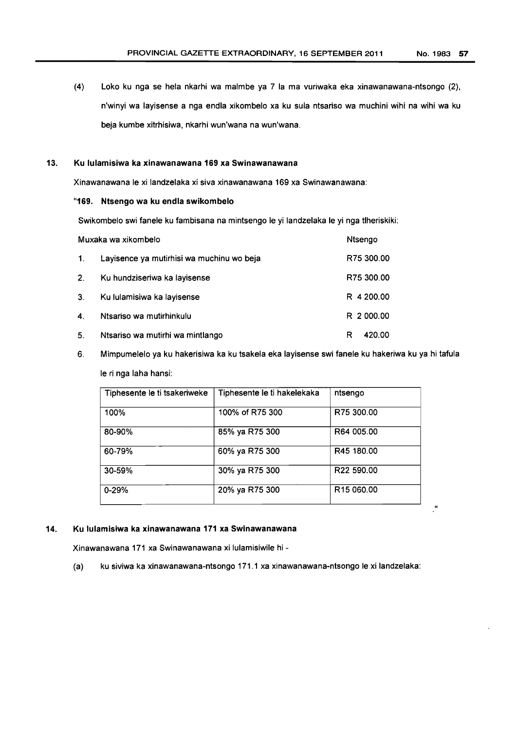(4) Loko ku nga se hela nkarhi wa malmbe ya 7 la ma vuriwaka eka xinawanawana-ntsongo (2), n'winyi wa layisense a nga endla xikombelo xa ku sula ntsariso wa muchini wihi na wihi wa ku beja kumbe xitrhisiwa, nkarhi wun'wana na wun'wana.

**13. Ku lulamisiwa ka xinawanawana 169 xa Swinawanawana**

Xinawanawana le xi landzelaka xi siva xinawanawana 169 xa Swinawanawana:

**"169. Ntsengo wa ku endla swikombelo**

Swikombelo swi fanele ku fambisana na mintsengo le yi landzelaka le yi nga tlheriskiki:

| Muxaka wa xikombelo | Ntsengo |
|---|---|
| 1. Layisence ya mutirhisi wa muchinu wo beja | R75 300.00 |
| 2. Ku hundziseriwa ka layisense | R75 300.00 |
| 3. Ku lulamisiwa ka layisense | R 4 200.00 |
| 4. Ntsariso wa mutirhinkulu | R 2 000.00 |
| 5. Ntsariso wa mutirhi wa mintlango | R 420.00 |

6. Mimpumelelo ya ku hakerisiwa ka ku tsakela eka layisense swi fanele ku hakeriwa ku ya hi tafula le ri nga laha hansi:

| Tiphesente le ti tsakeriweke | Tiphesente le ti hakelekaka | ntsengo |
|---|---|---|
| 100% | 100% of R75 300 | R75 300.00 |
| 80-90% | 85% ya R75 300 | R64 005.00 |
| 60-79% | 60% ya R75 300 | R45 180.00 |
| 30-59% | 30% ya R75 300 | R22 590.00 |
| 0-29% | 20% ya R75 300 | R15 060.00 |

."

**14. Ku lulamisiwa ka xinawanawana 171 xa Swinawanawana**

Xinawanawana 171 xa Swinawanawana xi lulamisiwile hi -

(a) ku siviwa ka xinawanawana-ntsongo 171.1 xa xinawanawana-ntsongo le xi landzelaka: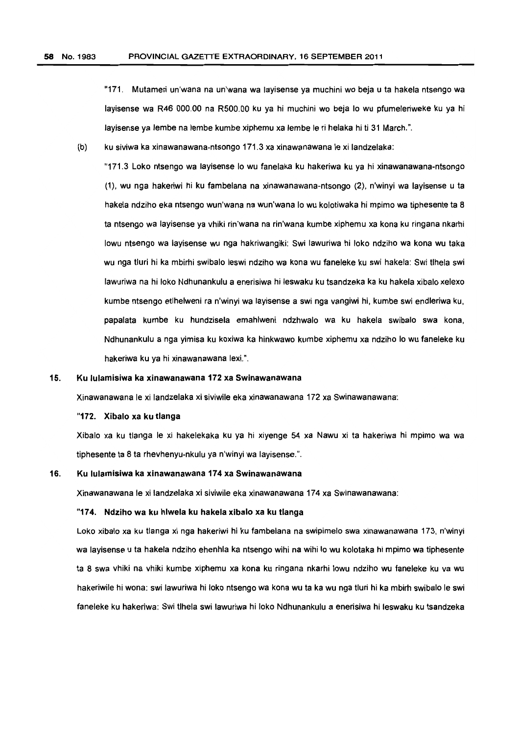"171. Mutameri un'wana na un'wana wa layisense ya muchini wo beja u ta hakela ntsengo wa layisense wa R46 000.00 na R500.00 ku ya hi muchini wo beja lo wu pfumeleriweke ku ya hi layisense ya lembe na lembe kumbe xiphemu xa lembe le ri helaka hi ti 31 March.".

(b) ku siviwa ka xinawanawana-ntsongo 171.3 xa xinawanawana le xi landzelaka:

"171.3 Loko ntsengo wa layisense lo wu fanelaka ku hakeriwa ku ya hi xinawanawana-ntsongo (1), wu nga hakeriwi hi ku fambelana na xinawanawana-ntsongo (2), n'winyi wa layisense u ta hakela ndziho eka ntsengo wun'wana na wun'wana lo wu kolotiwaka hi mpimo wa tiphesente ta 8 ta ntsengo wa layisense ya vhiki rin'wana na rin'wana kumbe xiphemu xa kona ku ringana nkarhi lowu ntsengo wa layisense wu nga hakriwangiki: Swi lawuriwa hi loko ndziho wa kona wu taka wu nga tluri hi ka mbirhi swibalo leswi ndziho wa kona wu faneleke ku swi hakela: Swi tlhela swi lawuriwa na hi loko Ndhunankulu a enerisiwa hi leswaku ku tsandzeka ka ku hakela xibalo xelexo kumbe ntsengo etlhelweni ra n'winyi wa layisense a swi nga vangiwi hi, kumbe swi endleriwa ku, papalata kumbe ku hundzisela emahlweni ndzhwalo wa ku hakela swibalo swa kona, Ndhunankulu a nga yimisa ku koxiwa ka hinkwawo kumbe xiphemu xa ndziho lo wu faneleke ku hakeriwa ku ya hi xinawanawana lexi.".

## 15. Ku lulamisiwa ka xinawanawana 172 xa Swinawanawana

Xinawanawana le xi landzelaka xi siviwile eka xinawanawana 172 xa Swinawanawana:

**"172. Xibalo xa ku tlanga**

Xibalo xa ku tlanga le xi hakelekaka ku ya hi xiyenge 54 xa Nawu xi ta hakeriwa hi mpimo wa wa tiphesente ta 8 ta rhevhenyu-nkulu ya n'winyi wa layisense.".

## 16. Ku lulamisiwa ka xinawanawana 174 xa Swinawanawana

Xinawanawana le xi landzelaka xi siviwile eka xinawanawana 174 xa Swinawanawana:

**"174. Ndziho wa ku hlwela ku hakela xibalo xa ku tlanga**

Loko xibalo xa ku tlanga xi nga hakeriwi hi ku fambelana na swipimelo swa xinawanawana 173, n'winyi wa layisense u ta hakela ndziho ehenhla ka ntsengo wihi na wihi lo wu kolotaka hi mpimo wa tiphesente ta 8 swa vhiki na vhiki kumbe xiphemu xa kona ku ringana nkarhi lowu ndziho wu faneleke ku va wu hakeriwile hi wona: swi lawuriwa hi loko ntsengo wa kona wu ta ka wu nga tluri hi ka mbirh swibalo le swi faneleke ku hakeriwa: Swi tlhela swi lawuriwa hi loko Ndhunankulu a enerisiwa hi leswaku ku tsandzeka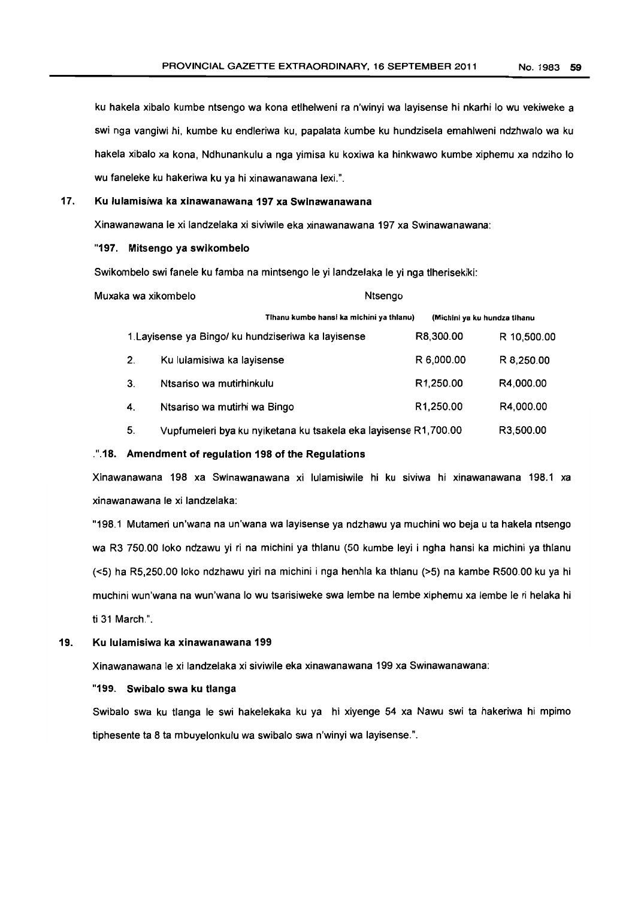ku hakela xibalo kumbe ntsengo wa kona etlhelweni ra n'winyi wa layisense hi nkarhi lo wu vekiweke a swi nga vangiwi hi, kumbe ku endleriwa ku, papalata kumbe ku hundzisela emahlweni ndzhwalo wa ku hakela xibalo xa kona, Ndhunankulu a nga yimisa ku koxiwa ka hinkwawo kumbe xiphemu xa ndziho lo wu faneleke ku hakeriwa ku ya hi xinawanawana lexi.".

**17. Ku lulamisiwa ka xinawanawana 197 xa Swinawanawana**

Xinawanawana le xi landzelaka xi siviwile eka xinawanawana 197 xa Swinawanawana:

**"197. Mitsengo ya swikombelo**

Swikombelo swi fanele ku famba na mintsengo le yi landzelaka le yi nga tlherisekiki:

| Muxaka wa xikombelo | Ntsengo | |
|---|---|---|
| | Tlhanu kumbe hansi ka michini ya thlanu) | (Michini ya ku hundza tlhanu |
| 1. Layisense ya Bingo/ ku hundziseriwa ka layisense | R8,300.00 | R 10,500.00 |
| 2. Ku lulamisiwa ka layisense | R 6,000.00 | R 8,250.00 |
| 3. Ntsariso wa mutirhinkulu | R1,250.00 | R4,000.00 |
| 4. Ntsariso wa mutirhi wa Bingo | R1,250.00 | R4,000.00 |
| 5. Vupfumeleri bya ku nyiketana ku tsakela eka layisense | R1,700.00 | R3,500.00 |

.".**18. Amendment of regulation 198 of the Regulations**

Xinawanawana 198 xa Swinawanawana xi lulamisiwile hi ku siviwa hi xinawanawana 198.1 xa xinawanawana le xi landzelaka:

"198.1 Mutameri un'wana na un'wana wa layisense ya ndzhawu ya muchini wo beja u ta hakela ntsengo wa R3 750.00 loko ndzawu yi ri na michini ya thlanu (50 kumbe leyi i ngha hansi ka michini ya thlanu (<5) ha R5,250.00 loko ndzhawu yiri na michini i nga henhla ka thlanu (>5) na kambe R500.00 ku ya hi muchini wun'wana na wun'wana lo wu tsarisiweke swa lembe na lembe xiphemu xa lembe le ri helaka hi ti 31 March.".

**19. Ku lulamisiwa ka xinawanawana 199**

Xinawanawana le xi landzelaka xi siviwile eka xinawanawana 199 xa Swinawanawana:

**"199. Swibalo swa ku tlanga**

Swibalo swa ku tlanga le swi hakelekaka ku ya hi xiyenge 54 xa Nawu swi ta hakeriwa hi mpimo tiphesente ta 8 ta mbuyelonkulu wa swibalo swa n'winyi wa layisense.".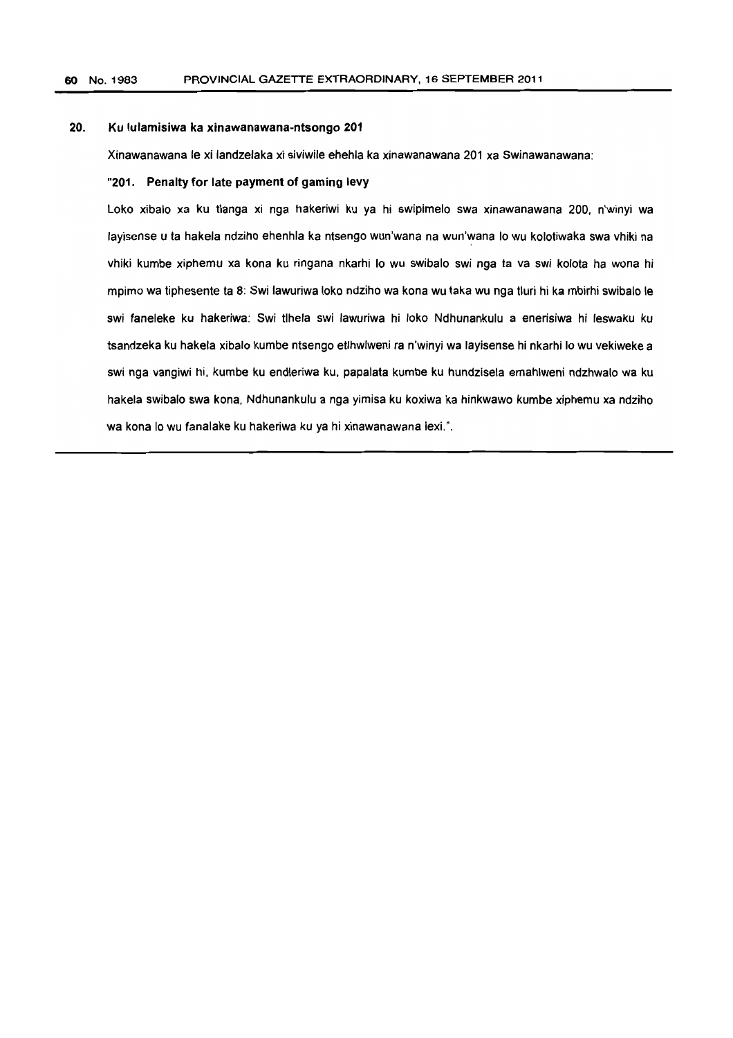## 20. Ku lulamisiwa ka xinawanawana-ntsongo 201

Xinawanawana le xi landzelaka xi siviwile ehehla ka xinawanawana 201 xa Swinawanawana:

**"201. Penalty for late payment of gaming levy**

Loko xibalo xa ku tlanga xi nga hakeriwi ku ya hi swipimelo swa xinawanawana 200, n'winyi wa layisense u ta hakela ndziho ehenhla ka ntsengo wun'wana na wun'wana lo wu kolotiwaka swa vhiki na vhiki kumbe xiphemu xa kona ku ringana nkarhi lo wu swibalo swi nga ta va swi kolota ha wona hi mpimo wa tiphesente ta 8: Swi lawuriwa loko ndziho wa kona wu taka wu nga tluri hi ka mbirhi swibalo le swi faneleke ku hakeriwa: Swi tlhela swi lawuriwa hi loko Ndhunankulu a enerisiwa hi leswaku ku tsandzeka ku hakela xibalo kumbe ntsengo etlhwlweni ra n'winyi wa layisense hi nkarhi lo wu vekiweke a swi nga vangiwi hi, kumbe ku endleriwa ku, papalata kumbe ku hundzisela emahlweni ndzhwalo wa ku hakela swibalo swa kona, Ndhunankulu a nga yimisa ku koxiwa ka hinkwawo kumbe xiphemu xa ndziho wa kona lo wu fanalake ku hakeriwa ku ya hi xinawanawana lexi.".